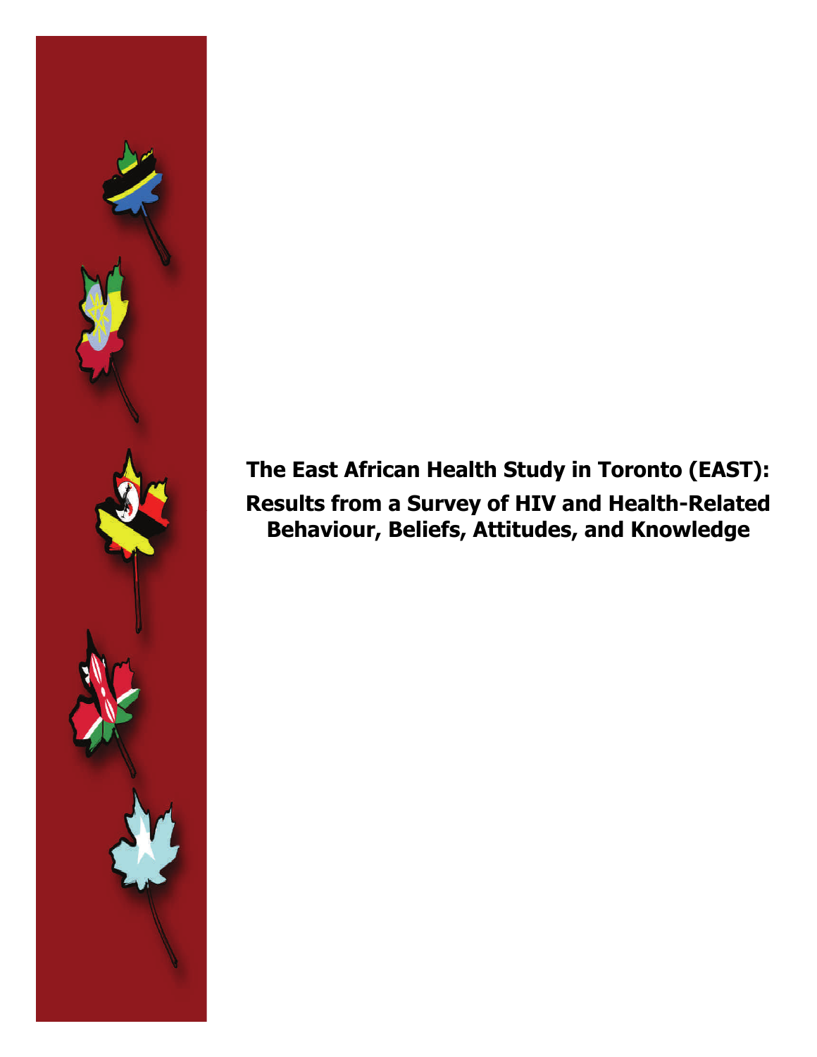# The East African Health Study in Toronto (EAST): Results from a Survey of HIV and Health-Related Behaviour, Beliefs, Attitudes, and Knowledge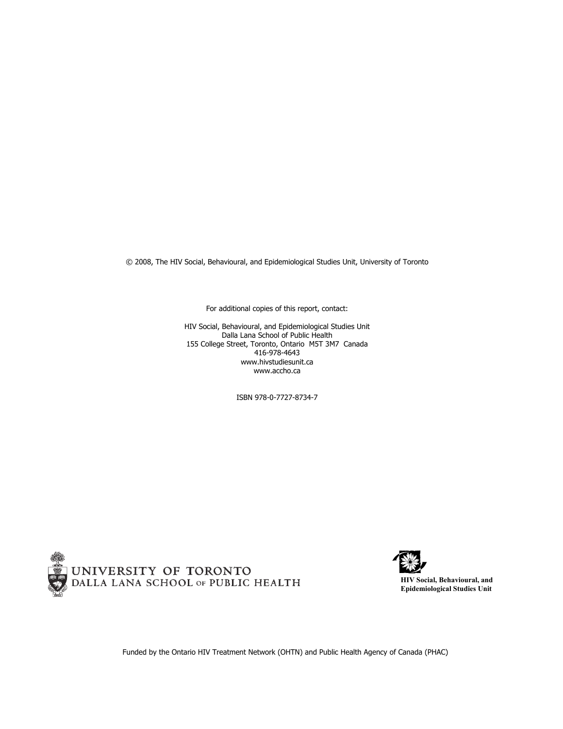© 2008, The HIV Social, Behavioural, and Epidemiological Studies Unit, University of Toronto

For additional copies of this report, contact:

HIV Social, Behavioural, and Epidemiological Studies Unit
Dalla Lana School of Public Health
155 College Street, Toronto, Ontario M5T 3M7 Canada
416-978-4643
www.hivstudiesunit.ca
www.accho.ca

ISBN 978-0-7727-8734-7

UNIVERSITY OF TORONTO
DALLA LANA SCHOOL OF PUBLIC HEALTH

**HIV Social, Behavioural, and Epidemiological Studies Unit**

Funded by the Ontario HIV Treatment Network (OHTN) and Public Health Agency of Canada (PHAC)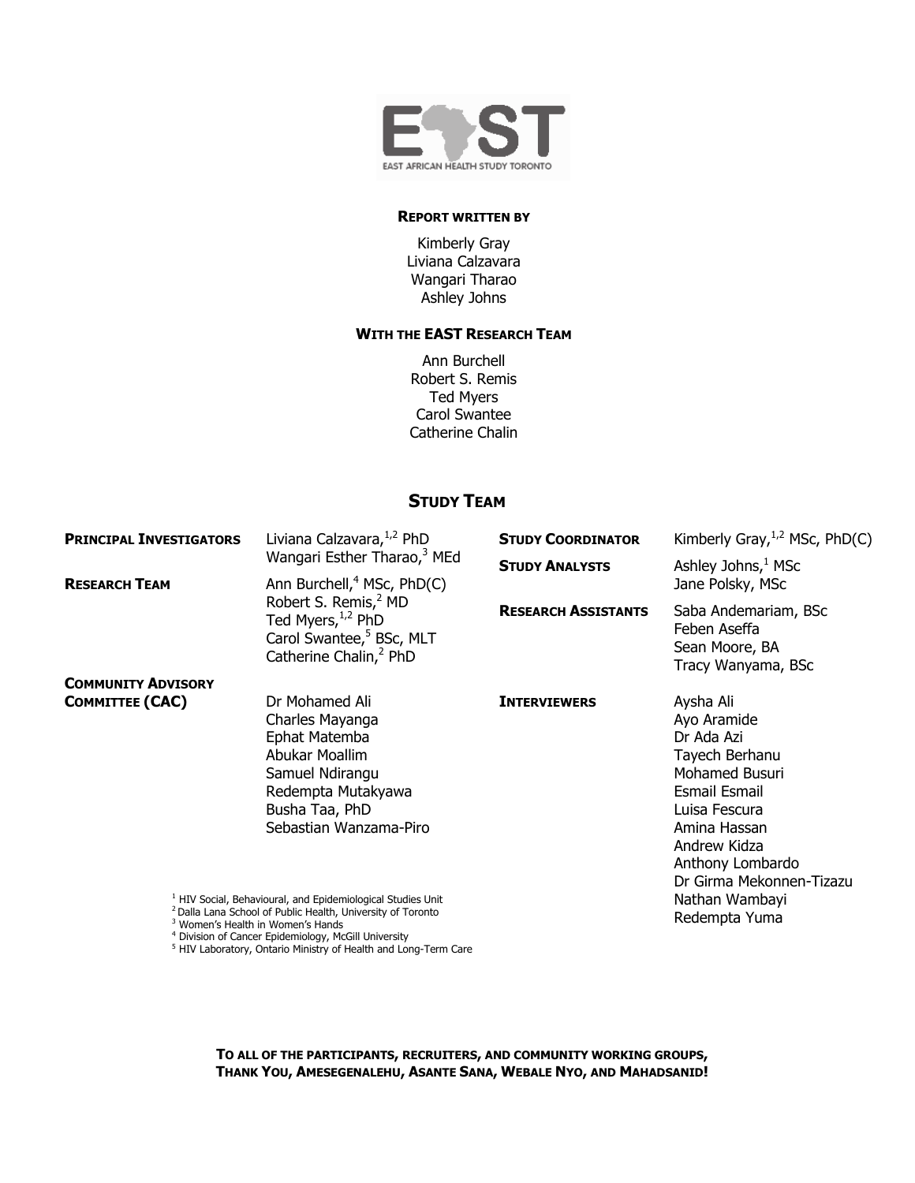EAST

EAST AFRICAN HEALTH STUDY TORONTO

**REPORT WRITTEN BY**

Kimberly Gray
Liviana Calzavara
Wangari Tharao
Ashley Johns

**WITH THE EAST RESEARCH TEAM**

Ann Burchell
Robert S. Remis
Ted Myers
Carol Swantee
Catherine Chalin

## STUDY TEAM

**PRINCIPAL INVESTIGATORS**
Liviana Calzavara,[1,2] PhD
Wangari Esther Tharao,[3] MEd

**RESEARCH TEAM**
Ann Burchell,[4] MSc, PhD(C)
Robert S. Remis,[2] MD
Ted Myers,[1,2] PhD
Carol Swantee,[5] BSc, MLT
Catherine Chalin,[2] PhD

**COMMUNITY ADVISORY COMMITTEE (CAC)**
Dr Mohamed Ali
Charles Mayanga
Ephat Matemba
Abukar Moallim
Samuel Ndirangu
Redempta Mutakyawa
Busha Taa, PhD
Sebastian Wanzama-Piro

**STUDY COORDINATOR**
Kimberly Gray,[1,2] MSc, PhD(C)

**STUDY ANALYSTS**
Ashley Johns,[1] MSc
Jane Polsky, MSc

**RESEARCH ASSISTANTS**
Saba Andemariam, BSc
Feben Aseffa
Sean Moore, BA
Tracy Wanyama, BSc

**INTERVIEWERS**
Aysha Ali
Ayo Aramide
Dr Ada Azi
Tayech Berhanu
Mohamed Busuri
Esmail Esmail
Luisa Fescura
Amina Hassan
Andrew Kidza
Anthony Lombardo
Dr Girma Mekonnen-Tizazu
Nathan Wambayi
Redempta Yuma

[1] HIV Social, Behavioural, and Epidemiological Studies Unit
[2] Dalla Lana School of Public Health, University of Toronto
[3] Women's Health in Women's Hands
[4] Division of Cancer Epidemiology, McGill University
[5] HIV Laboratory, Ontario Ministry of Health and Long-Term Care

**TO ALL OF THE PARTICIPANTS, RECRUITERS, AND COMMUNITY WORKING GROUPS, THANK YOU, AMESEGENALEHU, ASANTE SANA, WEBALE NYO, AND MAHADSANID!**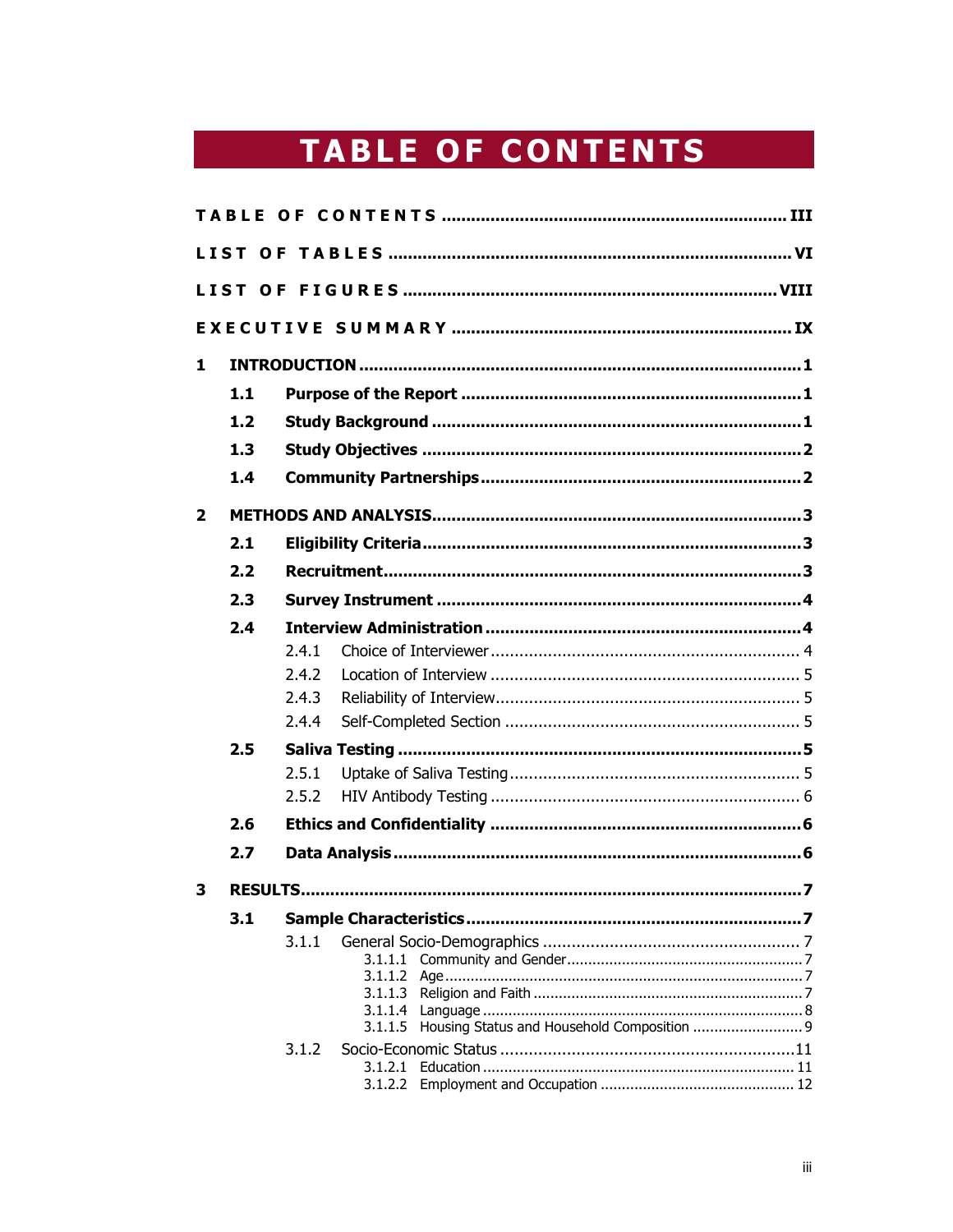# TABLE OF CONTENTS

**TABLE OF CONTENTS** ..... III

**LIST OF TABLES** ..... VI

**LIST OF FIGURES** ..... VIII

**EXECUTIVE SUMMARY** ..... IX

**1 INTRODUCTION** ..... 1

- **1.1 Purpose of the Report** ..... 1
- **1.2 Study Background** ..... 1
- **1.3 Study Objectives** ..... 2
- **1.4 Community Partnerships** ..... 2

**2 METHODS AND ANALYSIS** ..... 3

- **2.1 Eligibility Criteria** ..... 3
- **2.2 Recruitment** ..... 3
- **2.3 Survey Instrument** ..... 4
- **2.4 Interview Administration** ..... 4
  - 2.4.1 Choice of Interviewer ..... 4
  - 2.4.2 Location of Interview ..... 5
  - 2.4.3 Reliability of Interview ..... 5
  - 2.4.4 Self-Completed Section ..... 5
- **2.5 Saliva Testing** ..... 5
  - 2.5.1 Uptake of Saliva Testing ..... 5
  - 2.5.2 HIV Antibody Testing ..... 6
- **2.6 Ethics and Confidentiality** ..... 6
- **2.7 Data Analysis** ..... 6

**3 RESULTS** ..... 7

- **3.1 Sample Characteristics** ..... 7
  - 3.1.1 General Socio-Demographics ..... 7
    - 3.1.1.1 Community and Gender ..... 7
    - 3.1.1.2 Age ..... 7
    - 3.1.1.3 Religion and Faith ..... 7
    - 3.1.1.4 Language ..... 8
    - 3.1.1.5 Housing Status and Household Composition ..... 9
  - 3.1.2 Socio-Economic Status ..... 11
    - 3.1.2.1 Education ..... 11
    - 3.1.2.2 Employment and Occupation ..... 12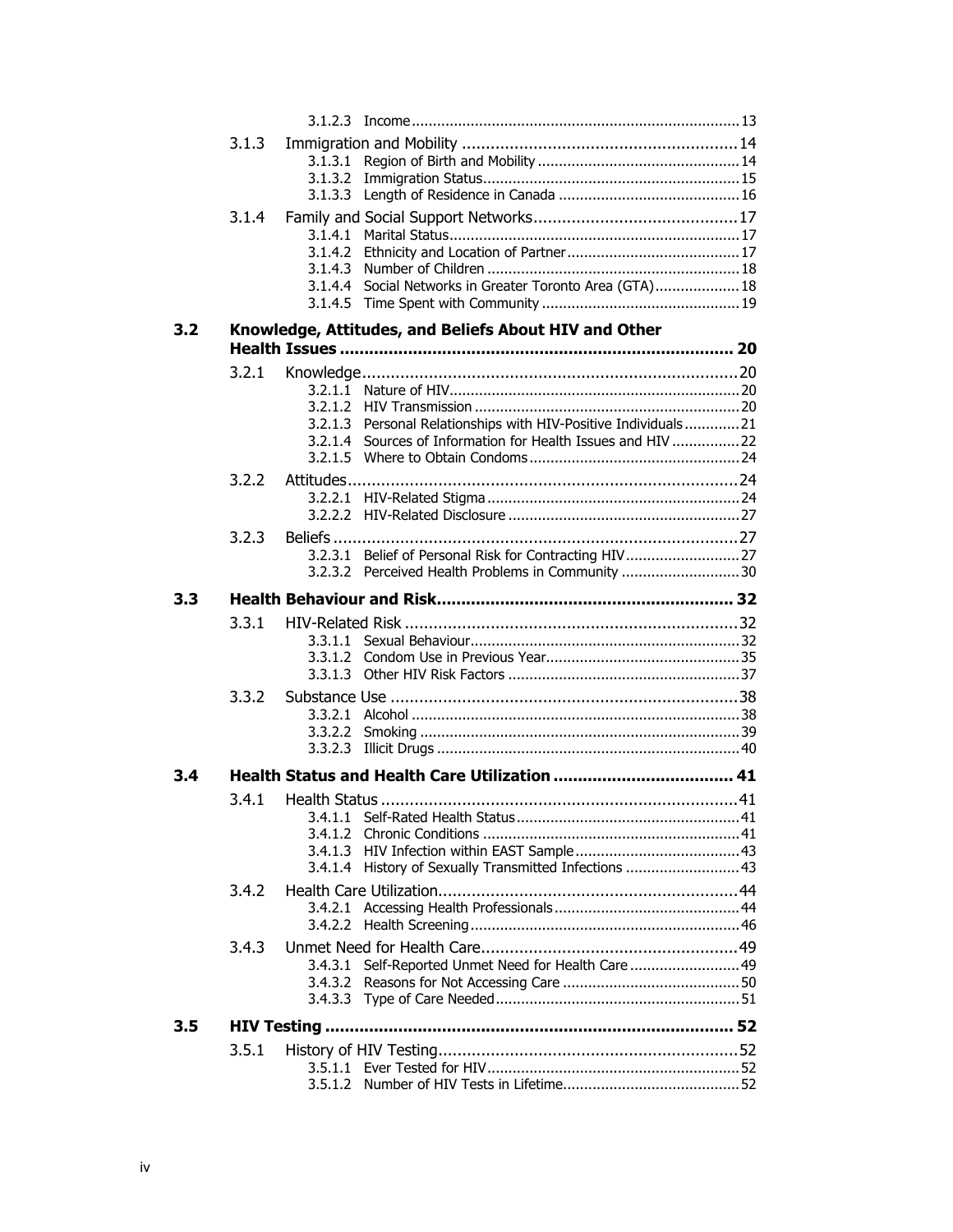- 3.1.2.3 Income ..... 13
- 3.1.3 Immigration and Mobility ..... 14
  - 3.1.3.1 Region of Birth and Mobility ..... 14
  - 3.1.3.2 Immigration Status ..... 15
  - 3.1.3.3 Length of Residence in Canada ..... 16
- 3.1.4 Family and Social Support Networks ..... 17
  - 3.1.4.1 Marital Status ..... 17
  - 3.1.4.2 Ethnicity and Location of Partner ..... 17
  - 3.1.4.3 Number of Children ..... 18
  - 3.1.4.4 Social Networks in Greater Toronto Area (GTA) ..... 18
  - 3.1.4.5 Time Spent with Community ..... 19

**3.2 Knowledge, Attitudes, and Beliefs About HIV and Other Health Issues ..... 20**

- 3.2.1 Knowledge ..... 20
  - 3.2.1.1 Nature of HIV ..... 20
  - 3.2.1.2 HIV Transmission ..... 20
  - 3.2.1.3 Personal Relationships with HIV-Positive Individuals ..... 21
  - 3.2.1.4 Sources of Information for Health Issues and HIV ..... 22
  - 3.2.1.5 Where to Obtain Condoms ..... 24
- 3.2.2 Attitudes ..... 24
  - 3.2.2.1 HIV-Related Stigma ..... 24
  - 3.2.2.2 HIV-Related Disclosure ..... 27
- 3.2.3 Beliefs ..... 27
  - 3.2.3.1 Belief of Personal Risk for Contracting HIV ..... 27
  - 3.2.3.2 Perceived Health Problems in Community ..... 30

**3.3 Health Behaviour and Risk ..... 32**

- 3.3.1 HIV-Related Risk ..... 32
  - 3.3.1.1 Sexual Behaviour ..... 32
  - 3.3.1.2 Condom Use in Previous Year ..... 35
  - 3.3.1.3 Other HIV Risk Factors ..... 37
- 3.3.2 Substance Use ..... 38
  - 3.3.2.1 Alcohol ..... 38
  - 3.3.2.2 Smoking ..... 39
  - 3.3.2.3 Illicit Drugs ..... 40

**3.4 Health Status and Health Care Utilization ..... 41**

- 3.4.1 Health Status ..... 41
  - 3.4.1.1 Self-Rated Health Status ..... 41
  - 3.4.1.2 Chronic Conditions ..... 41
  - 3.4.1.3 HIV Infection within EAST Sample ..... 43
  - 3.4.1.4 History of Sexually Transmitted Infections ..... 43
- 3.4.2 Health Care Utilization ..... 44
  - 3.4.2.1 Accessing Health Professionals ..... 44
  - 3.4.2.2 Health Screening ..... 46
- 3.4.3 Unmet Need for Health Care ..... 49
  - 3.4.3.1 Self-Reported Unmet Need for Health Care ..... 49
  - 3.4.3.2 Reasons for Not Accessing Care ..... 50
  - 3.4.3.3 Type of Care Needed ..... 51

**3.5 HIV Testing ..... 52**

- 3.5.1 History of HIV Testing ..... 52
  - 3.5.1.1 Ever Tested for HIV ..... 52
  - 3.5.1.2 Number of HIV Tests in Lifetime ..... 52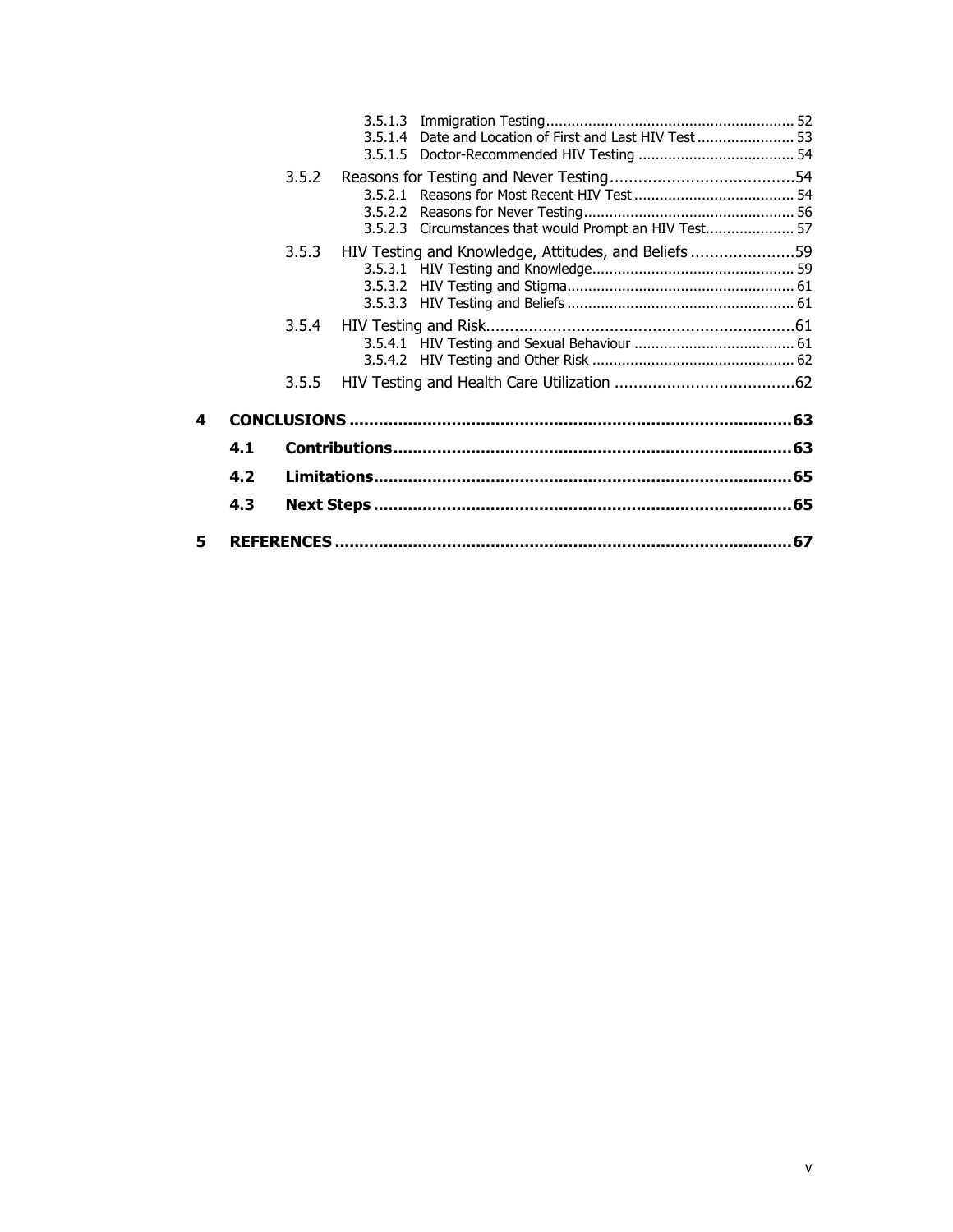3.5.1.3 Immigration Testing ........................................................... 52
3.5.1.4 Date and Location of First and Last HIV Test ....................... 53
3.5.1.5 Doctor-Recommended HIV Testing ..................................... 54

3.5.2 Reasons for Testing and Never Testing ....................................... 54
3.5.2.1 Reasons for Most Recent HIV Test ...................................... 54
3.5.2.2 Reasons for Never Testing .................................................. 56
3.5.2.3 Circumstances that would Prompt an HIV Test..................... 57

3.5.3 HIV Testing and Knowledge, Attitudes, and Beliefs ...................... 59
3.5.3.1 HIV Testing and Knowledge ................................................ 59
3.5.3.2 HIV Testing and Stigma ...................................................... 61
3.5.3.3 HIV Testing and Beliefs ...................................................... 61

3.5.4 HIV Testing and Risk ................................................................. 61
3.5.4.1 HIV Testing and Sexual Behaviour ...................................... 61
3.5.4.2 HIV Testing and Other Risk ................................................ 62

3.5.5 HIV Testing and Health Care Utilization ...................................... 62

**4 CONCLUSIONS ......................................................................................... 63**

**4.1 Contributions ................................................................................ 63**

**4.2 Limitations .................................................................................... 65**

**4.3 Next Steps .................................................................................... 65**

**5 REFERENCES ........................................................................................... 67**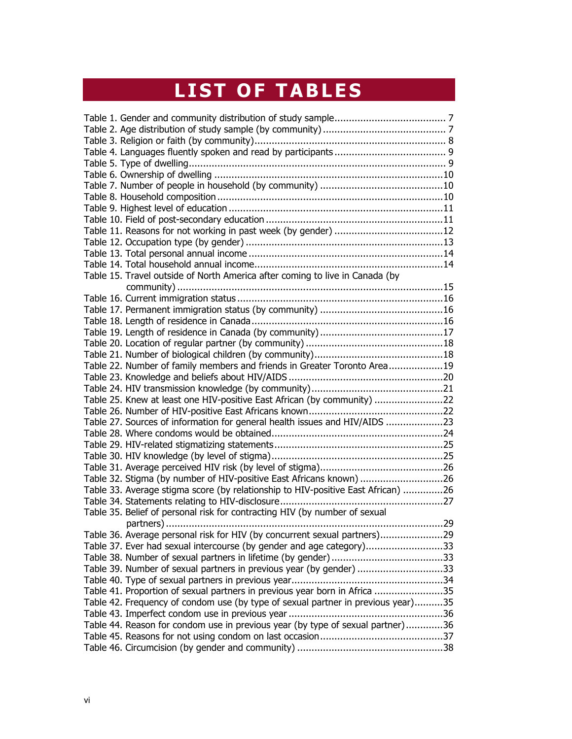# LIST OF TABLES

Table 1. Gender and community distribution of study sample....................................... 7
Table 2. Age distribution of study sample (by community) ........................................... 7
Table 3. Religion or faith (by community).................................................................. 8
Table 4. Languages fluently spoken and read by participants ....................................... 9
Table 5. Type of dwelling......................................................................................... 9
Table 6. Ownership of dwelling ...............................................................................10
Table 7. Number of people in household (by community) ...........................................10
Table 8. Household composition ..............................................................................10
Table 9. Highest level of education ..........................................................................11
Table 10. Field of post-secondary education .............................................................11
Table 11. Reasons for not working in past week (by gender) ......................................12
Table 12. Occupation type (by gender) ....................................................................13
Table 13. Total personal annual income ....................................................................14
Table 14. Total household annual income..................................................................14
Table 15. Travel outside of North America after coming to live in Canada (by community) ............................................................................................15
Table 16. Current immigration status .......................................................................16
Table 17. Permanent immigration status (by community) ...........................................16
Table 18. Length of residence in Canada ...................................................................16
Table 19. Length of residence in Canada (by community) ...........................................17
Table 20. Location of regular partner (by community) ................................................18
Table 21. Number of biological children (by community).............................................18
Table 22. Number of family members and friends in Greater Toronto Area...................19
Table 23. Knowledge and beliefs about HIV/AIDS ......................................................20
Table 24. HIV transmission knowledge (by community)..............................................21
Table 25. Knew at least one HIV-positive East African (by community) ........................22
Table 26. Number of HIV-positive East Africans known...............................................22
Table 27. Sources of information for general health issues and HIV/AIDS ....................23
Table 28. Where condoms would be obtained............................................................24
Table 29. HIV-related stigmatizing statements...........................................................25
Table 30. HIV knowledge (by level of stigma)............................................................25
Table 31. Average perceived HIV risk (by level of stigma)...........................................26
Table 32. Stigma (by number of HIV-positive East Africans known) .............................26
Table 33. Average stigma score (by relationship to HIV-positive East African) ..............26
Table 34. Statements relating to HIV-disclosure.........................................................27
Table 35. Belief of personal risk for contracting HIV (by number of sexual partners) ................................................................................................29
Table 36. Average personal risk for HIV (by concurrent sexual partners)......................29
Table 37. Ever had sexual intercourse (by gender and age category)...........................33
Table 38. Number of sexual partners in lifetime (by gender).......................................33
Table 39. Number of sexual partners in previous year (by gender) ..............................33
Table 40. Type of sexual partners in previous year.....................................................34
Table 41. Proportion of sexual partners in previous year born in Africa ........................35
Table 42. Frequency of condom use (by type of sexual partner in previous year)..........35
Table 43. Imperfect condom use in previous year ......................................................36
Table 44. Reason for condom use in previous year (by type of sexual partner).............36
Table 45. Reasons for not using condom on last occasion...........................................37
Table 46. Circumcision (by gender and community) ...................................................38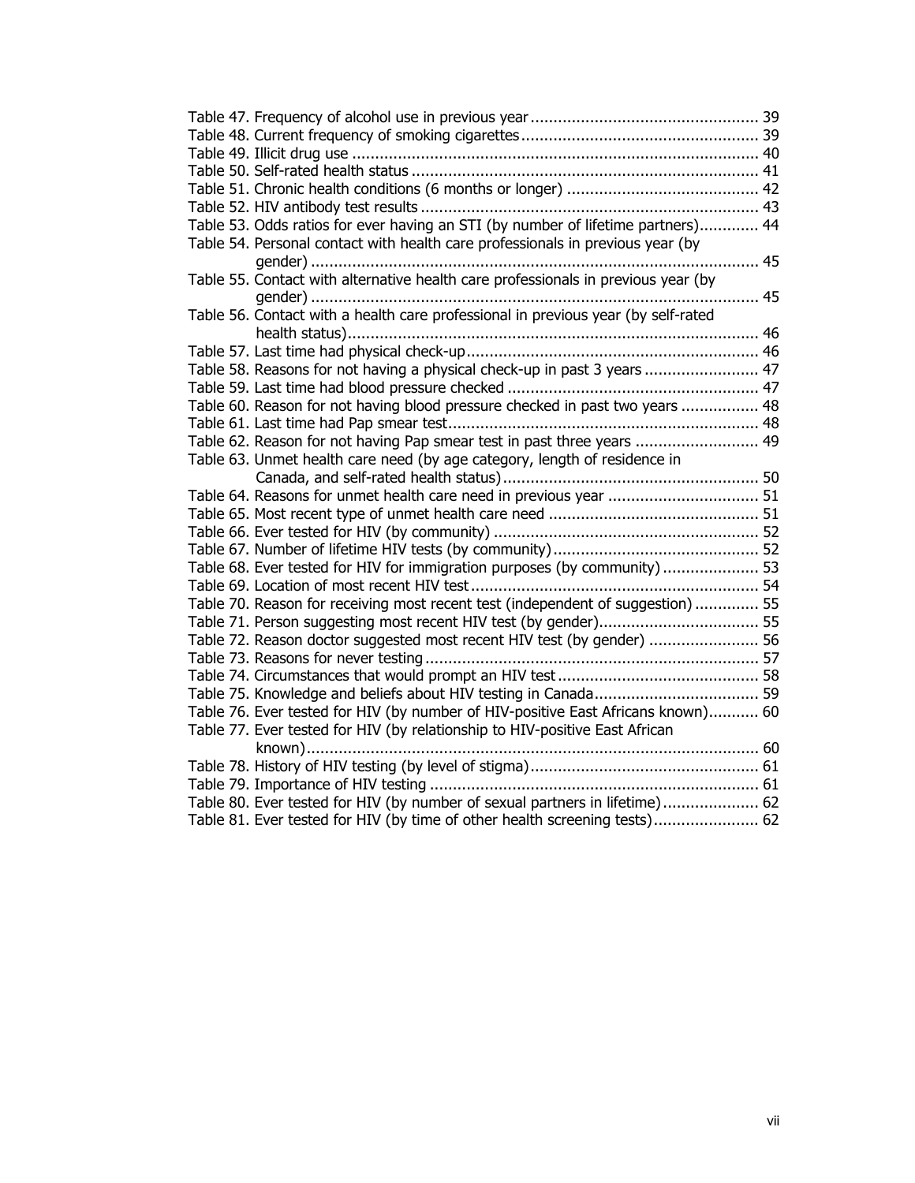Table 47. Frequency of alcohol use in previous year ................................................ 39
Table 48. Current frequency of smoking cigarettes .................................................. 39
Table 49. Illicit drug use ....................................................................................... 40
Table 50. Self-rated health status .......................................................................... 41
Table 51. Chronic health conditions (6 months or longer) ......................................... 42
Table 52. HIV antibody test results ........................................................................ 43
Table 53. Odds ratios for ever having an STI (by number of lifetime partners)............ 44
Table 54. Personal contact with health care professionals in previous year (by gender) ................................................................................................ 45
Table 55. Contact with alternative health care professionals in previous year (by gender) ................................................................................................ 45
Table 56. Contact with a health care professional in previous year (by self-rated health status)........................................................................................ 46
Table 57. Last time had physical check-up.............................................................. 46
Table 58. Reasons for not having a physical check-up in past 3 years ........................ 47
Table 59. Last time had blood pressure checked ..................................................... 47
Table 60. Reason for not having blood pressure checked in past two years ................ 48
Table 61. Last time had Pap smear test.................................................................. 48
Table 62. Reason for not having Pap smear test in past three years .......................... 49
Table 63. Unmet health care need (by age category, length of residence in Canada, and self-rated health status)....................................................... 50
Table 64. Reasons for unmet health care need in previous year ................................ 51
Table 65. Most recent type of unmet health care need ............................................ 51
Table 66. Ever tested for HIV (by community) ........................................................ 52
Table 67. Number of lifetime HIV tests (by community)........................................... 52
Table 68. Ever tested for HIV for immigration purposes (by community) .................... 53
Table 69. Location of most recent HIV test ............................................................. 54
Table 70. Reason for receiving most recent test (independent of suggestion) ............. 55
Table 71. Person suggesting most recent HIV test (by gender).................................. 55
Table 72. Reason doctor suggested most recent HIV test (by gender) ....................... 56
Table 73. Reasons for never testing ....................................................................... 57
Table 74. Circumstances that would prompt an HIV test .......................................... 58
Table 75. Knowledge and beliefs about HIV testing in Canada................................... 59
Table 76. Ever tested for HIV (by number of HIV-positive East Africans known).......... 60
Table 77. Ever tested for HIV (by relationship to HIV-positive East African known)................................................................................................. 60
Table 78. History of HIV testing (by level of stigma)................................................ 61
Table 79. Importance of HIV testing ...................................................................... 61
Table 80. Ever tested for HIV (by number of sexual partners in lifetime).................... 62
Table 81. Ever tested for HIV (by time of other health screening tests)...................... 62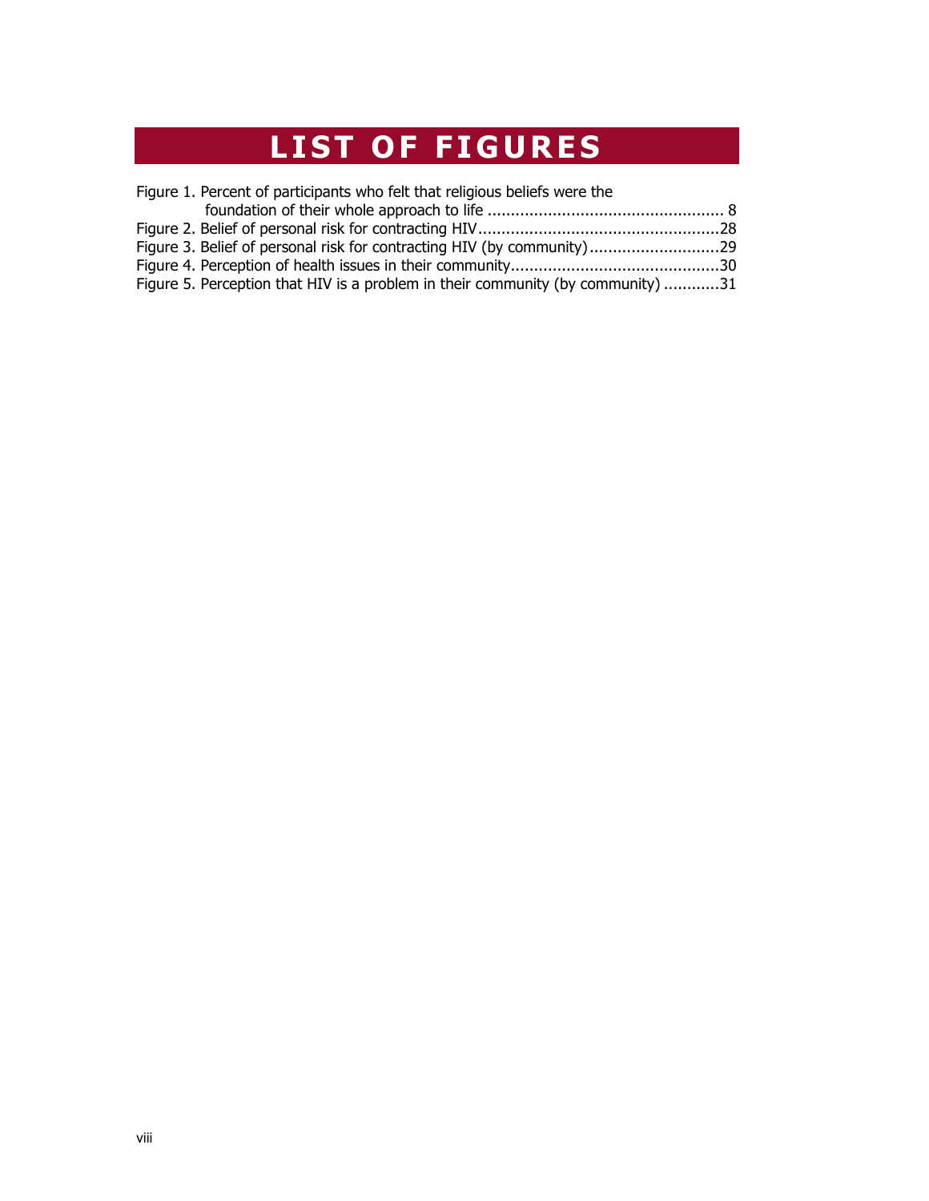# LIST OF FIGURES

Figure 1. Percent of participants who felt that religious beliefs were the foundation of their whole approach to life ................................................... 8
Figure 2. Belief of personal risk for contracting HIV....................................................28
Figure 3. Belief of personal risk for contracting HIV (by community)............................29
Figure 4. Perception of health issues in their community.............................................30
Figure 5. Perception that HIV is a problem in their community (by community) ............31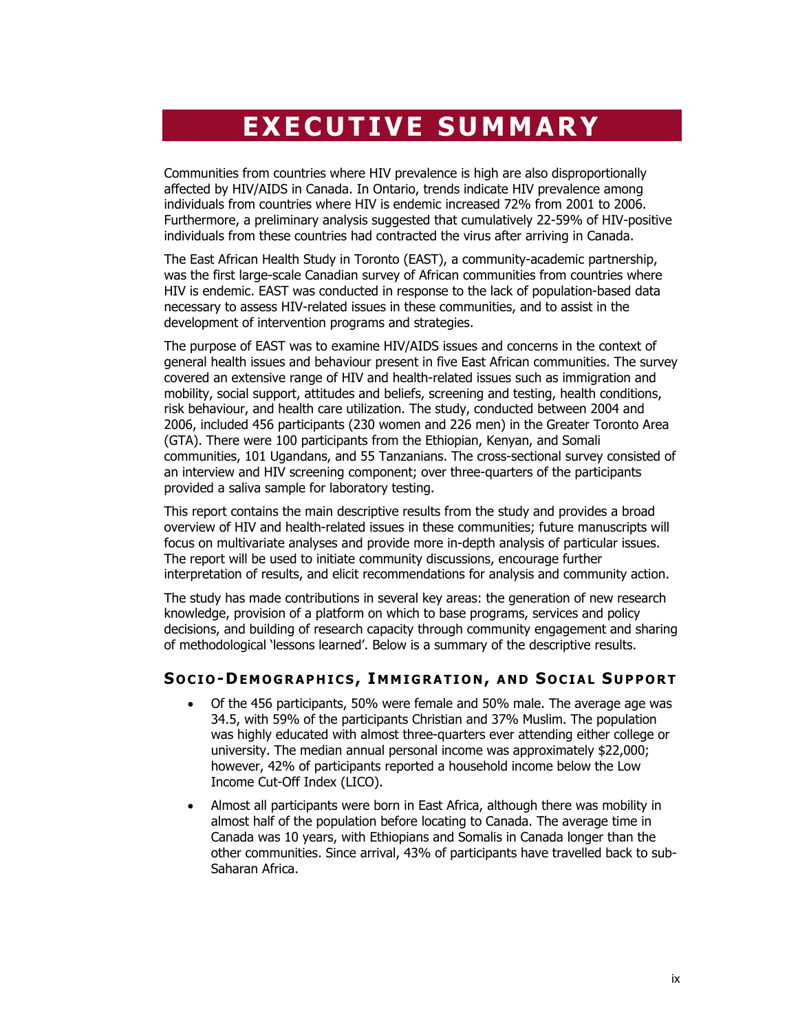# EXECUTIVE SUMMARY

Communities from countries where HIV prevalence is high are also disproportionally affected by HIV/AIDS in Canada. In Ontario, trends indicate HIV prevalence among individuals from countries where HIV is endemic increased 72% from 2001 to 2006. Furthermore, a preliminary analysis suggested that cumulatively 22-59% of HIV-positive individuals from these countries had contracted the virus after arriving in Canada.

The East African Health Study in Toronto (EAST), a community-academic partnership, was the first large-scale Canadian survey of African communities from countries where HIV is endemic. EAST was conducted in response to the lack of population-based data necessary to assess HIV-related issues in these communities, and to assist in the development of intervention programs and strategies.

The purpose of EAST was to examine HIV/AIDS issues and concerns in the context of general health issues and behaviour present in five East African communities. The survey covered an extensive range of HIV and health-related issues such as immigration and mobility, social support, attitudes and beliefs, screening and testing, health conditions, risk behaviour, and health care utilization. The study, conducted between 2004 and 2006, included 456 participants (230 women and 226 men) in the Greater Toronto Area (GTA). There were 100 participants from the Ethiopian, Kenyan, and Somali communities, 101 Ugandans, and 55 Tanzanians. The cross-sectional survey consisted of an interview and HIV screening component; over three-quarters of the participants provided a saliva sample for laboratory testing.

This report contains the main descriptive results from the study and provides a broad overview of HIV and health-related issues in these communities; future manuscripts will focus on multivariate analyses and provide more in-depth analysis of particular issues. The report will be used to initiate community discussions, encourage further interpretation of results, and elicit recommendations for analysis and community action.

The study has made contributions in several key areas: the generation of new research knowledge, provision of a platform on which to base programs, services and policy decisions, and building of research capacity through community engagement and sharing of methodological 'lessons learned'. Below is a summary of the descriptive results.

## Socio-Demographics, Immigration, and Social Support

- Of the 456 participants, 50% were female and 50% male. The average age was 34.5, with 59% of the participants Christian and 37% Muslim. The population was highly educated with almost three-quarters ever attending either college or university. The median annual personal income was approximately $22,000; however, 42% of participants reported a household income below the Low Income Cut-Off Index (LICO).
- Almost all participants were born in East Africa, although there was mobility in almost half of the population before locating to Canada. The average time in Canada was 10 years, with Ethiopians and Somalis in Canada longer than the other communities. Since arrival, 43% of participants have travelled back to sub-Saharan Africa.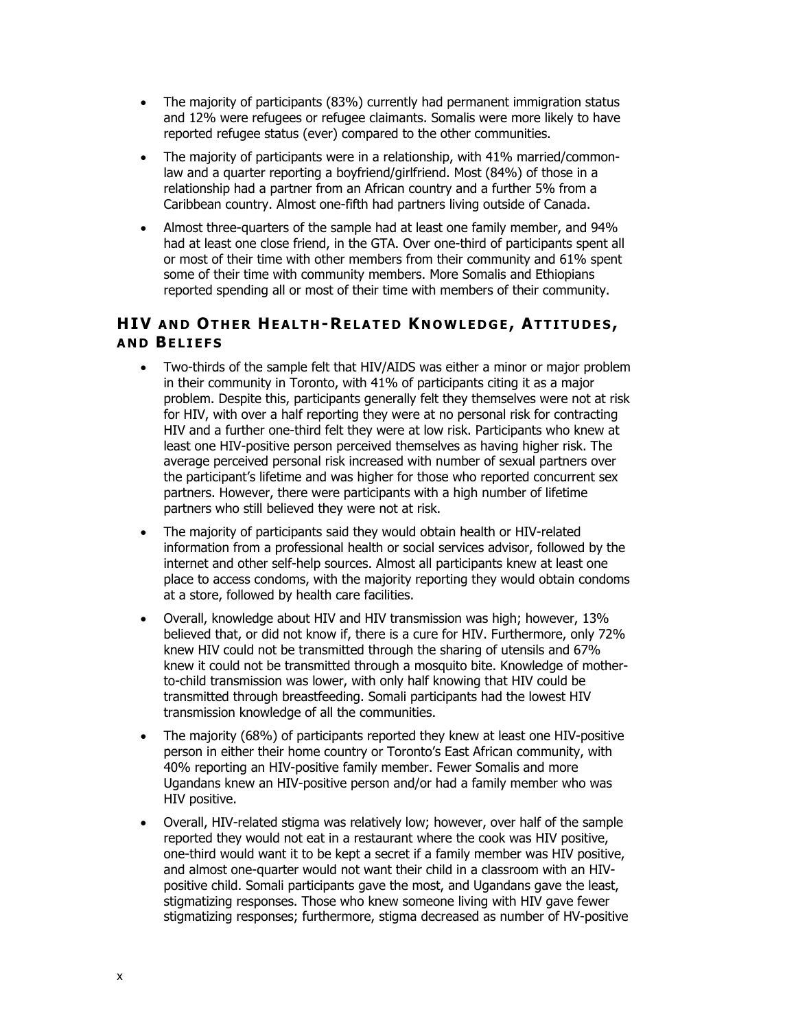- The majority of participants (83%) currently had permanent immigration status and 12% were refugees or refugee claimants. Somalis were more likely to have reported refugee status (ever) compared to the other communities.
- The majority of participants were in a relationship, with 41% married/common-law and a quarter reporting a boyfriend/girlfriend. Most (84%) of those in a relationship had a partner from an African country and a further 5% from a Caribbean country. Almost one-fifth had partners living outside of Canada.
- Almost three-quarters of the sample had at least one family member, and 94% had at least one close friend, in the GTA. Over one-third of participants spent all or most of their time with other members from their community and 61% spent some of their time with community members. More Somalis and Ethiopians reported spending all or most of their time with members of their community.

## HIV and Other Health-Related Knowledge, Attitudes, and Beliefs

- Two-thirds of the sample felt that HIV/AIDS was either a minor or major problem in their community in Toronto, with 41% of participants citing it as a major problem. Despite this, participants generally felt they themselves were not at risk for HIV, with over a half reporting they were at no personal risk for contracting HIV and a further one-third felt they were at low risk. Participants who knew at least one HIV-positive person perceived themselves as having higher risk. The average perceived personal risk increased with number of sexual partners over the participant's lifetime and was higher for those who reported concurrent sex partners. However, there were participants with a high number of lifetime partners who still believed they were not at risk.
- The majority of participants said they would obtain health or HIV-related information from a professional health or social services advisor, followed by the internet and other self-help sources. Almost all participants knew at least one place to access condoms, with the majority reporting they would obtain condoms at a store, followed by health care facilities.
- Overall, knowledge about HIV and HIV transmission was high; however, 13% believed that, or did not know if, there is a cure for HIV. Furthermore, only 72% knew HIV could not be transmitted through the sharing of utensils and 67% knew it could not be transmitted through a mosquito bite. Knowledge of mother-to-child transmission was lower, with only half knowing that HIV could be transmitted through breastfeeding. Somali participants had the lowest HIV transmission knowledge of all the communities.
- The majority (68%) of participants reported they knew at least one HIV-positive person in either their home country or Toronto's East African community, with 40% reporting an HIV-positive family member. Fewer Somalis and more Ugandans knew an HIV-positive person and/or had a family member who was HIV positive.
- Overall, HIV-related stigma was relatively low; however, over half of the sample reported they would not eat in a restaurant where the cook was HIV positive, one-third would want it to be kept a secret if a family member was HIV positive, and almost one-quarter would not want their child in a classroom with an HIV-positive child. Somali participants gave the most, and Ugandans gave the least, stigmatizing responses. Those who knew someone living with HIV gave fewer stigmatizing responses; furthermore, stigma decreased as number of HV-positive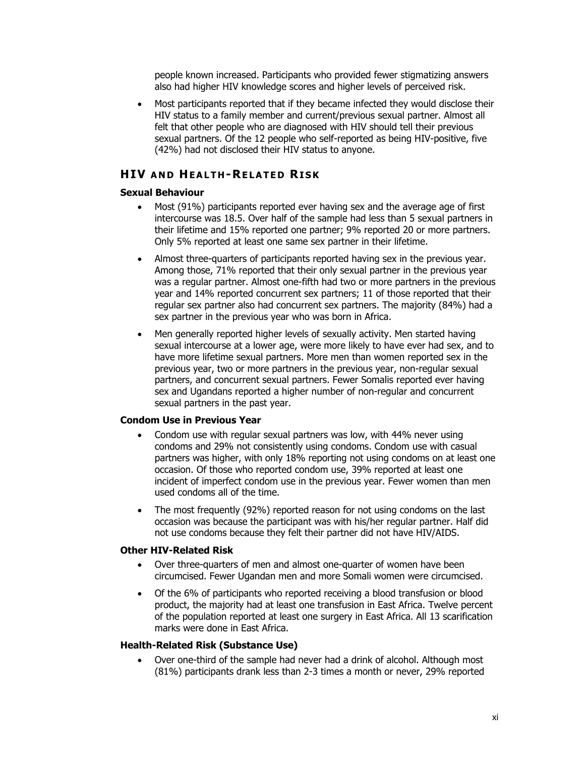people known increased. Participants who provided fewer stigmatizing answers also had higher HIV knowledge scores and higher levels of perceived risk.

- Most participants reported that if they became infected they would disclose their HIV status to a family member and current/previous sexual partner. Almost all felt that other people who are diagnosed with HIV should tell their previous sexual partners. Of the 12 people who self-reported as being HIV-positive, five (42%) had not disclosed their HIV status to anyone.

## HIV and Health-Related Risk

### Sexual Behaviour

- Most (91%) participants reported ever having sex and the average age of first intercourse was 18.5. Over half of the sample had less than 5 sexual partners in their lifetime and 15% reported one partner; 9% reported 20 or more partners. Only 5% reported at least one same sex partner in their lifetime.
- Almost three-quarters of participants reported having sex in the previous year. Among those, 71% reported that their only sexual partner in the previous year was a regular partner. Almost one-fifth had two or more partners in the previous year and 14% reported concurrent sex partners; 11 of those reported that their regular sex partner also had concurrent sex partners. The majority (84%) had a sex partner in the previous year who was born in Africa.
- Men generally reported higher levels of sexually activity. Men started having sexual intercourse at a lower age, were more likely to have ever had sex, and to have more lifetime sexual partners. More men than women reported sex in the previous year, two or more partners in the previous year, non-regular sexual partners, and concurrent sexual partners. Fewer Somalis reported ever having sex and Ugandans reported a higher number of non-regular and concurrent sexual partners in the past year.

### Condom Use in Previous Year

- Condom use with regular sexual partners was low, with 44% never using condoms and 29% not consistently using condoms. Condom use with casual partners was higher, with only 18% reporting not using condoms on at least one occasion. Of those who reported condom use, 39% reported at least one incident of imperfect condom use in the previous year. Fewer women than men used condoms all of the time.
- The most frequently (92%) reported reason for not using condoms on the last occasion was because the participant was with his/her regular partner. Half did not use condoms because they felt their partner did not have HIV/AIDS.

### Other HIV-Related Risk

- Over three-quarters of men and almost one-quarter of women have been circumcised. Fewer Ugandan men and more Somali women were circumcised.
- Of the 6% of participants who reported receiving a blood transfusion or blood product, the majority had at least one transfusion in East Africa. Twelve percent of the population reported at least one surgery in East Africa. All 13 scarification marks were done in East Africa.

### Health-Related Risk (Substance Use)

- Over one-third of the sample had never had a drink of alcohol. Although most (81%) participants drank less than 2-3 times a month or never, 29% reported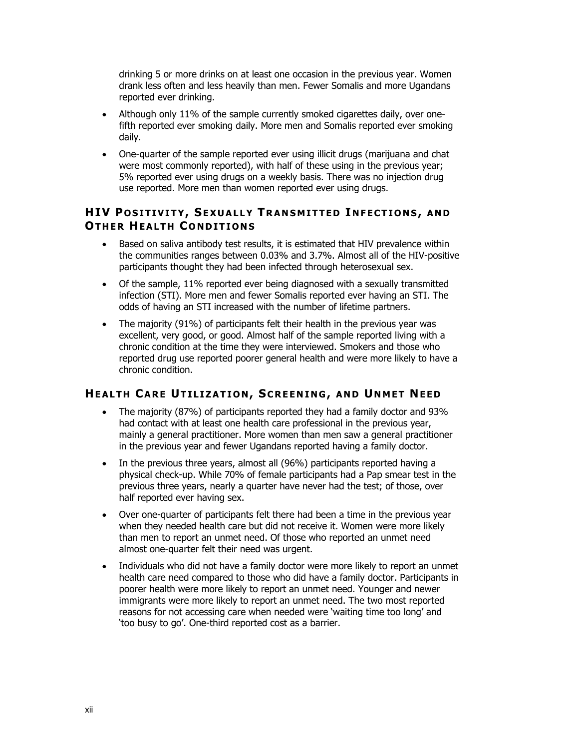drinking 5 or more drinks on at least one occasion in the previous year. Women drank less often and less heavily than men. Fewer Somalis and more Ugandans reported ever drinking.

- Although only 11% of the sample currently smoked cigarettes daily, over one-fifth reported ever smoking daily. More men and Somalis reported ever smoking daily.
- One-quarter of the sample reported ever using illicit drugs (marijuana and chat were most commonly reported), with half of these using in the previous year; 5% reported ever using drugs on a weekly basis. There was no injection drug use reported. More men than women reported ever using drugs.

## HIV Positivity, Sexually Transmitted Infections, and Other Health Conditions

- Based on saliva antibody test results, it is estimated that HIV prevalence within the communities ranges between 0.03% and 3.7%. Almost all of the HIV-positive participants thought they had been infected through heterosexual sex.
- Of the sample, 11% reported ever being diagnosed with a sexually transmitted infection (STI). More men and fewer Somalis reported ever having an STI. The odds of having an STI increased with the number of lifetime partners.
- The majority (91%) of participants felt their health in the previous year was excellent, very good, or good. Almost half of the sample reported living with a chronic condition at the time they were interviewed. Smokers and those who reported drug use reported poorer general health and were more likely to have a chronic condition.

## Health Care Utilization, Screening, and Unmet Need

- The majority (87%) of participants reported they had a family doctor and 93% had contact with at least one health care professional in the previous year, mainly a general practitioner. More women than men saw a general practitioner in the previous year and fewer Ugandans reported having a family doctor.
- In the previous three years, almost all (96%) participants reported having a physical check-up. While 70% of female participants had a Pap smear test in the previous three years, nearly a quarter have never had the test; of those, over half reported ever having sex.
- Over one-quarter of participants felt there had been a time in the previous year when they needed health care but did not receive it. Women were more likely than men to report an unmet need. Of those who reported an unmet need almost one-quarter felt their need was urgent.
- Individuals who did not have a family doctor were more likely to report an unmet health care need compared to those who did have a family doctor. Participants in poorer health were more likely to report an unmet need. Younger and newer immigrants were more likely to report an unmet need. The two most reported reasons for not accessing care when needed were 'waiting time too long' and 'too busy to go'. One-third reported cost as a barrier.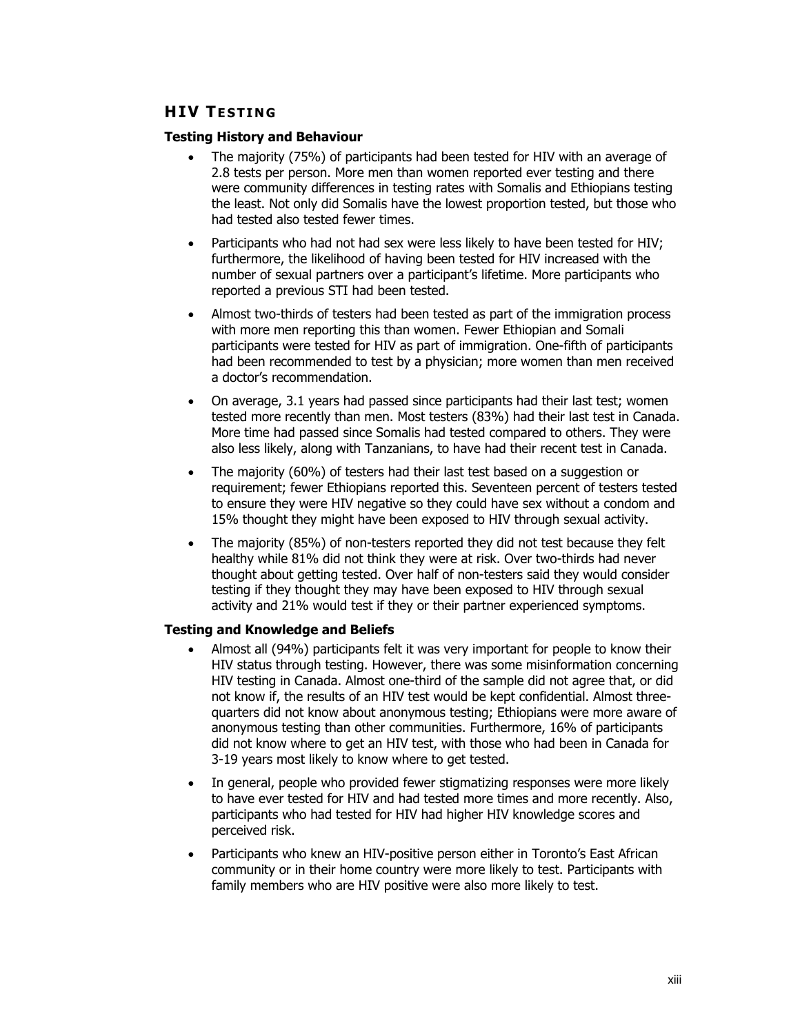## HIV Testing

### Testing History and Behaviour

- The majority (75%) of participants had been tested for HIV with an average of 2.8 tests per person. More men than women reported ever testing and there were community differences in testing rates with Somalis and Ethiopians testing the least. Not only did Somalis have the lowest proportion tested, but those who had tested also tested fewer times.
- Participants who had not had sex were less likely to have been tested for HIV; furthermore, the likelihood of having been tested for HIV increased with the number of sexual partners over a participant's lifetime. More participants who reported a previous STI had been tested.
- Almost two-thirds of testers had been tested as part of the immigration process with more men reporting this than women. Fewer Ethiopian and Somali participants were tested for HIV as part of immigration. One-fifth of participants had been recommended to test by a physician; more women than men received a doctor's recommendation.
- On average, 3.1 years had passed since participants had their last test; women tested more recently than men. Most testers (83%) had their last test in Canada. More time had passed since Somalis had tested compared to others. They were also less likely, along with Tanzanians, to have had their recent test in Canada.
- The majority (60%) of testers had their last test based on a suggestion or requirement; fewer Ethiopians reported this. Seventeen percent of testers tested to ensure they were HIV negative so they could have sex without a condom and 15% thought they might have been exposed to HIV through sexual activity.
- The majority (85%) of non-testers reported they did not test because they felt healthy while 81% did not think they were at risk. Over two-thirds had never thought about getting tested. Over half of non-testers said they would consider testing if they thought they may have been exposed to HIV through sexual activity and 21% would test if they or their partner experienced symptoms.

### Testing and Knowledge and Beliefs

- Almost all (94%) participants felt it was very important for people to know their HIV status through testing. However, there was some misinformation concerning HIV testing in Canada. Almost one-third of the sample did not agree that, or did not know if, the results of an HIV test would be kept confidential. Almost three-quarters did not know about anonymous testing; Ethiopians were more aware of anonymous testing than other communities. Furthermore, 16% of participants did not know where to get an HIV test, with those who had been in Canada for 3-19 years most likely to know where to get tested.
- In general, people who provided fewer stigmatizing responses were more likely to have ever tested for HIV and had tested more times and more recently. Also, participants who had tested for HIV had higher HIV knowledge scores and perceived risk.
- Participants who knew an HIV-positive person either in Toronto's East African community or in their home country were more likely to test. Participants with family members who are HIV positive were also more likely to test.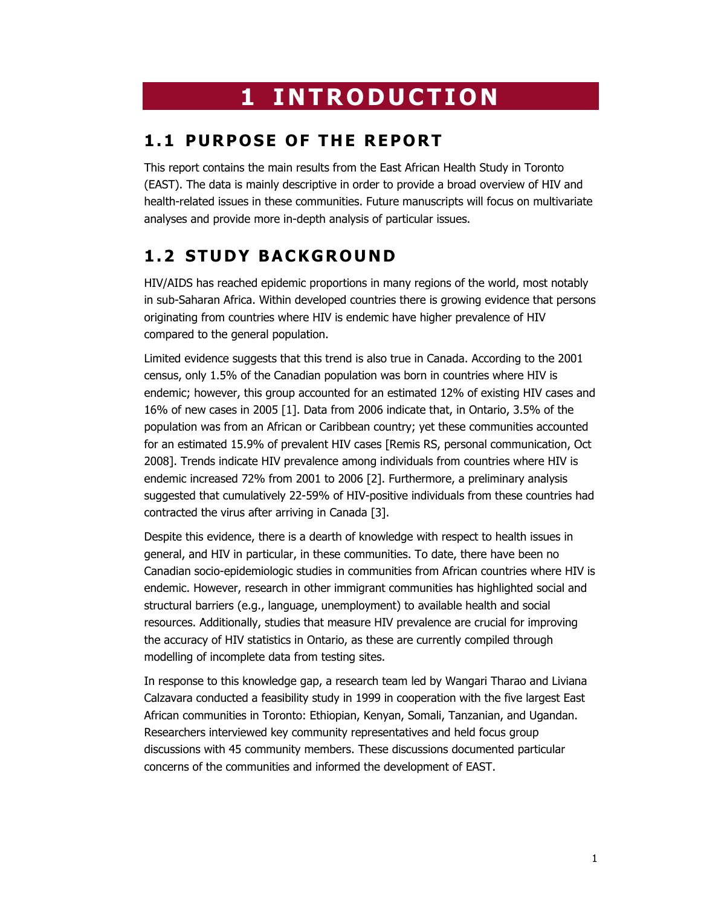# 1 INTRODUCTION

## 1.1 PURPOSE OF THE REPORT

This report contains the main results from the East African Health Study in Toronto (EAST). The data is mainly descriptive in order to provide a broad overview of HIV and health-related issues in these communities. Future manuscripts will focus on multivariate analyses and provide more in-depth analysis of particular issues.

## 1.2 STUDY BACKGROUND

HIV/AIDS has reached epidemic proportions in many regions of the world, most notably in sub-Saharan Africa. Within developed countries there is growing evidence that persons originating from countries where HIV is endemic have higher prevalence of HIV compared to the general population.

Limited evidence suggests that this trend is also true in Canada. According to the 2001 census, only 1.5% of the Canadian population was born in countries where HIV is endemic; however, this group accounted for an estimated 12% of existing HIV cases and 16% of new cases in 2005 [1]. Data from 2006 indicate that, in Ontario, 3.5% of the population was from an African or Caribbean country; yet these communities accounted for an estimated 15.9% of prevalent HIV cases [Remis RS, personal communication, Oct 2008]. Trends indicate HIV prevalence among individuals from countries where HIV is endemic increased 72% from 2001 to 2006 [2]. Furthermore, a preliminary analysis suggested that cumulatively 22-59% of HIV-positive individuals from these countries had contracted the virus after arriving in Canada [3].

Despite this evidence, there is a dearth of knowledge with respect to health issues in general, and HIV in particular, in these communities. To date, there have been no Canadian socio-epidemiologic studies in communities from African countries where HIV is endemic. However, research in other immigrant communities has highlighted social and structural barriers (e.g., language, unemployment) to available health and social resources. Additionally, studies that measure HIV prevalence are crucial for improving the accuracy of HIV statistics in Ontario, as these are currently compiled through modelling of incomplete data from testing sites.

In response to this knowledge gap, a research team led by Wangari Tharao and Liviana Calzavara conducted a feasibility study in 1999 in cooperation with the five largest East African communities in Toronto: Ethiopian, Kenyan, Somali, Tanzanian, and Ugandan. Researchers interviewed key community representatives and held focus group discussions with 45 community members. These discussions documented particular concerns of the communities and informed the development of EAST.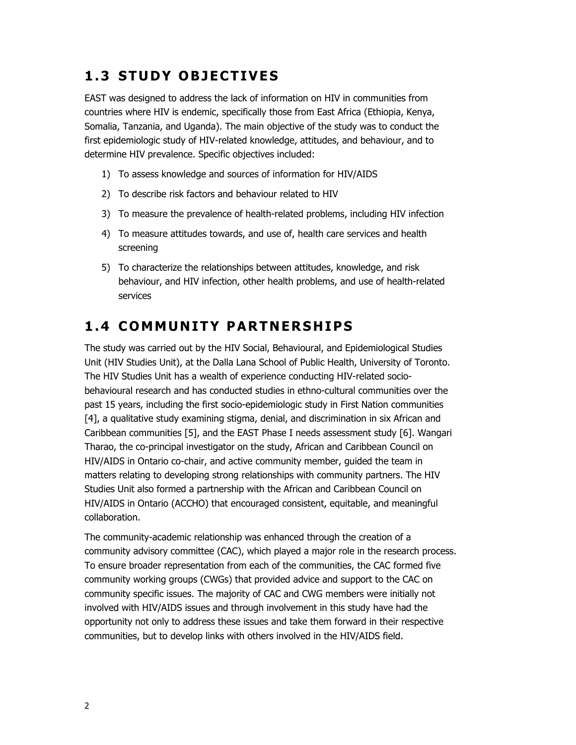## 1.3 STUDY OBJECTIVES

EAST was designed to address the lack of information on HIV in communities from countries where HIV is endemic, specifically those from East Africa (Ethiopia, Kenya, Somalia, Tanzania, and Uganda). The main objective of the study was to conduct the first epidemiologic study of HIV-related knowledge, attitudes, and behaviour, and to determine HIV prevalence. Specific objectives included:

1) To assess knowledge and sources of information for HIV/AIDS
2) To describe risk factors and behaviour related to HIV
3) To measure the prevalence of health-related problems, including HIV infection
4) To measure attitudes towards, and use of, health care services and health screening
5) To characterize the relationships between attitudes, knowledge, and risk behaviour, and HIV infection, other health problems, and use of health-related services

## 1.4 COMMUNITY PARTNERSHIPS

The study was carried out by the HIV Social, Behavioural, and Epidemiological Studies Unit (HIV Studies Unit), at the Dalla Lana School of Public Health, University of Toronto. The HIV Studies Unit has a wealth of experience conducting HIV-related socio-behavioural research and has conducted studies in ethno-cultural communities over the past 15 years, including the first socio-epidemiologic study in First Nation communities [4], a qualitative study examining stigma, denial, and discrimination in six African and Caribbean communities [5], and the EAST Phase I needs assessment study [6]. Wangari Tharao, the co-principal investigator on the study, African and Caribbean Council on HIV/AIDS in Ontario co-chair, and active community member, guided the team in matters relating to developing strong relationships with community partners. The HIV Studies Unit also formed a partnership with the African and Caribbean Council on HIV/AIDS in Ontario (ACCHO) that encouraged consistent, equitable, and meaningful collaboration.

The community-academic relationship was enhanced through the creation of a community advisory committee (CAC), which played a major role in the research process. To ensure broader representation from each of the communities, the CAC formed five community working groups (CWGs) that provided advice and support to the CAC on community specific issues. The majority of CAC and CWG members were initially not involved with HIV/AIDS issues and through involvement in this study have had the opportunity not only to address these issues and take them forward in their respective communities, but to develop links with others involved in the HIV/AIDS field.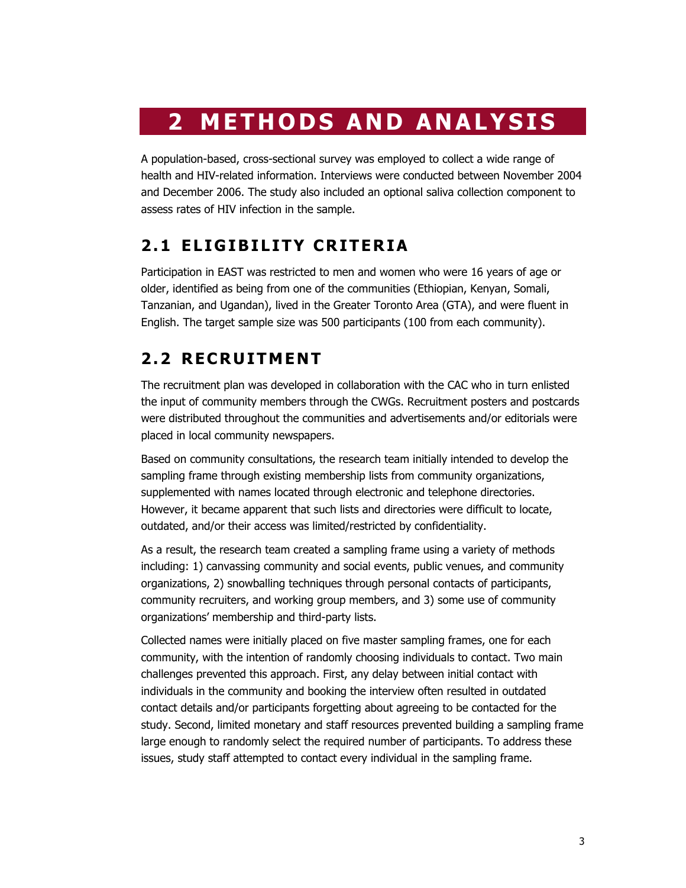# 2 METHODS AND ANALYSIS

A population-based, cross-sectional survey was employed to collect a wide range of health and HIV-related information. Interviews were conducted between November 2004 and December 2006. The study also included an optional saliva collection component to assess rates of HIV infection in the sample.

## 2.1 ELIGIBILITY CRITERIA

Participation in EAST was restricted to men and women who were 16 years of age or older, identified as being from one of the communities (Ethiopian, Kenyan, Somali, Tanzanian, and Ugandan), lived in the Greater Toronto Area (GTA), and were fluent in English. The target sample size was 500 participants (100 from each community).

## 2.2 RECRUITMENT

The recruitment plan was developed in collaboration with the CAC who in turn enlisted the input of community members through the CWGs. Recruitment posters and postcards were distributed throughout the communities and advertisements and/or editorials were placed in local community newspapers.

Based on community consultations, the research team initially intended to develop the sampling frame through existing membership lists from community organizations, supplemented with names located through electronic and telephone directories. However, it became apparent that such lists and directories were difficult to locate, outdated, and/or their access was limited/restricted by confidentiality.

As a result, the research team created a sampling frame using a variety of methods including: 1) canvassing community and social events, public venues, and community organizations, 2) snowballing techniques through personal contacts of participants, community recruiters, and working group members, and 3) some use of community organizations' membership and third-party lists.

Collected names were initially placed on five master sampling frames, one for each community, with the intention of randomly choosing individuals to contact. Two main challenges prevented this approach. First, any delay between initial contact with individuals in the community and booking the interview often resulted in outdated contact details and/or participants forgetting about agreeing to be contacted for the study. Second, limited monetary and staff resources prevented building a sampling frame large enough to randomly select the required number of participants. To address these issues, study staff attempted to contact every individual in the sampling frame.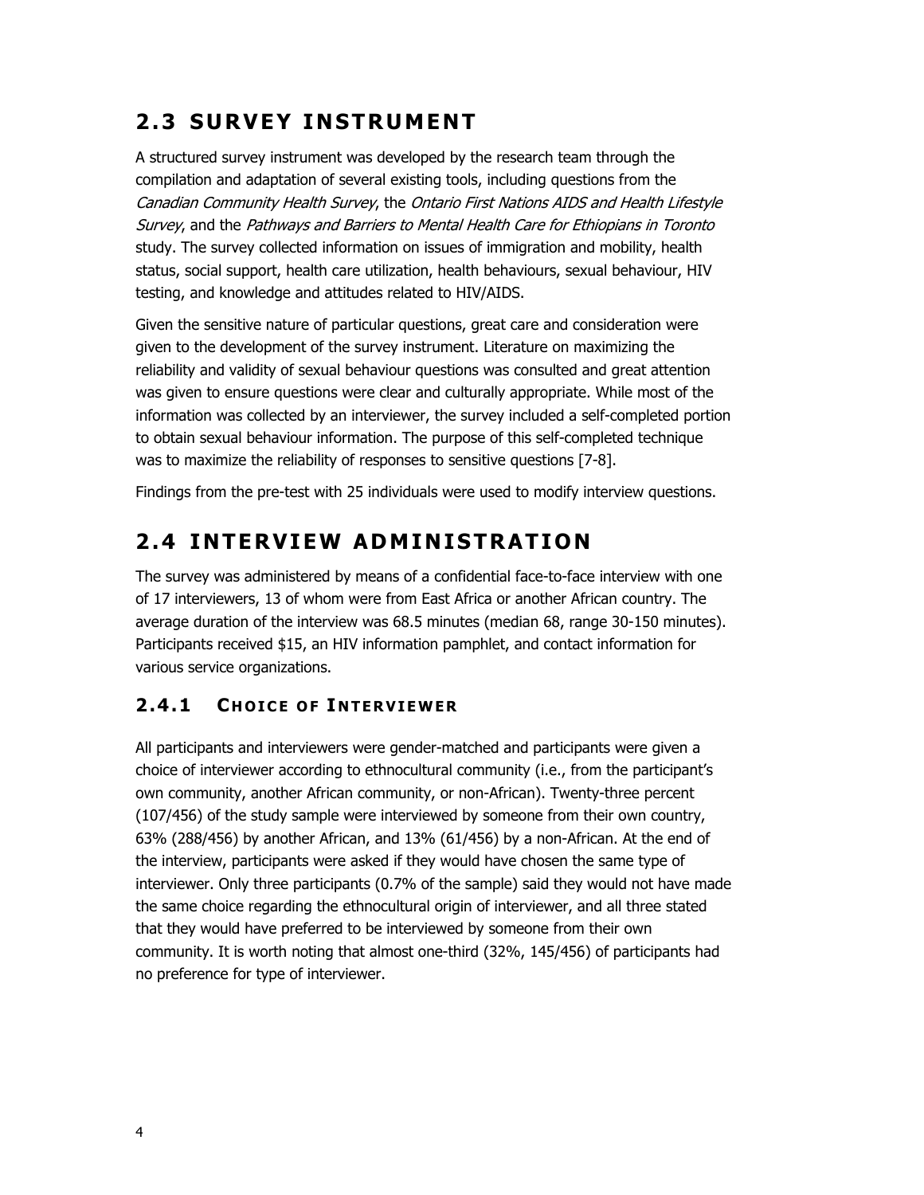## 2.3 SURVEY INSTRUMENT

A structured survey instrument was developed by the research team through the compilation and adaptation of several existing tools, including questions from the *Canadian Community Health Survey*, the *Ontario First Nations AIDS and Health Lifestyle Survey*, and the *Pathways and Barriers to Mental Health Care for Ethiopians in Toronto* study. The survey collected information on issues of immigration and mobility, health status, social support, health care utilization, health behaviours, sexual behaviour, HIV testing, and knowledge and attitudes related to HIV/AIDS.

Given the sensitive nature of particular questions, great care and consideration were given to the development of the survey instrument. Literature on maximizing the reliability and validity of sexual behaviour questions was consulted and great attention was given to ensure questions were clear and culturally appropriate. While most of the information was collected by an interviewer, the survey included a self-completed portion to obtain sexual behaviour information. The purpose of this self-completed technique was to maximize the reliability of responses to sensitive questions [7-8].

Findings from the pre-test with 25 individuals were used to modify interview questions.

## 2.4 INTERVIEW ADMINISTRATION

The survey was administered by means of a confidential face-to-face interview with one of 17 interviewers, 13 of whom were from East Africa or another African country. The average duration of the interview was 68.5 minutes (median 68, range 30-150 minutes). Participants received $15, an HIV information pamphlet, and contact information for various service organizations.

### 2.4.1 Choice of Interviewer

All participants and interviewers were gender-matched and participants were given a choice of interviewer according to ethnocultural community (i.e., from the participant's own community, another African community, or non-African). Twenty-three percent (107/456) of the study sample were interviewed by someone from their own country, 63% (288/456) by another African, and 13% (61/456) by a non-African. At the end of the interview, participants were asked if they would have chosen the same type of interviewer. Only three participants (0.7% of the sample) said they would not have made the same choice regarding the ethnocultural origin of interviewer, and all three stated that they would have preferred to be interviewed by someone from their own community. It is worth noting that almost one-third (32%, 145/456) of participants had no preference for type of interviewer.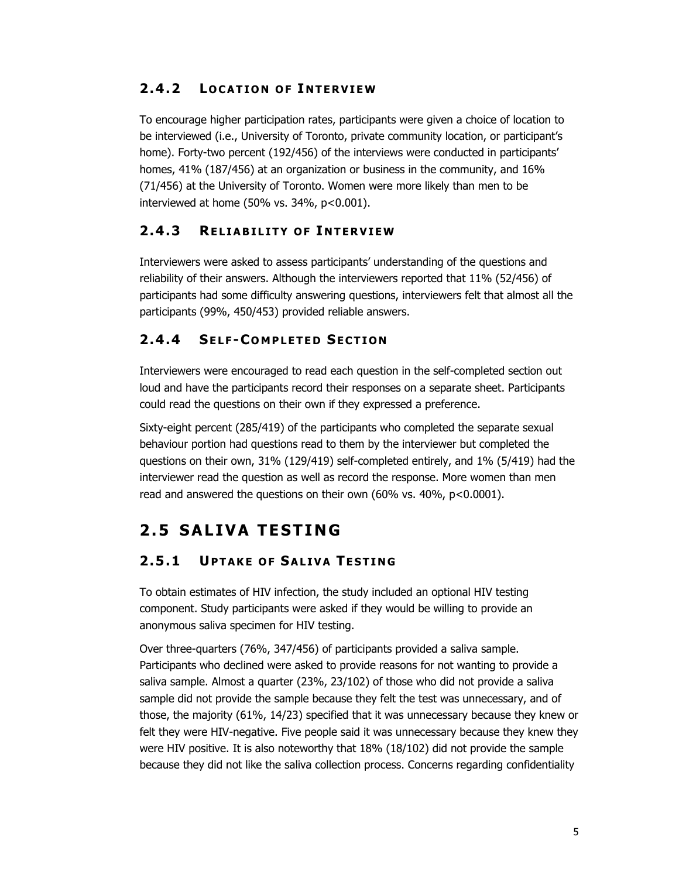### 2.4.2 Location of Interview

To encourage higher participation rates, participants were given a choice of location to be interviewed (i.e., University of Toronto, private community location, or participant's home). Forty-two percent (192/456) of the interviews were conducted in participants' homes, 41% (187/456) at an organization or business in the community, and 16% (71/456) at the University of Toronto. Women were more likely than men to be interviewed at home (50% vs. 34%, $p<0.001$).

### 2.4.3 Reliability of Interview

Interviewers were asked to assess participants' understanding of the questions and reliability of their answers. Although the interviewers reported that 11% (52/456) of participants had some difficulty answering questions, interviewers felt that almost all the participants (99%, 450/453) provided reliable answers.

### 2.4.4 Self-Completed Section

Interviewers were encouraged to read each question in the self-completed section out loud and have the participants record their responses on a separate sheet. Participants could read the questions on their own if they expressed a preference.

Sixty-eight percent (285/419) of the participants who completed the separate sexual behaviour portion had questions read to them by the interviewer but completed the questions on their own, 31% (129/419) self-completed entirely, and 1% (5/419) had the interviewer read the question as well as record the response. More women than men read and answered the questions on their own (60% vs. 40%, $p<0.0001$).

## 2.5 SALIVA TESTING

### 2.5.1 Uptake of Saliva Testing

To obtain estimates of HIV infection, the study included an optional HIV testing component. Study participants were asked if they would be willing to provide an anonymous saliva specimen for HIV testing.

Over three-quarters (76%, 347/456) of participants provided a saliva sample. Participants who declined were asked to provide reasons for not wanting to provide a saliva sample. Almost a quarter (23%, 23/102) of those who did not provide a saliva sample did not provide the sample because they felt the test was unnecessary, and of those, the majority (61%, 14/23) specified that it was unnecessary because they knew or felt they were HIV-negative. Five people said it was unnecessary because they knew they were HIV positive. It is also noteworthy that 18% (18/102) did not provide the sample because they did not like the saliva collection process. Concerns regarding confidentiality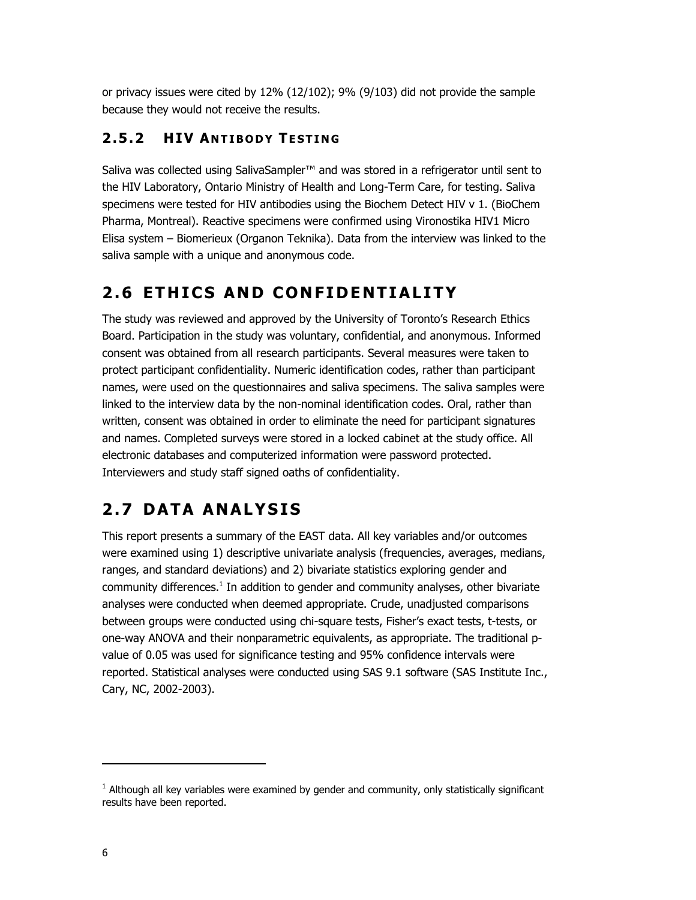or privacy issues were cited by 12% (12/102); 9% (9/103) did not provide the sample because they would not receive the results.

### 2.5.2 HIV Antibody Testing

Saliva was collected using SalivaSampler™ and was stored in a refrigerator until sent to the HIV Laboratory, Ontario Ministry of Health and Long-Term Care, for testing. Saliva specimens were tested for HIV antibodies using the Biochem Detect HIV v 1. (BioChem Pharma, Montreal). Reactive specimens were confirmed using Vironostika HIV1 Micro Elisa system – Biomerieux (Organon Teknika). Data from the interview was linked to the saliva sample with a unique and anonymous code.

## 2.6 ETHICS AND CONFIDENTIALITY

The study was reviewed and approved by the University of Toronto's Research Ethics Board. Participation in the study was voluntary, confidential, and anonymous. Informed consent was obtained from all research participants. Several measures were taken to protect participant confidentiality. Numeric identification codes, rather than participant names, were used on the questionnaires and saliva specimens. The saliva samples were linked to the interview data by the non-nominal identification codes. Oral, rather than written, consent was obtained in order to eliminate the need for participant signatures and names. Completed surveys were stored in a locked cabinet at the study office. All electronic databases and computerized information were password protected. Interviewers and study staff signed oaths of confidentiality.

## 2.7 DATA ANALYSIS

This report presents a summary of the EAST data. All key variables and/or outcomes were examined using 1) descriptive univariate analysis (frequencies, averages, medians, ranges, and standard deviations) and 2) bivariate statistics exploring gender and community differences.[1] In addition to gender and community analyses, other bivariate analyses were conducted when deemed appropriate. Crude, unadjusted comparisons between groups were conducted using chi-square tests, Fisher's exact tests, t-tests, or one-way ANOVA and their nonparametric equivalents, as appropriate. The traditional p-value of 0.05 was used for significance testing and 95% confidence intervals were reported. Statistical analyses were conducted using SAS 9.1 software (SAS Institute Inc., Cary, NC, 2002-2003).

---

[1] Although all key variables were examined by gender and community, only statistically significant results have been reported.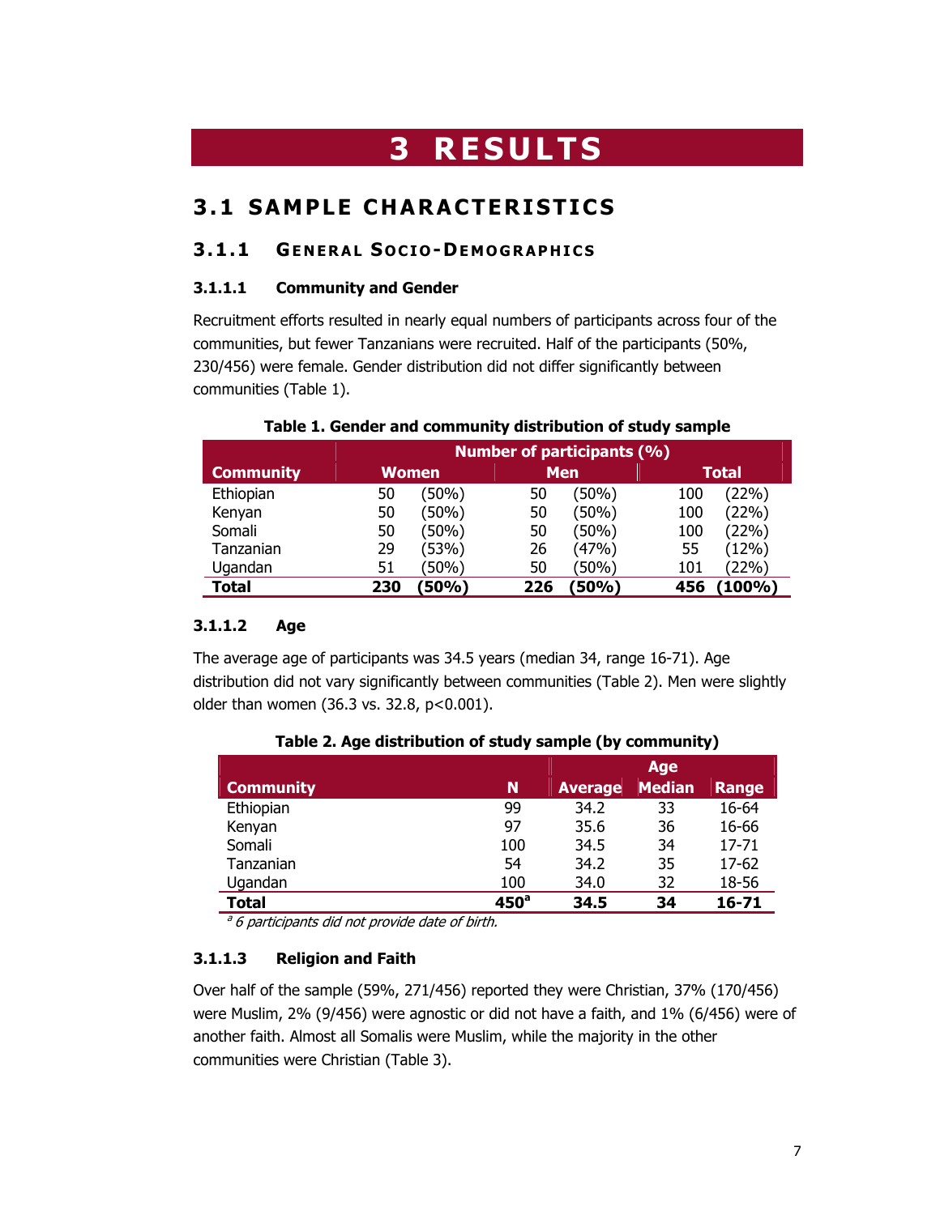# 3 RESULTS

## 3.1 SAMPLE CHARACTERISTICS

### 3.1.1 GENERAL SOCIO-DEMOGRAPHICS

#### 3.1.1.1 Community and Gender

Recruitment efforts resulted in nearly equal numbers of participants across four of the communities, but fewer Tanzanians were recruited. Half of the participants (50%, 230/456) were female. Gender distribution did not differ significantly between communities (Table 1).

**Table 1. Gender and community distribution of study sample**

| Community | Number of participants (%) | | | | | |
|---|---|---|---|---|---|---|
| | Women | | Men | | Total | |
| Ethiopian | 50 | (50%) | 50 | (50%) | 100 | (22%) |
| Kenyan | 50 | (50%) | 50 | (50%) | 100 | (22%) |
| Somali | 50 | (50%) | 50 | (50%) | 100 | (22%) |
| Tanzanian | 29 | (53%) | 26 | (47%) | 55 | (12%) |
| Ugandan | 51 | (50%) | 50 | (50%) | 101 | (22%) |
| **Total** | **230** | **(50%)** | **226** | **(50%)** | **456** | **(100%)** |

#### 3.1.1.2 Age

The average age of participants was 34.5 years (median 34, range 16-71). Age distribution did not vary significantly between communities (Table 2). Men were slightly older than women (36.3 vs. 32.8, $p<0.001$).

**Table 2. Age distribution of study sample (by community)**

| Community | N | Age | | |
|---|---|---|---|---|
| | | Average | Median | Range |
| Ethiopian | 99 | 34.2 | 33 | 16-64 |
| Kenyan | 97 | 35.6 | 36 | 16-66 |
| Somali | 100 | 34.5 | 34 | 17-71 |
| Tanzanian | 54 | 34.2 | 35 | 17-62 |
| Ugandan | 100 | 34.0 | 32 | 18-56 |
| **Total** | **450[a]** | **34.5** | **34** | **16-71** |

*[a] 6 participants did not provide date of birth.*

#### 3.1.1.3 Religion and Faith

Over half of the sample (59%, 271/456) reported they were Christian, 37% (170/456) were Muslim, 2% (9/456) were agnostic or did not have a faith, and 1% (6/456) were of another faith. Almost all Somalis were Muslim, while the majority in the other communities were Christian (Table 3).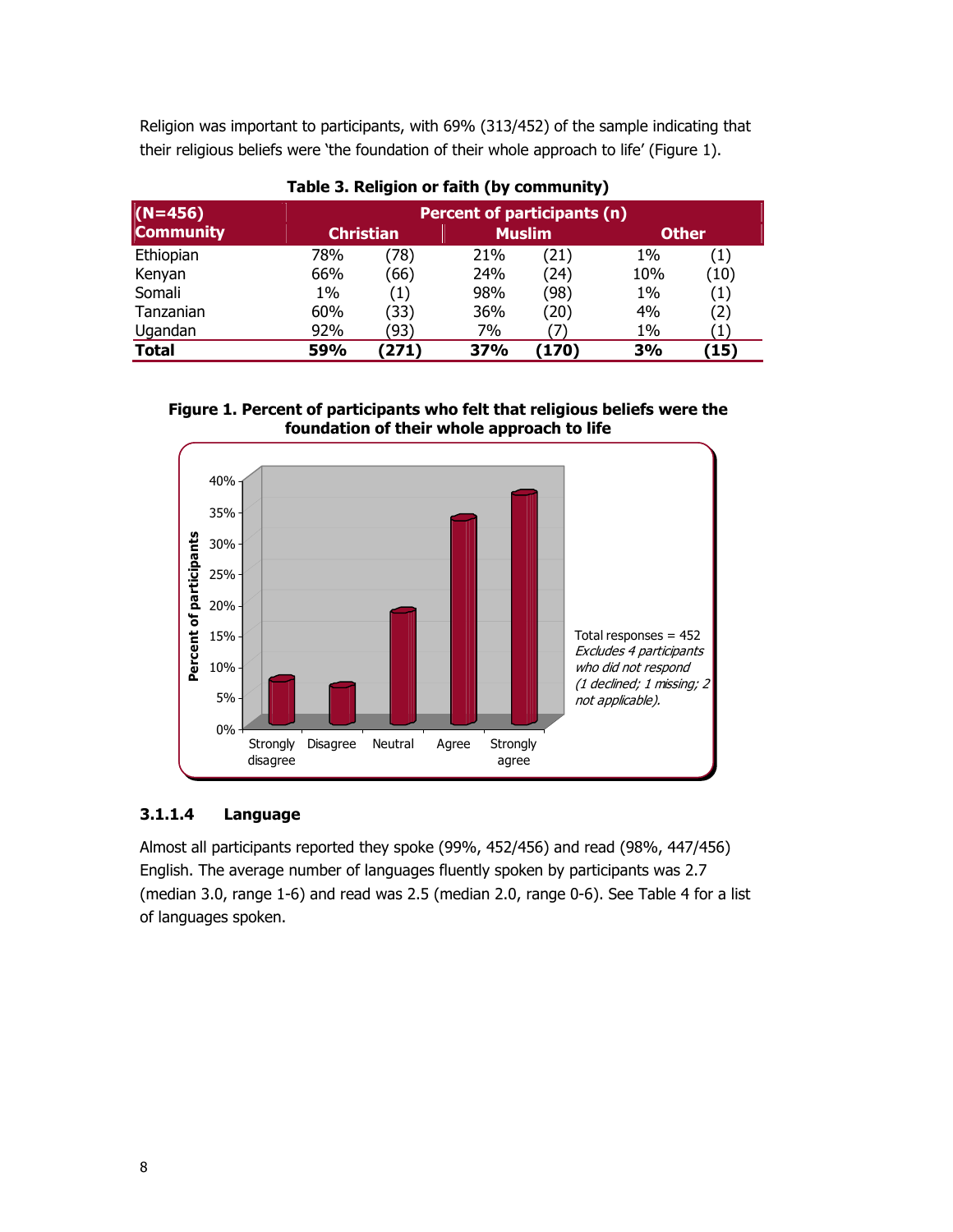Religion was important to participants, with 69% (313/452) of the sample indicating that their religious beliefs were 'the foundation of their whole approach to life' (Figure 1).

**Table 3. Religion or faith (by community)**

| (N=456) Community | Percent of participants (n) | | | | | |
|---|---|---|---|---|---|---|
| | Christian | | Muslim | | Other | |
| Ethiopian | 78% | (78) | 21% | (21) | 1% | (1) |
| Kenyan | 66% | (66) | 24% | (24) | 10% | (10) |
| Somali | 1% | (1) | 98% | (98) | 1% | (1) |
| Tanzanian | 60% | (33) | 36% | (20) | 4% | (2) |
| Ugandan | 92% | (93) | 7% | (7) | 1% | (1) |
| **Total** | **59%** | **(271)** | **37%** | **(170)** | **3%** | **(15)** |

**Figure 1. Percent of participants who felt that religious beliefs were the foundation of their whole approach to life**

Total responses = 452
*Excludes 4 participants who did not respond (1 declined; 1 missing; 2 not applicable).*

#### 3.1.1.4 Language

Almost all participants reported they spoke (99%, 452/456) and read (98%, 447/456) English. The average number of languages fluently spoken by participants was 2.7 (median 3.0, range 1-6) and read was 2.5 (median 2.0, range 0-6). See Table 4 for a list of languages spoken.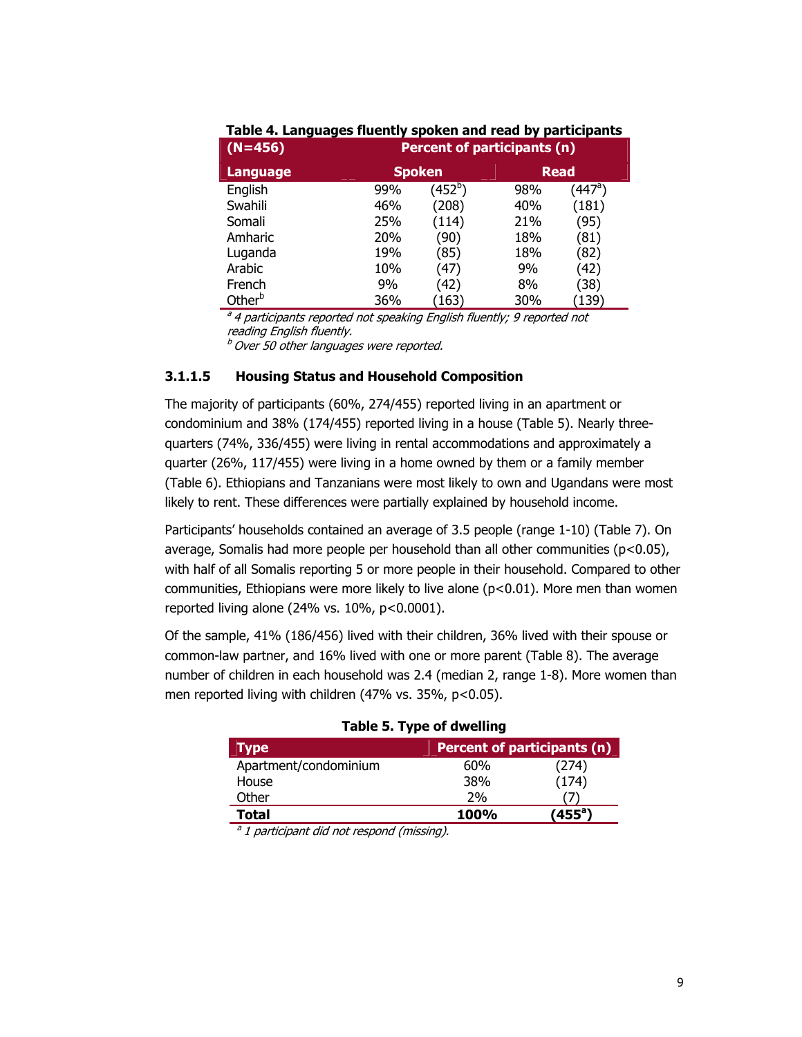**Table 4. Languages fluently spoken and read by participants**

| (N=456) | Percent of participants (n) | | | |
|---|---|---|---|---|
| **Language** | **Spoken** | | **Read** | |
| English | 99% | (452[b]) | 98% | (447[a]) |
| Swahili | 46% | (208) | 40% | (181) |
| Somali | 25% | (114) | 21% | (95) |
| Amharic | 20% | (90) | 18% | (81) |
| Luganda | 19% | (85) | 18% | (82) |
| Arabic | 10% | (47) | 9% | (42) |
| French | 9% | (42) | 8% | (38) |
| Other[b] | 36% | (163) | 30% | (139) |

[a] *4 participants reported not speaking English fluently; 9 reported not reading English fluently.*
[b] *Over 50 other languages were reported.*

#### 3.1.1.5 Housing Status and Household Composition

The majority of participants (60%, 274/455) reported living in an apartment or condominium and 38% (174/455) reported living in a house (Table 5). Nearly three-quarters (74%, 336/455) were living in rental accommodations and approximately a quarter (26%, 117/455) were living in a home owned by them or a family member (Table 6). Ethiopians and Tanzanians were most likely to own and Ugandans were most likely to rent. These differences were partially explained by household income.

Participants' households contained an average of 3.5 people (range 1-10) (Table 7). On average, Somalis had more people per household than all other communities ($p<0.05$), with half of all Somalis reporting 5 or more people in their household. Compared to other communities, Ethiopians were more likely to live alone ($p<0.01$). More men than women reported living alone (24% vs. 10%, $p<0.0001$).

Of the sample, 41% (186/456) lived with their children, 36% lived with their spouse or common-law partner, and 16% lived with one or more parent (Table 8). The average number of children in each household was 2.4 (median 2, range 1-8). More women than men reported living with children (47% vs. 35%, $p<0.05$).

**Table 5. Type of dwelling**

| Type | Percent of participants (n) | |
|---|---|---|
| Apartment/condominium | 60% | (274) |
| House | 38% | (174) |
| Other | 2% | (7) |
| **Total** | **100%** | **(455[a])** |

[a] *1 participant did not respond (missing).*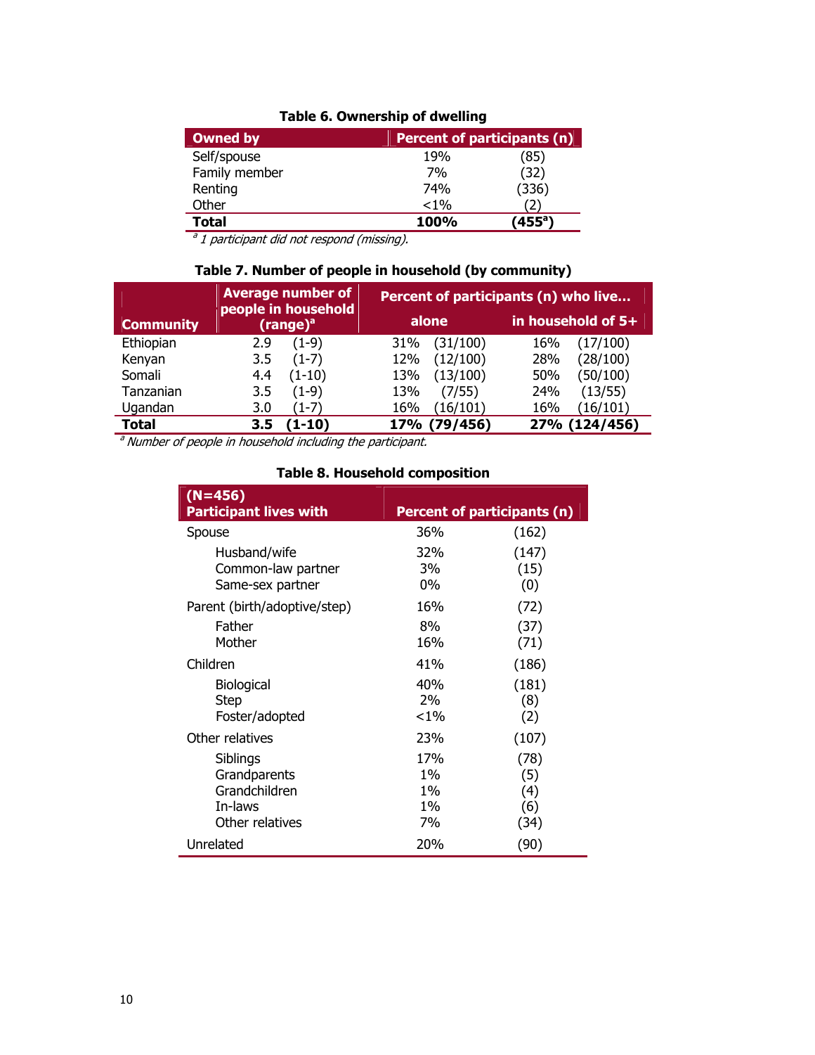**Table 6. Ownership of dwelling**

| Owned by | Percent of participants (n) | |
|---|---|---|
| Self/spouse | 19% | (85) |
| Family member | 7% | (32) |
| Renting | 74% | (336) |
| Other | <1% | (2) |
| **Total** | **100%** | **(455[a])** |

*[a] 1 participant did not respond (missing).*

**Table 7. Number of people in household (by community)**

| Community | Average number of people in household (range)[a] | | Percent of participants (n) who live… alone | | in household of 5+ | |
|---|---|---|---|---|---|---|
| Ethiopian | 2.9 | (1-9) | 31% | (31/100) | 16% | (17/100) |
| Kenyan | 3.5 | (1-7) | 12% | (12/100) | 28% | (28/100) |
| Somali | 4.4 | (1-10) | 13% | (13/100) | 50% | (50/100) |
| Tanzanian | 3.5 | (1-9) | 13% | (7/55) | 24% | (13/55) |
| Ugandan | 3.0 | (1-7) | 16% | (16/101) | 16% | (16/101) |
| **Total** | **3.5** | **(1-10)** | **17%** | **(79/456)** | **27%** | **(124/456)** |

*[a] Number of people in household including the participant.*

**Table 8. Household composition**

| (N=456) Participant lives with | Percent of participants (n) | |
|---|---|---|
| Spouse | 36% | (162) |
| Husband/wife | 32% | (147) |
| Common-law partner | 3% | (15) |
| Same-sex partner | 0% | (0) |
| Parent (birth/adoptive/step) | 16% | (72) |
| Father | 8% | (37) |
| Mother | 16% | (71) |
| Children | 41% | (186) |
| Biological | 40% | (181) |
| Step | 2% | (8) |
| Foster/adopted | <1% | (2) |
| Other relatives | 23% | (107) |
| Siblings | 17% | (78) |
| Grandparents | 1% | (5) |
| Grandchildren | 1% | (4) |
| In-laws | 1% | (6) |
| Other relatives | 7% | (34) |
| Unrelated | 20% | (90) |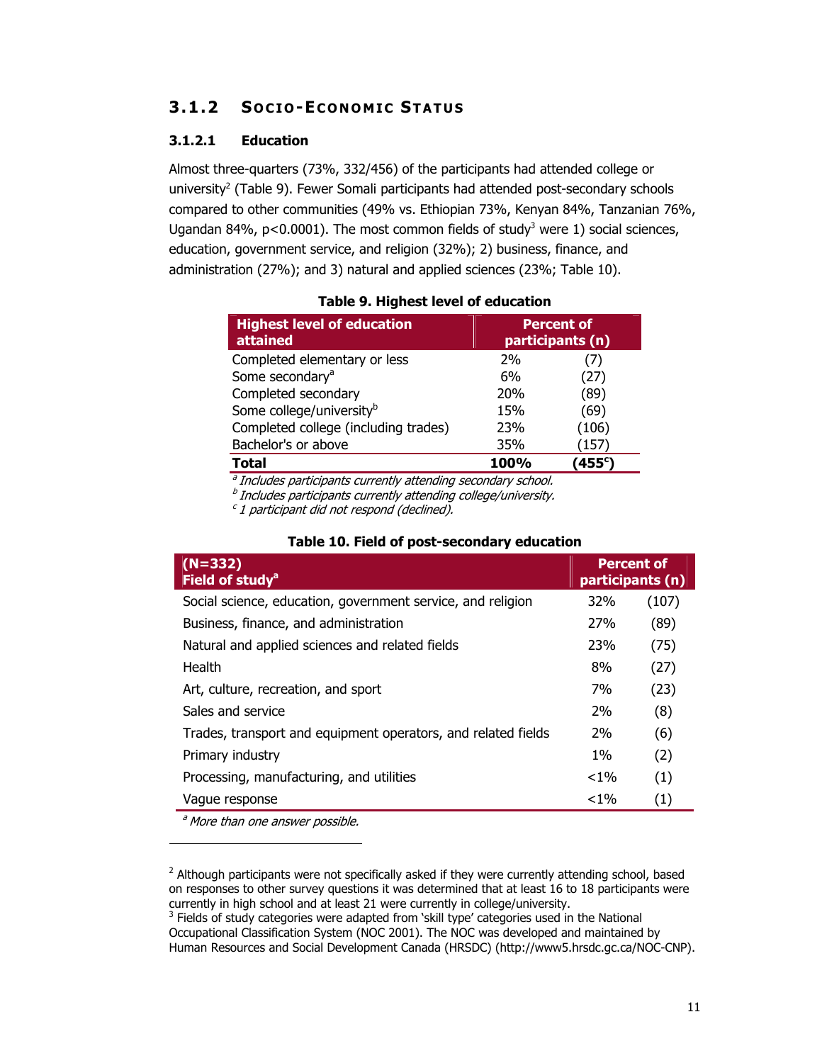### 3.1.2 Socio-Economic Status

#### 3.1.2.1 Education

Almost three-quarters (73%, 332/456) of the participants had attended college or university[2] (Table 9). Fewer Somali participants had attended post-secondary schools compared to other communities (49% vs. Ethiopian 73%, Kenyan 84%, Tanzanian 76%, Ugandan 84%, $p<0.0001$). The most common fields of study[3] were 1) social sciences, education, government service, and religion (32%); 2) business, finance, and administration (27%); and 3) natural and applied sciences (23%; Table 10).

**Table 9. Highest level of education**

| Highest level of education attained | Percent of participants (n) | |
|---|---|---|
| Completed elementary or less | 2% | (7) |
| Some secondary[a] | 6% | (27) |
| Completed secondary | 20% | (89) |
| Some college/university[b] | 15% | (69) |
| Completed college (including trades) | 23% | (106) |
| Bachelor's or above | 35% | (157) |
| **Total** | **100%** | **(455[c])** |

*[a] Includes participants currently attending secondary school.*
*[b] Includes participants currently attending college/university.*
*[c] 1 participant did not respond (declined).*

**Table 10. Field of post-secondary education**

| (N=332) Field of study[a] | Percent of participants (n) | |
|---|---|---|
| Social science, education, government service, and religion | 32% | (107) |
| Business, finance, and administration | 27% | (89) |
| Natural and applied sciences and related fields | 23% | (75) |
| Health | 8% | (27) |
| Art, culture, recreation, and sport | 7% | (23) |
| Sales and service | 2% | (8) |
| Trades, transport and equipment operators, and related fields | 2% | (6) |
| Primary industry | 1% | (2) |
| Processing, manufacturing, and utilities | <1% | (1) |
| Vague response | <1% | (1) |

*[a] More than one answer possible.*

---

[2] Although participants were not specifically asked if they were currently attending school, based on responses to other survey questions it was determined that at least 16 to 18 participants were currently in high school and at least 21 were currently in college/university.

[3] Fields of study categories were adapted from 'skill type' categories used in the National Occupational Classification System (NOC 2001). The NOC was developed and maintained by Human Resources and Social Development Canada (HRSDC) (http://www5.hrsdc.gc.ca/NOC-CNP).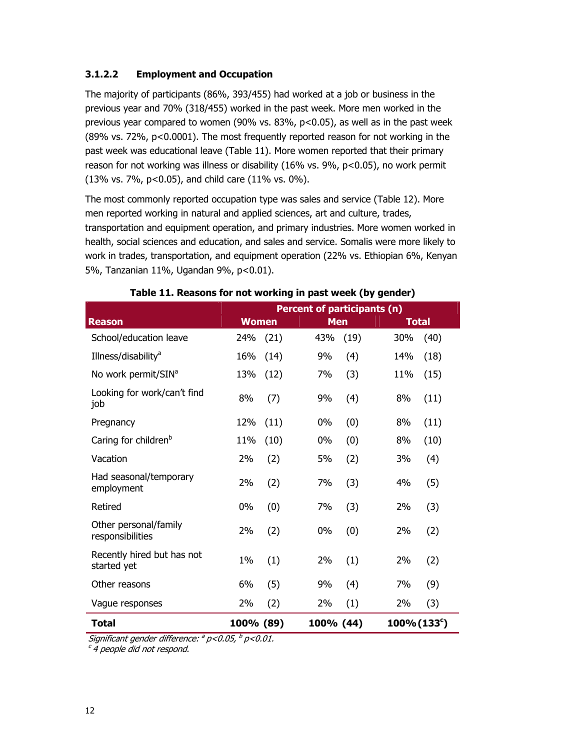### 3.1.2.2 Employment and Occupation

The majority of participants (86%, 393/455) had worked at a job or business in the previous year and 70% (318/455) worked in the past week. More men worked in the previous year compared to women (90% vs. 83%, $p<0.05$), as well as in the past week (89% vs. 72%, $p<0.0001$). The most frequently reported reason for not working in the past week was educational leave (Table 11). More women reported that their primary reason for not working was illness or disability (16% vs. 9%, $p<0.05$), no work permit (13% vs. 7%, $p<0.05$), and child care (11% vs. 0%).

The most commonly reported occupation type was sales and service (Table 12). More men reported working in natural and applied sciences, art and culture, trades, transportation and equipment operation, and primary industries. More women worked in health, social sciences and education, and sales and service. Somalis were more likely to work in trades, transportation, and equipment operation (22% vs. Ethiopian 6%, Kenyan 5%, Tanzanian 11%, Ugandan 9%, $p<0.01$).

**Table 11. Reasons for not working in past week (by gender)**

| Reason | Percent of participants (n) | | | | | |
|---|---|---|---|---|---|---|
| | Women | | Men | | Total | |
| School/education leave | 24% | (21) | 43% | (19) | 30% | (40) |
| Illness/disability[a] | 16% | (14) | 9% | (4) | 14% | (18) |
| No work permit/SIN[a] | 13% | (12) | 7% | (3) | 11% | (15) |
| Looking for work/can't find job | 8% | (7) | 9% | (4) | 8% | (11) |
| Pregnancy | 12% | (11) | 0% | (0) | 8% | (11) |
| Caring for children[b] | 11% | (10) | 0% | (0) | 8% | (10) |
| Vacation | 2% | (2) | 5% | (2) | 3% | (4) |
| Had seasonal/temporary employment | 2% | (2) | 7% | (3) | 4% | (5) |
| Retired | 0% | (0) | 7% | (3) | 2% | (3) |
| Other personal/family responsibilities | 2% | (2) | 0% | (0) | 2% | (2) |
| Recently hired but has not started yet | 1% | (1) | 2% | (1) | 2% | (2) |
| Other reasons | 6% | (5) | 9% | (4) | 7% | (9) |
| Vague responses | 2% | (2) | 2% | (1) | 2% | (3) |
| **Total** | **100%** | **(89)** | **100%** | **(44)** | **100%** | **(133[c])** |

*Significant gender difference: [a] $p<0.05$, [b] $p<0.01$.*
*[c] 4 people did not respond.*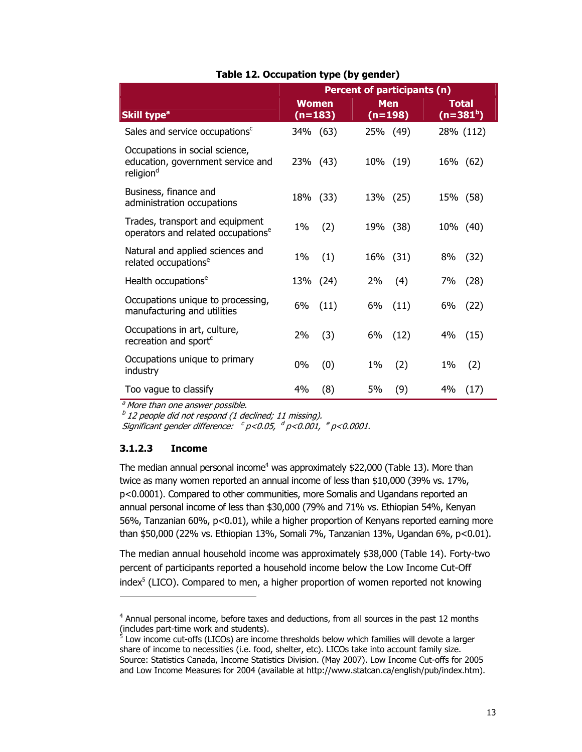**Table 12. Occupation type (by gender)**

| Skill type[a] | Percent of participants (n) | | |
|---|---|---|---|
| | Women (n=183) | Men (n=198) | Total (n=381[b]) |
| Sales and service occupations[c] | 34% (63) | 25% (49) | 28% (112) |
| Occupations in social science, education, government service and religion[d] | 23% (43) | 10% (19) | 16% (62) |
| Business, finance and administration occupations | 18% (33) | 13% (25) | 15% (58) |
| Trades, transport and equipment operators and related occupations[e] | 1% (2) | 19% (38) | 10% (40) |
| Natural and applied sciences and related occupations[e] | 1% (1) | 16% (31) | 8% (32) |
| Health occupations[e] | 13% (24) | 2% (4) | 7% (28) |
| Occupations unique to processing, manufacturing and utilities | 6% (11) | 6% (11) | 6% (22) |
| Occupations in art, culture, recreation and sport[c] | 2% (3) | 6% (12) | 4% (15) |
| Occupations unique to primary industry | 0% (0) | 1% (2) | 1% (2) |
| Too vague to classify | 4% (8) | 5% (9) | 4% (17) |

*[a] More than one answer possible.*
*[b] 12 people did not respond (1 declined; 11 missing).*
*Significant gender difference: [c] $p<0.05$, [d] $p<0.001$, [e] $p<0.0001$.*

### 3.1.2.3 Income

The median annual personal income[4] was approximately $22,000 (Table 13). More than twice as many women reported an annual income of less than $10,000 (39% vs. 17%, $p<0.0001$). Compared to other communities, more Somalis and Ugandans reported an annual personal income of less than $30,000 (79% and 71% vs. Ethiopian 54%, Kenyan 56%, Tanzanian 60%, $p<0.01$), while a higher proportion of Kenyans reported earning more than $50,000 (22% vs. Ethiopian 13%, Somali 7%, Tanzanian 13%, Ugandan 6%, $p<0.01$).

The median annual household income was approximately $38,000 (Table 14). Forty-two percent of participants reported a household income below the Low Income Cut-Off index[5] (LICO). Compared to men, a higher proportion of women reported not knowing

[4] Annual personal income, before taxes and deductions, from all sources in the past 12 months (includes part-time work and students).

[5] Low income cut-offs (LICOs) are income thresholds below which families will devote a larger share of income to necessities (i.e. food, shelter, etc). LICOs take into account family size. Source: Statistics Canada, Income Statistics Division. (May 2007). Low Income Cut-offs for 2005 and Low Income Measures for 2004 (available at http://www.statcan.ca/english/pub/index.htm).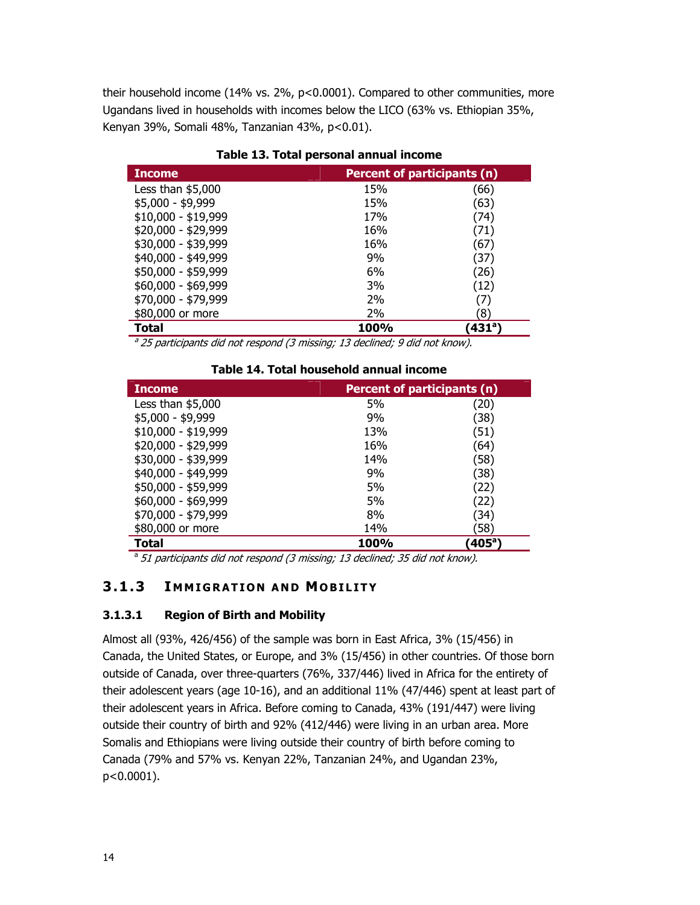their household income (14% vs. 2%, $p<0.0001$). Compared to other communities, more Ugandans lived in households with incomes below the LICO (63% vs. Ethiopian 35%, Kenyan 39%, Somali 48%, Tanzanian 43%, $p<0.01$).

**Table 13. Total personal annual income**

| Income | Percent of participants (n) | |
|---|---|---|
| Less than $5,000 | 15% | (66) |
| $5,000 - $9,999 | 15% | (63) |
| $10,000 - $19,999 | 17% | (74) |
| $20,000 - $29,999 | 16% | (71) |
| $30,000 - $39,999 | 16% | (67) |
| $40,000 - $49,999 | 9% | (37) |
| $50,000 - $59,999 | 6% | (26) |
| $60,000 - $69,999 | 3% | (12) |
| $70,000 - $79,999 | 2% | (7) |
| $80,000 or more | 2% | (8) |
| **Total** | **100%** | **(431[a])** |

*[a] 25 participants did not respond (3 missing; 13 declined; 9 did not know).*

**Table 14. Total household annual income**

| Income | Percent of participants (n) | |
|---|---|---|
| Less than $5,000 | 5% | (20) |
| $5,000 - $9,999 | 9% | (38) |
| $10,000 - $19,999 | 13% | (51) |
| $20,000 - $29,999 | 16% | (64) |
| $30,000 - $39,999 | 14% | (58) |
| $40,000 - $49,999 | 9% | (38) |
| $50,000 - $59,999 | 5% | (22) |
| $60,000 - $69,999 | 5% | (22) |
| $70,000 - $79,999 | 8% | (34) |
| $80,000 or more | 14% | (58) |
| **Total** | **100%** | **(405[a])** |

*[a] 51 participants did not respond (3 missing; 13 declined; 35 did not know).*

### 3.1.3 Immigration and Mobility

#### 3.1.3.1 Region of Birth and Mobility

Almost all (93%, 426/456) of the sample was born in East Africa, 3% (15/456) in Canada, the United States, or Europe, and 3% (15/456) in other countries. Of those born outside of Canada, over three-quarters (76%, 337/446) lived in Africa for the entirety of their adolescent years (age 10-16), and an additional 11% (47/446) spent at least part of their adolescent years in Africa. Before coming to Canada, 43% (191/447) were living outside their country of birth and 92% (412/446) were living in an urban area. More Somalis and Ethiopians were living outside their country of birth before coming to Canada (79% and 57% vs. Kenyan 22%, Tanzanian 24%, and Ugandan 23%, $p<0.0001$).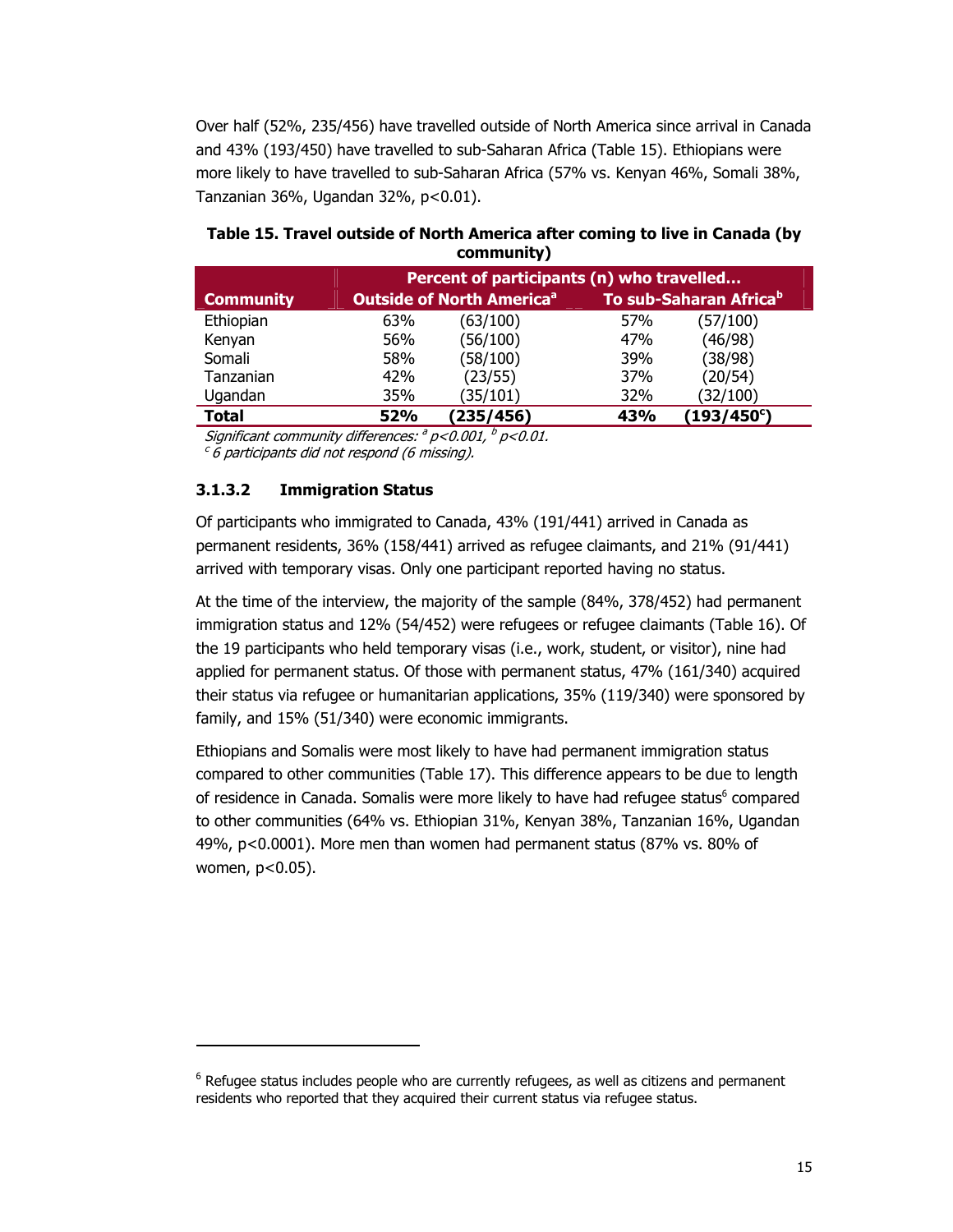Over half (52%, 235/456) have travelled outside of North America since arrival in Canada and 43% (193/450) have travelled to sub-Saharan Africa (Table 15). Ethiopians were more likely to have travelled to sub-Saharan Africa (57% vs. Kenyan 46%, Somali 38%, Tanzanian 36%, Ugandan 32%, $p<0.01$).

**Table 15. Travel outside of North America after coming to live in Canada (by community)**

| Community | Percent of participants (n) who travelled… | | | |
|---|---|---|---|---|
| | Outside of North America[a] | | To sub-Saharan Africa[b] | |
| Ethiopian | 63% | (63/100) | 57% | (57/100) |
| Kenyan | 56% | (56/100) | 47% | (46/98) |
| Somali | 58% | (58/100) | 39% | (38/98) |
| Tanzanian | 42% | (23/55) | 37% | (20/54) |
| Ugandan | 35% | (35/101) | 32% | (32/100) |
| **Total** | **52%** | **(235/456)** | **43%** | **(193/450[c])** |

*Significant community differences: [a] $p<0.001$, [b] $p<0.01$.*
*[c] 6 participants did not respond (6 missing).*

### 3.1.3.2 Immigration Status

Of participants who immigrated to Canada, 43% (191/441) arrived in Canada as permanent residents, 36% (158/441) arrived as refugee claimants, and 21% (91/441) arrived with temporary visas. Only one participant reported having no status.

At the time of the interview, the majority of the sample (84%, 378/452) had permanent immigration status and 12% (54/452) were refugees or refugee claimants (Table 16). Of the 19 participants who held temporary visas (i.e., work, student, or visitor), nine had applied for permanent status. Of those with permanent status, 47% (161/340) acquired their status via refugee or humanitarian applications, 35% (119/340) were sponsored by family, and 15% (51/340) were economic immigrants.

Ethiopians and Somalis were most likely to have had permanent immigration status compared to other communities (Table 17). This difference appears to be due to length of residence in Canada. Somalis were more likely to have had refugee status[6] compared to other communities (64% vs. Ethiopian 31%, Kenyan 38%, Tanzanian 16%, Ugandan 49%, $p<0.0001$). More men than women had permanent status (87% vs. 80% of women, $p<0.05$).

[6] Refugee status includes people who are currently refugees, as well as citizens and permanent residents who reported that they acquired their current status via refugee status.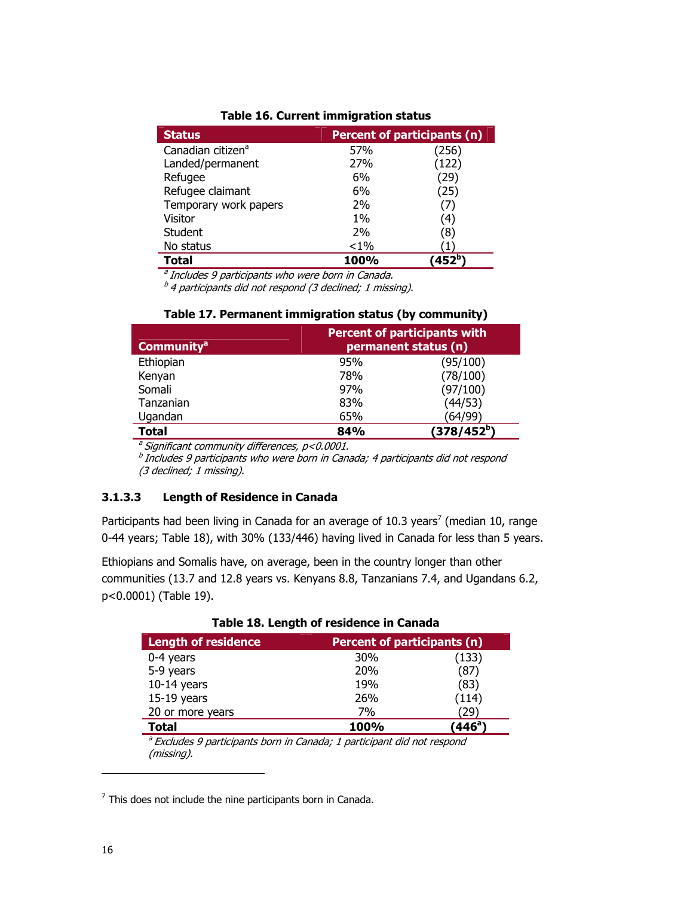**Table 16. Current immigration status**

| Status | Percent of participants (n) | |
|---|---|---|
| Canadian citizen[a] | 57% | (256) |
| Landed/permanent | 27% | (122) |
| Refugee | 6% | (29) |
| Refugee claimant | 6% | (25) |
| Temporary work papers | 2% | (7) |
| Visitor | 1% | (4) |
| Student | 2% | (8) |
| No status | <1% | (1) |
| **Total** | **100%** | **(452[b])** |

*[a] Includes 9 participants who were born in Canada.*
*[b] 4 participants did not respond (3 declined; 1 missing).*

**Table 17. Permanent immigration status (by community)**

| Community[a] | Percent of participants with permanent status (n) | |
|---|---|---|
| Ethiopian | 95% | (95/100) |
| Kenyan | 78% | (78/100) |
| Somali | 97% | (97/100) |
| Tanzanian | 83% | (44/53) |
| Ugandan | 65% | (64/99) |
| **Total** | **84%** | **(378/452[b])** |

*[a] Significant community differences, p<0.0001.*
*[b] Includes 9 participants who were born in Canada; 4 participants did not respond (3 declined; 1 missing).*

### 3.1.3.3 Length of Residence in Canada

Participants had been living in Canada for an average of 10.3 years[7] (median 10, range 0-44 years; Table 18), with 30% (133/446) having lived in Canada for less than 5 years.

Ethiopians and Somalis have, on average, been in the country longer than other communities (13.7 and 12.8 years vs. Kenyans 8.8, Tanzanians 7.4, and Ugandans 6.2, $p<0.0001$) (Table 19).

**Table 18. Length of residence in Canada**

| Length of residence | Percent of participants (n) | |
|---|---|---|
| 0-4 years | 30% | (133) |
| 5-9 years | 20% | (87) |
| 10-14 years | 19% | (83) |
| 15-19 years | 26% | (114) |
| 20 or more years | 7% | (29) |
| **Total** | **100%** | **(446[a])** |

*[a] Excludes 9 participants born in Canada; 1 participant did not respond (missing).*

---

[7] This does not include the nine participants born in Canada.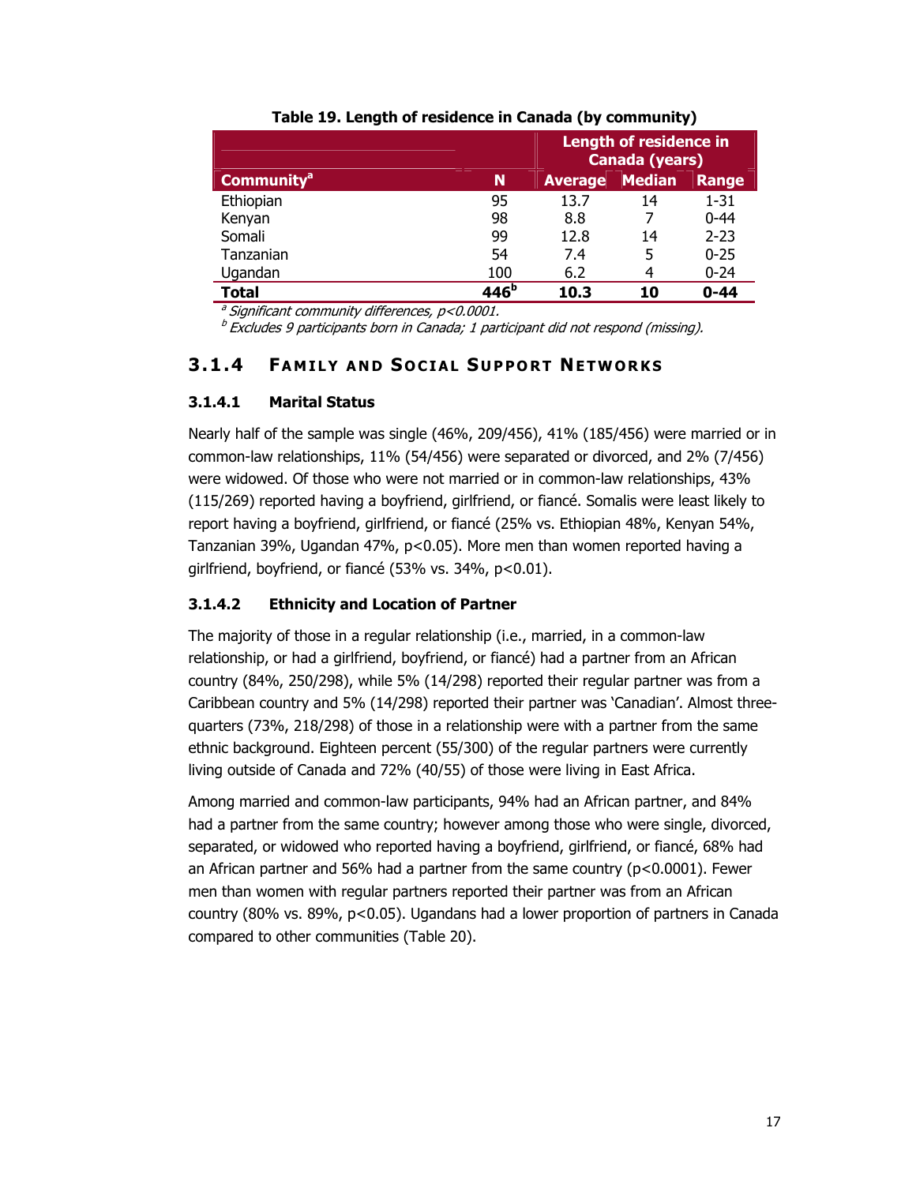**Table 19. Length of residence in Canada (by community)**

| Community[a] | N | Length of residence in Canada (years) Average | Median | Range |
|---|---|---|---|---|
| Ethiopian | 95 | 13.7 | 14 | 1-31 |
| Kenyan | 98 | 8.8 | 7 | 0-44 |
| Somali | 99 | 12.8 | 14 | 2-23 |
| Tanzanian | 54 | 7.4 | 5 | 0-25 |
| Ugandan | 100 | 6.2 | 4 | 0-24 |
| **Total** | **446[b]** | **10.3** | **10** | **0-44** |

[a] *Significant community differences, $p<0.0001$.*
[b] *Excludes 9 participants born in Canada; 1 participant did not respond (missing).*

## 3.1.4 Family and Social Support Networks

### 3.1.4.1 Marital Status

Nearly half of the sample was single (46%, 209/456), 41% (185/456) were married or in common-law relationships, 11% (54/456) were separated or divorced, and 2% (7/456) were widowed. Of those who were not married or in common-law relationships, 43% (115/269) reported having a boyfriend, girlfriend, or fiancé. Somalis were least likely to report having a boyfriend, girlfriend, or fiancé (25% vs. Ethiopian 48%, Kenyan 54%, Tanzanian 39%, Ugandan 47%, $p<0.05$). More men than women reported having a girlfriend, boyfriend, or fiancé (53% vs. 34%, $p<0.01$).

### 3.1.4.2 Ethnicity and Location of Partner

The majority of those in a regular relationship (i.e., married, in a common-law relationship, or had a girlfriend, boyfriend, or fiancé) had a partner from an African country (84%, 250/298), while 5% (14/298) reported their regular partner was from a Caribbean country and 5% (14/298) reported their partner was 'Canadian'. Almost three-quarters (73%, 218/298) of those in a relationship were with a partner from the same ethnic background. Eighteen percent (55/300) of the regular partners were currently living outside of Canada and 72% (40/55) of those were living in East Africa.

Among married and common-law participants, 94% had an African partner, and 84% had a partner from the same country; however among those who were single, divorced, separated, or widowed who reported having a boyfriend, girlfriend, or fiancé, 68% had an African partner and 56% had a partner from the same country ($p<0.0001$). Fewer men than women with regular partners reported their partner was from an African country (80% vs. 89%, $p<0.05$). Ugandans had a lower proportion of partners in Canada compared to other communities (Table 20).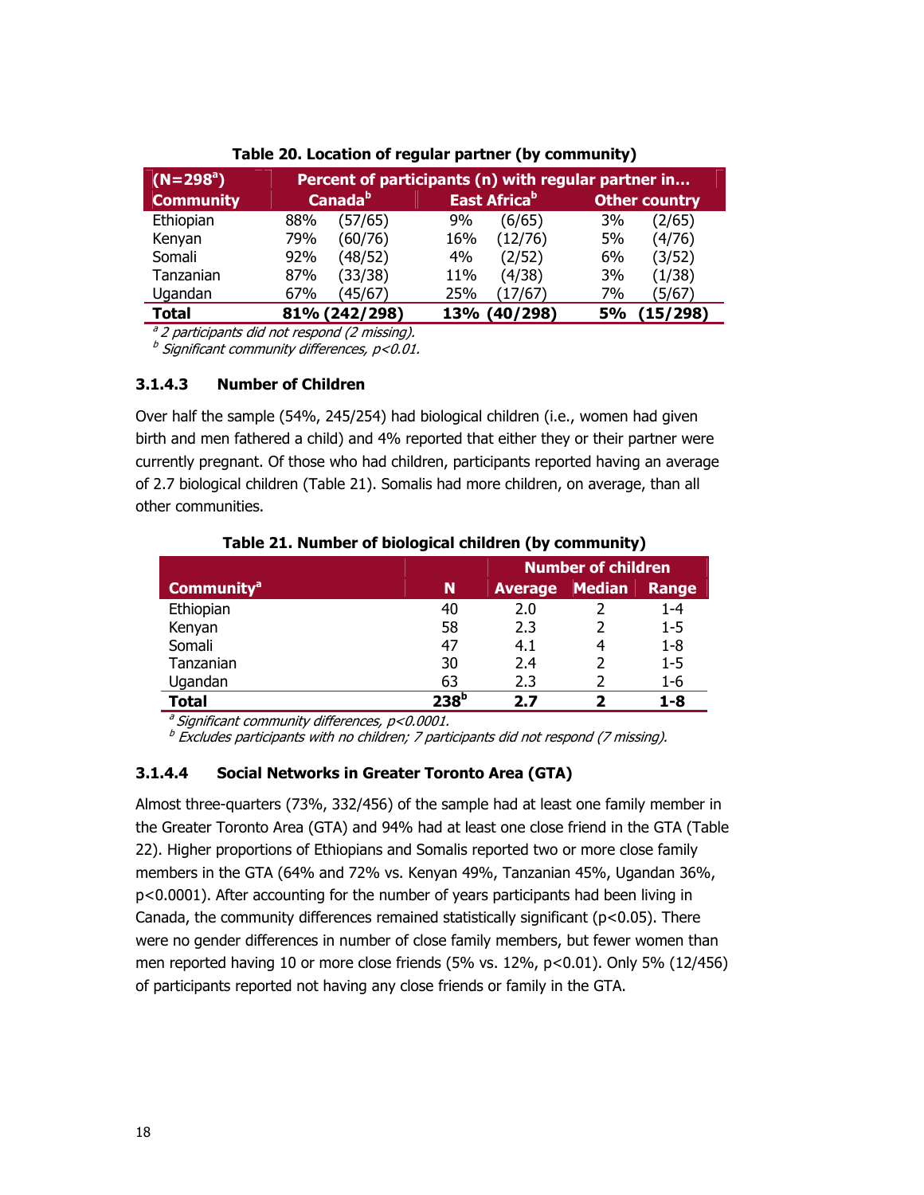**Table 20. Location of regular partner (by community)**

| (N=298[a]) | Percent of participants (n) with regular partner in… | | |
|---|---|---|---|
| Community | Canada[b] | East Africa[b] | Other country |
| Ethiopian | 88% (57/65) | 9% (6/65) | 3% (2/65) |
| Kenyan | 79% (60/76) | 16% (12/76) | 5% (4/76) |
| Somali | 92% (48/52) | 4% (2/52) | 6% (3/52) |
| Tanzanian | 87% (33/38) | 11% (4/38) | 3% (1/38) |
| Ugandan | 67% (45/67) | 25% (17/67) | 7% (5/67) |
| **Total** | **81% (242/298)** | **13% (40/298)** | **5% (15/298)** |

*[a] 2 participants did not respond (2 missing).*
*[b] Significant community differences, p<0.01.*

#### 3.1.4.3 Number of Children

Over half the sample (54%, 245/254) had biological children (i.e., women had given birth and men fathered a child) and 4% reported that either they or their partner were currently pregnant. Of those who had children, participants reported having an average of 2.7 biological children (Table 21). Somalis had more children, on average, than all other communities.

**Table 21. Number of biological children (by community)**

| | | Number of children | | |
|---|---|---|---|---|
| Community[a] | N | Average | Median | Range |
| Ethiopian | 40 | 2.0 | 2 | 1-4 |
| Kenyan | 58 | 2.3 | 2 | 1-5 |
| Somali | 47 | 4.1 | 4 | 1-8 |
| Tanzanian | 30 | 2.4 | 2 | 1-5 |
| Ugandan | 63 | 2.3 | 2 | 1-6 |
| **Total** | **238[b]** | **2.7** | **2** | **1-8** |

*[a] Significant community differences, p<0.0001.*
*[b] Excludes participants with no children; 7 participants did not respond (7 missing).*

#### 3.1.4.4 Social Networks in Greater Toronto Area (GTA)

Almost three-quarters (73%, 332/456) of the sample had at least one family member in the Greater Toronto Area (GTA) and 94% had at least one close friend in the GTA (Table 22). Higher proportions of Ethiopians and Somalis reported two or more close family members in the GTA (64% and 72% vs. Kenyan 49%, Tanzanian 45%, Ugandan 36%, $p<0.0001$). After accounting for the number of years participants had been living in Canada, the community differences remained statistically significant ($p<0.05$). There were no gender differences in number of close family members, but fewer women than men reported having 10 or more close friends (5% vs. 12%, $p<0.01$). Only 5% (12/456) of participants reported not having any close friends or family in the GTA.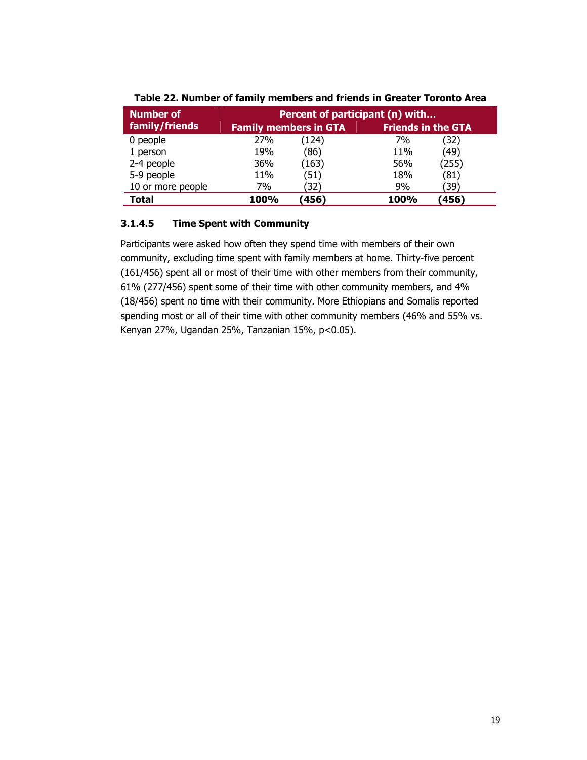**Table 22. Number of family members and friends in Greater Toronto Area**

| Number of family/friends | Percent of participant (n) with... | | | |
|---|---|---|---|---|
| | Family members in GTA | | Friends in the GTA | |
| 0 people | 27% | (124) | 7% | (32) |
| 1 person | 19% | (86) | 11% | (49) |
| 2-4 people | 36% | (163) | 56% | (255) |
| 5-9 people | 11% | (51) | 18% | (81) |
| 10 or more people | 7% | (32) | 9% | (39) |
| **Total** | **100%** | **(456)** | **100%** | **(456)** |

#### 3.1.4.5 Time Spent with Community

Participants were asked how often they spend time with members of their own community, excluding time spent with family members at home. Thirty-five percent (161/456) spent all or most of their time with other members from their community, 61% (277/456) spent some of their time with other community members, and 4% (18/456) spent no time with their community. More Ethiopians and Somalis reported spending most or all of their time with other community members (46% and 55% vs. Kenyan 27%, Ugandan 25%, Tanzanian 15%, $p<0.05$).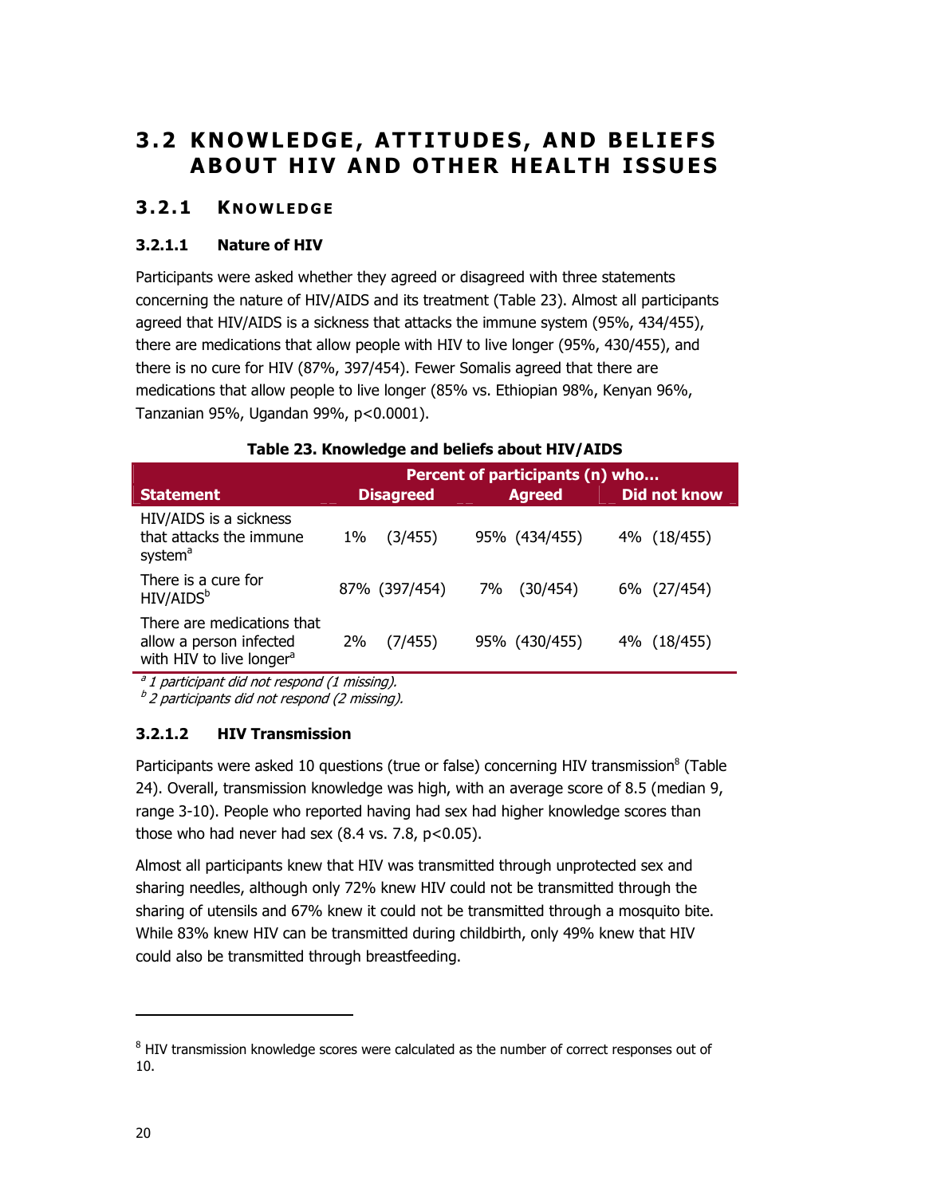## 3.2 KNOWLEDGE, ATTITUDES, AND BELIEFS ABOUT HIV AND OTHER HEALTH ISSUES

### 3.2.1 KNOWLEDGE

#### 3.2.1.1 Nature of HIV

Participants were asked whether they agreed or disagreed with three statements concerning the nature of HIV/AIDS and its treatment (Table 23). Almost all participants agreed that HIV/AIDS is a sickness that attacks the immune system (95%, 434/455), there are medications that allow people with HIV to live longer (95%, 430/455), and there is no cure for HIV (87%, 397/454). Fewer Somalis agreed that there are medications that allow people to live longer (85% vs. Ethiopian 98%, Kenyan 96%, Tanzanian 95%, Ugandan 99%, $p<0.0001$).

**Table 23. Knowledge and beliefs about HIV/AIDS**

| Statement | Percent of participants (n) who… | | |
|---|---|---|---|
| | Disagreed | Agreed | Did not know |
| HIV/AIDS is a sickness that attacks the immune system[a] | 1% (3/455) | 95% (434/455) | 4% (18/455) |
| There is a cure for HIV/AIDS[b] | 87% (397/454) | 7% (30/454) | 6% (27/454) |
| There are medications that allow a person infected with HIV to live longer[a] | 2% (7/455) | 95% (430/455) | 4% (18/455) |

*[a] 1 participant did not respond (1 missing).*
*[b] 2 participants did not respond (2 missing).*

#### 3.2.1.2 HIV Transmission

Participants were asked 10 questions (true or false) concerning HIV transmission[8] (Table 24). Overall, transmission knowledge was high, with an average score of 8.5 (median 9, range 3-10). People who reported having had sex had higher knowledge scores than those who had never had sex (8.4 vs. 7.8, $p<0.05$).

Almost all participants knew that HIV was transmitted through unprotected sex and sharing needles, although only 72% knew HIV could not be transmitted through the sharing of utensils and 67% knew it could not be transmitted through a mosquito bite. While 83% knew HIV can be transmitted during childbirth, only 49% knew that HIV could also be transmitted through breastfeeding.

[8] HIV transmission knowledge scores were calculated as the number of correct responses out of 10.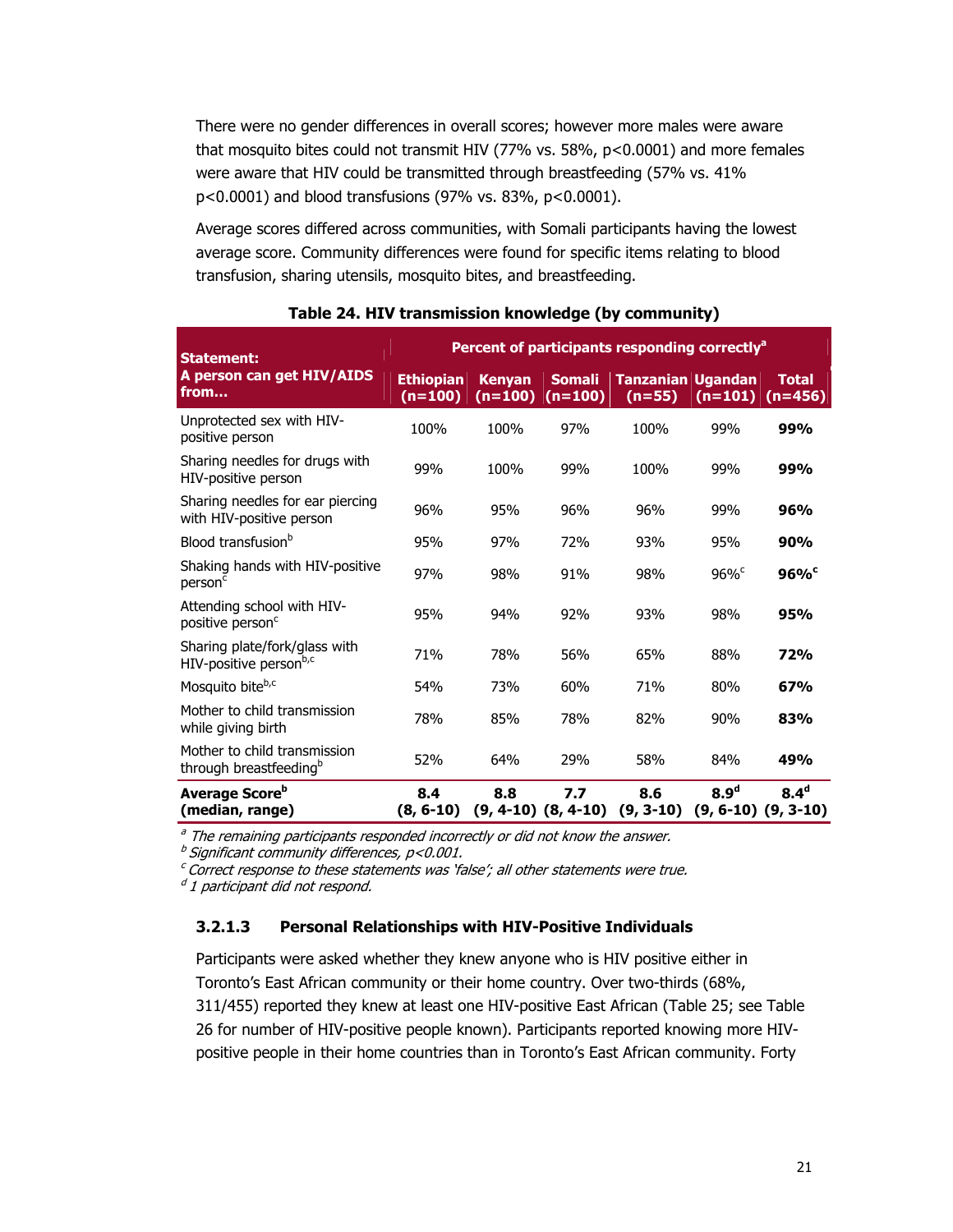There were no gender differences in overall scores; however more males were aware that mosquito bites could not transmit HIV (77% vs. 58%, $p<0.0001$) and more females were aware that HIV could be transmitted through breastfeeding (57% vs. 41% $p<0.0001$) and blood transfusions (97% vs. 83%, $p<0.0001$).

Average scores differed across communities, with Somali participants having the lowest average score. Community differences were found for specific items relating to blood transfusion, sharing utensils, mosquito bites, and breastfeeding.

**Table 24. HIV transmission knowledge (by community)**

| Statement: A person can get HIV/AIDS from… | Percent of participants responding correctly[a] | | | | | |
|---|---|---|---|---|---|---|
| | Ethiopian (n=100) | Kenyan (n=100) | Somali (n=100) | Tanzanian (n=55) | Ugandan (n=101) | Total (n=456) |
| Unprotected sex with HIV-positive person | 100% | 100% | 97% | 100% | 99% | **99%** |
| Sharing needles for drugs with HIV-positive person | 99% | 100% | 99% | 100% | 99% | **99%** |
| Sharing needles for ear piercing with HIV-positive person | 96% | 95% | 96% | 96% | 99% | **96%** |
| Blood transfusion[b] | 95% | 97% | 72% | 93% | 95% | **90%** |
| Shaking hands with HIV-positive person[c] | 97% | 98% | 91% | 98% | 96%[c] | **96%[c]** |
| Attending school with HIV-positive person[c] | 95% | 94% | 92% | 93% | 98% | **95%** |
| Sharing plate/fork/glass with HIV-positive person[b,c] | 71% | 78% | 56% | 65% | 88% | **72%** |
| Mosquito bite[b,c] | 54% | 73% | 60% | 71% | 80% | **67%** |
| Mother to child transmission while giving birth | 78% | 85% | 78% | 82% | 90% | **83%** |
| Mother to child transmission through breastfeeding[b] | 52% | 64% | 29% | 58% | 84% | **49%** |
| **Average Score[b] (median, range)** | **8.4 (8, 6-10)** | **8.8 (9, 4-10)** | **7.7 (8, 4-10)** | **8.6 (9, 3-10)** | **8.9[d] (9, 6-10)** | **8.4[d] (9, 3-10)** |

*[a] The remaining participants responded incorrectly or did not know the answer.*
*[b] Significant community differences, p<0.001.*
*[c] Correct response to these statements was 'false'; all other statements were true.*
*[d] 1 participant did not respond.*

### 3.2.1.3 Personal Relationships with HIV-Positive Individuals

Participants were asked whether they knew anyone who is HIV positive either in Toronto's East African community or their home country. Over two-thirds (68%, 311/455) reported they knew at least one HIV-positive East African (Table 25; see Table 26 for number of HIV-positive people known). Participants reported knowing more HIV-positive people in their home countries than in Toronto's East African community. Forty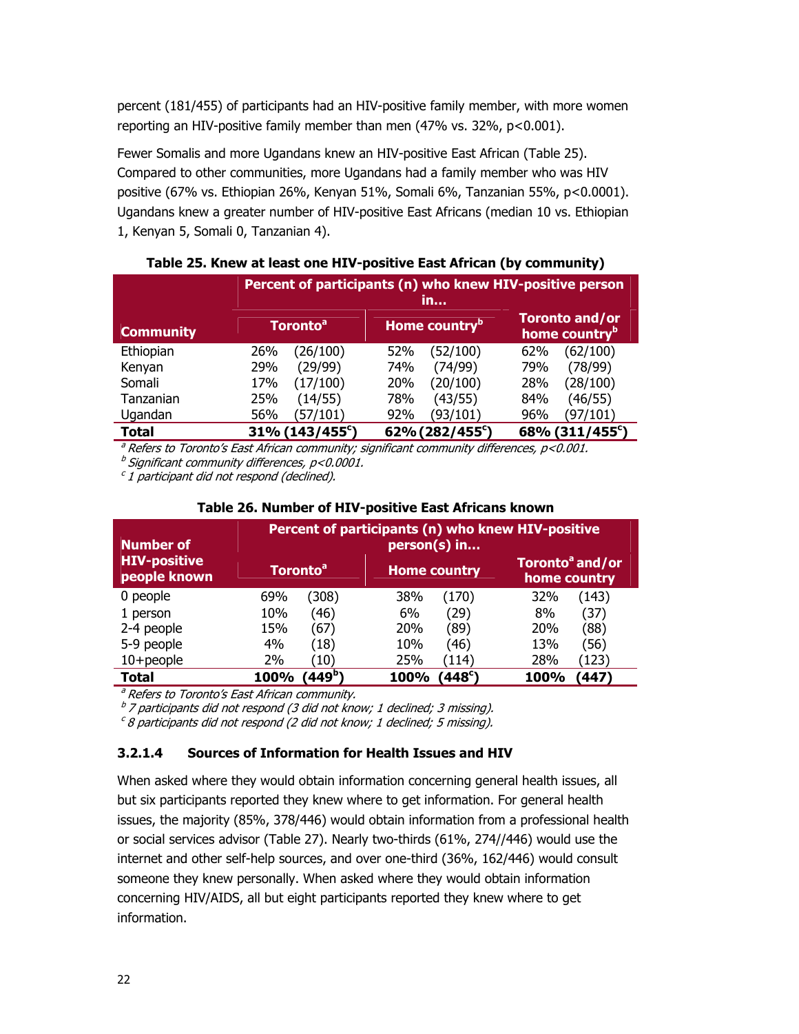percent (181/455) of participants had an HIV-positive family member, with more women reporting an HIV-positive family member than men (47% vs. 32%, p<0.001).

Fewer Somalis and more Ugandans knew an HIV-positive East African (Table 25). Compared to other communities, more Ugandans had a family member who was HIV positive (67% vs. Ethiopian 26%, Kenyan 51%, Somali 6%, Tanzanian 55%, p<0.0001). Ugandans knew a greater number of HIV-positive East Africans (median 10 vs. Ethiopian 1, Kenyan 5, Somali 0, Tanzanian 4).

**Table 25. Knew at least one HIV-positive East African (by community)**

| Community | Percent of participants (n) who knew HIV-positive person in… | | | | | |
|---|---|---|---|---|---|---|
| | Toronto[a] | | Home country[b] | | Toronto and/or home country[b] | |
| Ethiopian | 26% | (26/100) | 52% | (52/100) | 62% | (62/100) |
| Kenyan | 29% | (29/99) | 74% | (74/99) | 79% | (78/99) |
| Somali | 17% | (17/100) | 20% | (20/100) | 28% | (28/100) |
| Tanzanian | 25% | (14/55) | 78% | (43/55) | 84% | (46/55) |
| Ugandan | 56% | (57/101) | 92% | (93/101) | 96% | (97/101) |
| **Total** | **31%** | **(143/455[c])** | **62%** | **(282/455[c])** | **68%** | **(311/455[c])** |

*[a] Refers to Toronto's East African community; significant community differences, p<0.001.*
*[b] Significant community differences, p<0.0001.*
*[c] 1 participant did not respond (declined).*

**Table 26. Number of HIV-positive East Africans known**

| Number of HIV-positive people known | Percent of participants (n) who knew HIV-positive person(s) in… | | | | | |
|---|---|---|---|---|---|---|
| | Toronto[a] | | Home country | | Toronto[a] and/or home country | |
| 0 people | 69% | (308) | 38% | (170) | 32% | (143) |
| 1 person | 10% | (46) | 6% | (29) | 8% | (37) |
| 2-4 people | 15% | (67) | 20% | (89) | 20% | (88) |
| 5-9 people | 4% | (18) | 10% | (46) | 13% | (56) |
| 10+people | 2% | (10) | 25% | (114) | 28% | (123) |
| **Total** | **100%** | **(449[b])** | **100%** | **(448[c])** | **100%** | **(447)** |

*[a] Refers to Toronto's East African community.*
*[b] 7 participants did not respond (3 did not know; 1 declined; 3 missing).*
*[c] 8 participants did not respond (2 did not know; 1 declined; 5 missing).*

#### 3.2.1.4 Sources of Information for Health Issues and HIV

When asked where they would obtain information concerning general health issues, all but six participants reported they knew where to get information. For general health issues, the majority (85%, 378/446) would obtain information from a professional health or social services advisor (Table 27). Nearly two-thirds (61%, 274//446) would use the internet and other self-help sources, and over one-third (36%, 162/446) would consult someone they knew personally. When asked where they would obtain information concerning HIV/AIDS, all but eight participants reported they knew where to get information.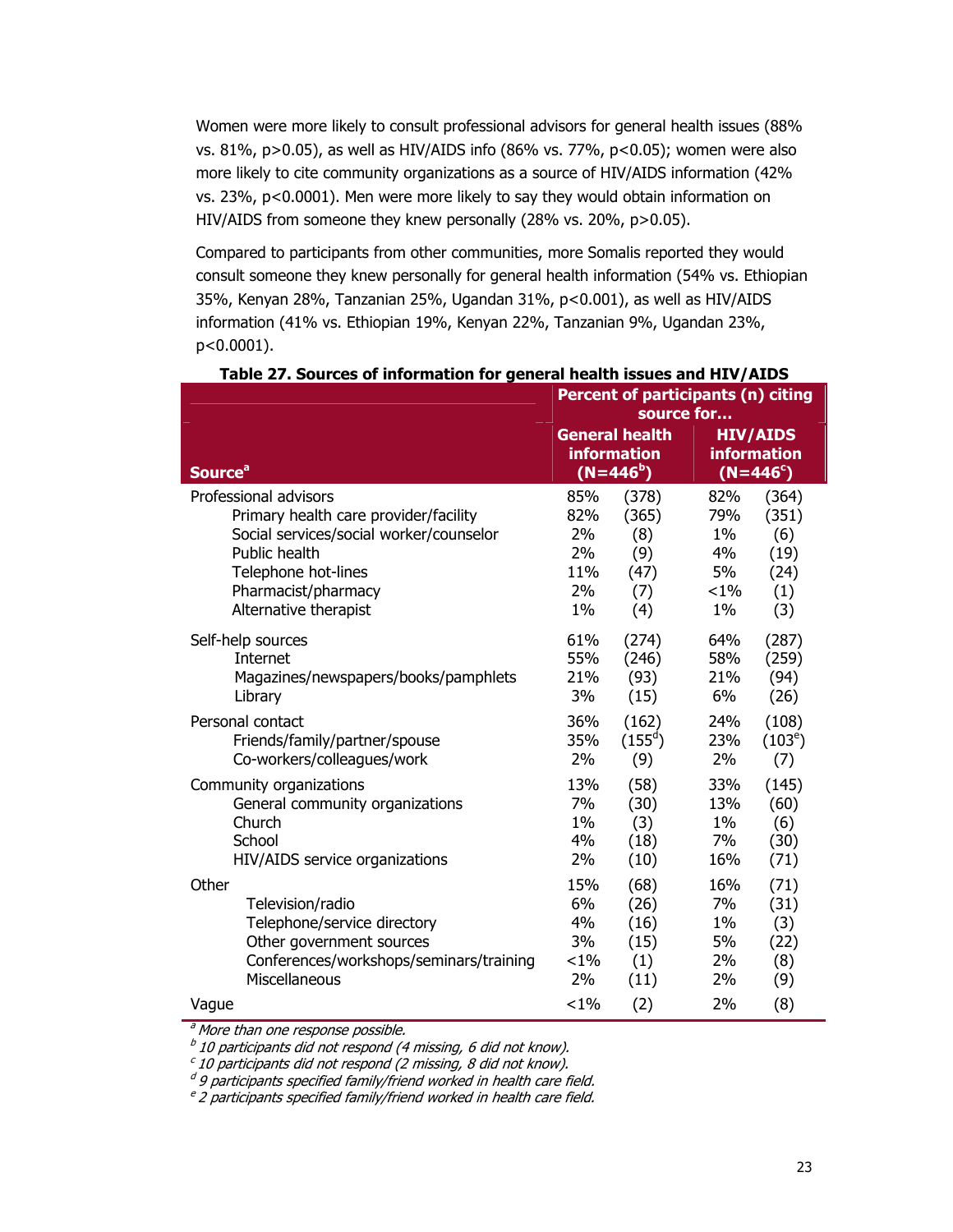Women were more likely to consult professional advisors for general health issues (88% vs. 81%, $p>0.05$), as well as HIV/AIDS info (86% vs. 77%, $p<0.05$); women were also more likely to cite community organizations as a source of HIV/AIDS information (42% vs. 23%, $p<0.0001$). Men were more likely to say they would obtain information on HIV/AIDS from someone they knew personally (28% vs. 20%, $p>0.05$).

Compared to participants from other communities, more Somalis reported they would consult someone they knew personally for general health information (54% vs. Ethiopian 35%, Kenyan 28%, Tanzanian 25%, Ugandan 31%, $p<0.001$), as well as HIV/AIDS information (41% vs. Ethiopian 19%, Kenyan 22%, Tanzanian 9%, Ugandan 23%, $p<0.0001$).

**Table 27. Sources of information for general health issues and HIV/AIDS**

| | Percent of participants (n) citing source for… | | | |
|---|---|---|---|---|
| Source[a] | General health information (N=446[b]) | | HIV/AIDS information (N=446[c]) | |
| Professional advisors | 85% | (378) | 82% | (364) |
| Primary health care provider/facility | 82% | (365) | 79% | (351) |
| Social services/social worker/counselor | 2% | (8) | 1% | (6) |
| Public health | 2% | (9) | 4% | (19) |
| Telephone hot-lines | 11% | (47) | 5% | (24) |
| Pharmacist/pharmacy | 2% | (7) | <1% | (1) |
| Alternative therapist | 1% | (4) | 1% | (3) |
| Self-help sources | 61% | (274) | 64% | (287) |
| Internet | 55% | (246) | 58% | (259) |
| Magazines/newspapers/books/pamphlets | 21% | (93) | 21% | (94) |
| Library | 3% | (15) | 6% | (26) |
| Personal contact | 36% | (162) | 24% | (108) |
| Friends/family/partner/spouse | 35% | (155[d]) | 23% | (103[e]) |
| Co-workers/colleagues/work | 2% | (9) | 2% | (7) |
| Community organizations | 13% | (58) | 33% | (145) |
| General community organizations | 7% | (30) | 13% | (60) |
| Church | 1% | (3) | 1% | (6) |
| School | 4% | (18) | 7% | (30) |
| HIV/AIDS service organizations | 2% | (10) | 16% | (71) |
| Other | 15% | (68) | 16% | (71) |
| Television/radio | 6% | (26) | 7% | (31) |
| Telephone/service directory | 4% | (16) | 1% | (3) |
| Other government sources | 3% | (15) | 5% | (22) |
| Conferences/workshops/seminars/training | <1% | (1) | 2% | (8) |
| Miscellaneous | 2% | (11) | 2% | (9) |
| Vague | <1% | (2) | 2% | (8) |

*[a] More than one response possible.*
*[b] 10 participants did not respond (4 missing, 6 did not know).*
*[c] 10 participants did not respond (2 missing, 8 did not know).*
*[d] 9 participants specified family/friend worked in health care field.*
*[e] 2 participants specified family/friend worked in health care field.*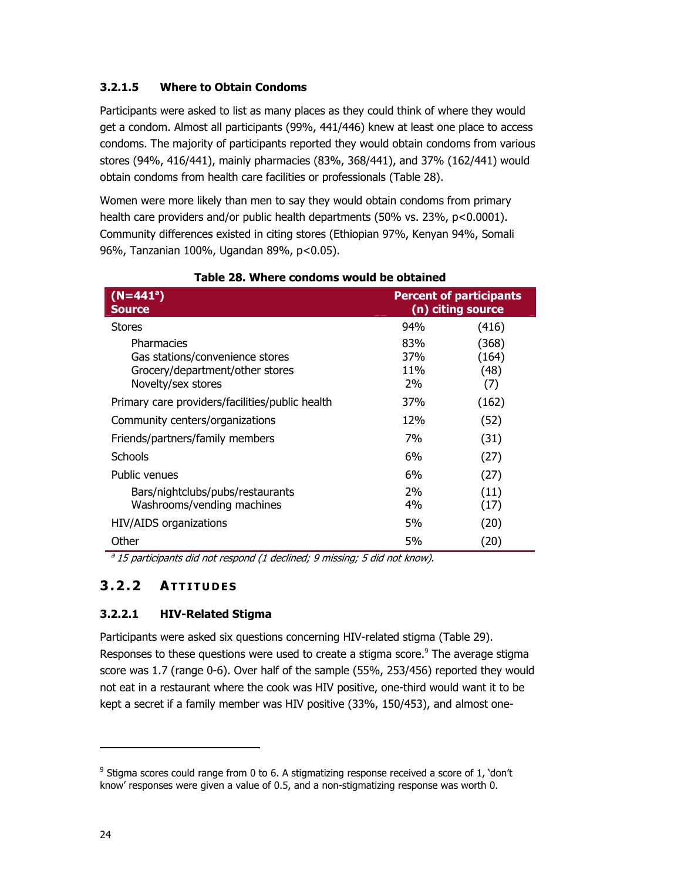#### 3.2.1.5 Where to Obtain Condoms

Participants were asked to list as many places as they could think of where they would get a condom. Almost all participants (99%, 441/446) knew at least one place to access condoms. The majority of participants reported they would obtain condoms from various stores (94%, 416/441), mainly pharmacies (83%, 368/441), and 37% (162/441) would obtain condoms from health care facilities or professionals (Table 28).

Women were more likely than men to say they would obtain condoms from primary health care providers and/or public health departments (50% vs. 23%, $p<0.0001$). Community differences existed in citing stores (Ethiopian 97%, Kenyan 94%, Somali 96%, Tanzanian 100%, Ugandan 89%, $p<0.05$).

**Table 28. Where condoms would be obtained**

| (N=441[a]) Source | Percent of participants (n) citing source | |
|---|---|---|
| Stores | 94% | (416) |
| Pharmacies | 83% | (368) |
| Gas stations/convenience stores | 37% | (164) |
| Grocery/department/other stores | 11% | (48) |
| Novelty/sex stores | 2% | (7) |
| Primary care providers/facilities/public health | 37% | (162) |
| Community centers/organizations | 12% | (52) |
| Friends/partners/family members | 7% | (31) |
| Schools | 6% | (27) |
| Public venues | 6% | (27) |
| Bars/nightclubs/pubs/restaurants | 2% | (11) |
| Washrooms/vending machines | 4% | (17) |
| HIV/AIDS organizations | 5% | (20) |
| Other | 5% | (20) |

[a] *15 participants did not respond (1 declined; 9 missing; 5 did not know).*

### 3.2.2 ATTITUDES

#### 3.2.2.1 HIV-Related Stigma

Participants were asked six questions concerning HIV-related stigma (Table 29). Responses to these questions were used to create a stigma score.[9] The average stigma score was 1.7 (range 0-6). Over half of the sample (55%, 253/456) reported they would not eat in a restaurant where the cook was HIV positive, one-third would want it to be kept a secret if a family member was HIV positive (33%, 150/453), and almost one-

[9] Stigma scores could range from 0 to 6. A stigmatizing response received a score of 1, 'don't know' responses were given a value of 0.5, and a non-stigmatizing response was worth 0.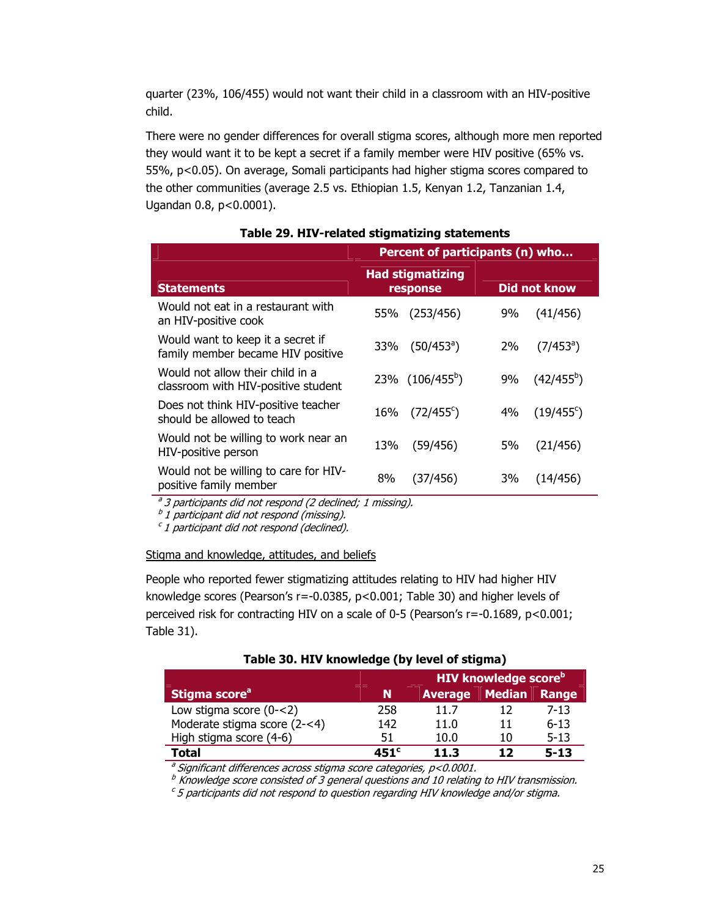quarter (23%, 106/455) would not want their child in a classroom with an HIV-positive child.

There were no gender differences for overall stigma scores, although more men reported they would want it to be kept a secret if a family member were HIV positive (65% vs. 55%, $p<0.05$). On average, Somali participants had higher stigma scores compared to the other communities (average 2.5 vs. Ethiopian 1.5, Kenyan 1.2, Tanzanian 1.4, Ugandan 0.8, $p<0.0001$).

**Table 29. HIV-related stigmatizing statements**

| Statements | Percent of participants (n) who… Had stigmatizing response | Did not know |
|---|---|---|
| Would not eat in a restaurant with an HIV-positive cook | 55% (253/456) | 9% (41/456) |
| Would want to keep it a secret if family member became HIV positive | 33% (50/453[a]) | 2% (7/453[a]) |
| Would not allow their child in a classroom with HIV-positive student | 23% (106/455[b]) | 9% (42/455[b]) |
| Does not think HIV-positive teacher should be allowed to teach | 16% (72/455[c]) | 4% (19/455[c]) |
| Would not be willing to work near an HIV-positive person | 13% (59/456) | 5% (21/456) |
| Would not be willing to care for HIV-positive family member | 8% (37/456) | 3% (14/456) |

*[a] 3 participants did not respond (2 declined; 1 missing).*
*[b] 1 participant did not respond (missing).*
*[c] 1 participant did not respond (declined).*

Stigma and knowledge, attitudes, and beliefs

People who reported fewer stigmatizing attitudes relating to HIV had higher HIV knowledge scores (Pearson's $r=-0.0385$, $p<0.001$; Table 30) and higher levels of perceived risk for contracting HIV on a scale of 0-5 (Pearson's $r=-0.1689$, $p<0.001$; Table 31).

**Table 30. HIV knowledge (by level of stigma)**

| Stigma score[a] | N | HIV knowledge score[b] Average | Median | Range |
|---|---|---|---|---|
| Low stigma score (0-<2) | 258 | 11.7 | 12 | 7-13 |
| Moderate stigma score (2-<4) | 142 | 11.0 | 11 | 6-13 |
| High stigma score (4-6) | 51 | 10.0 | 10 | 5-13 |
| **Total** | **451[c]** | **11.3** | **12** | **5-13** |

*[a] Significant differences across stigma score categories, $p<0.0001$.*
*[b] Knowledge score consisted of 3 general questions and 10 relating to HIV transmission.*
*[c] 5 participants did not respond to question regarding HIV knowledge and/or stigma.*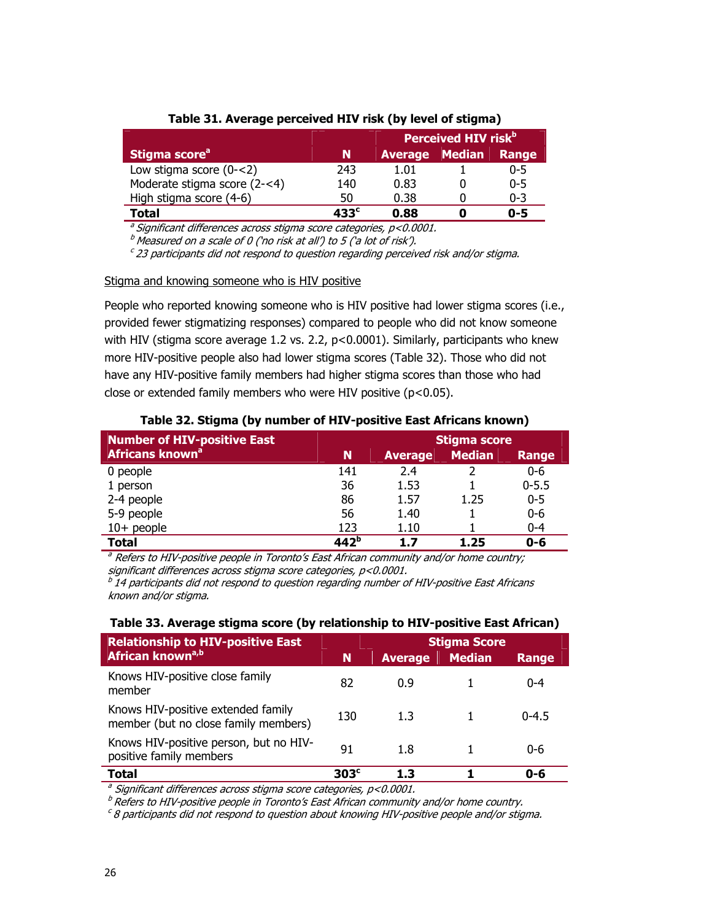**Table 31. Average perceived HIV risk (by level of stigma)**

| Stigma score[a] | N | Perceived HIV risk[b] | | |
|---|---|---|---|---|
| | | Average | Median | Range |
| Low stigma score (0-<2) | 243 | 1.01 | 1 | 0-5 |
| Moderate stigma score (2-<4) | 140 | 0.83 | 0 | 0-5 |
| High stigma score (4-6) | 50 | 0.38 | 0 | 0-3 |
| **Total** | **433[c]** | **0.88** | **0** | **0-5** |

*[a] Significant differences across stigma score categories, p<0.0001.*
*[b] Measured on a scale of 0 ('no risk at all') to 5 ('a lot of risk').*
*[c] 23 participants did not respond to question regarding perceived risk and/or stigma.*

<u>Stigma and knowing someone who is HIV positive</u>

People who reported knowing someone who is HIV positive had lower stigma scores (i.e., provided fewer stigmatizing responses) compared to people who did not know someone with HIV (stigma score average 1.2 vs. 2.2, p<0.0001). Similarly, participants who knew more HIV-positive people also had lower stigma scores (Table 32). Those who did not have any HIV-positive family members had higher stigma scores than those who had close or extended family members who were HIV positive (p<0.05).

**Table 32. Stigma (by number of HIV-positive East Africans known)**

| Number of HIV-positive East Africans known[a] | N | Stigma score | | |
|---|---|---|---|---|
| | | Average | Median | Range |
| 0 people | 141 | 2.4 | 2 | 0-6 |
| 1 person | 36 | 1.53 | 1 | 0-5.5 |
| 2-4 people | 86 | 1.57 | 1.25 | 0-5 |
| 5-9 people | 56 | 1.40 | 1 | 0-6 |
| 10+ people | 123 | 1.10 | 1 | 0-4 |
| **Total** | **442[b]** | **1.7** | **1.25** | **0-6** |

*[a] Refers to HIV-positive people in Toronto's East African community and/or home country; significant differences across stigma score categories, p<0.0001.*
*[b] 14 participants did not respond to question regarding number of HIV-positive East Africans known and/or stigma.*

**Table 33. Average stigma score (by relationship to HIV-positive East African)**

| Relationship to HIV-positive East African known[a,b] | N | Stigma Score | | |
|---|---|---|---|---|
| | | Average | Median | Range |
| Knows HIV-positive close family member | 82 | 0.9 | 1 | 0-4 |
| Knows HIV-positive extended family member (but no close family members) | 130 | 1.3 | 1 | 0-4.5 |
| Knows HIV-positive person, but no HIV-positive family members | 91 | 1.8 | 1 | 0-6 |
| **Total** | **303[c]** | **1.3** | **1** | **0-6** |

*[a] Significant differences across stigma score categories, p<0.0001.*
*[b] Refers to HIV-positive people in Toronto's East African community and/or home country.*
*[c] 8 participants did not respond to question about knowing HIV-positive people and/or stigma.*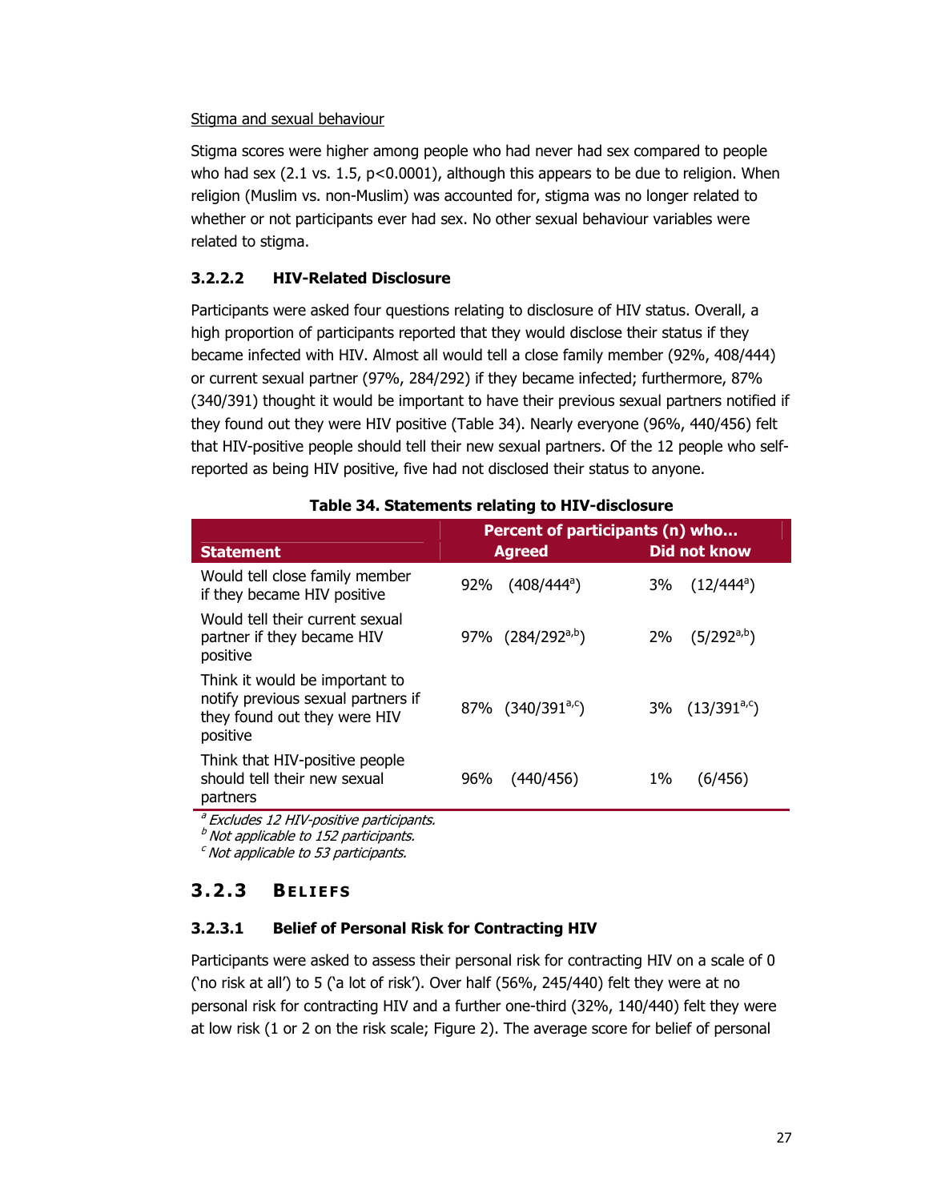Stigma and sexual behaviour

Stigma scores were higher among people who had never had sex compared to people who had sex (2.1 vs. 1.5, $p<0.0001$), although this appears to be due to religion. When religion (Muslim vs. non-Muslim) was accounted for, stigma was no longer related to whether or not participants ever had sex. No other sexual behaviour variables were related to stigma.

#### 3.2.2.2 HIV-Related Disclosure

Participants were asked four questions relating to disclosure of HIV status. Overall, a high proportion of participants reported that they would disclose their status if they became infected with HIV. Almost all would tell a close family member (92%, 408/444) or current sexual partner (97%, 284/292) if they became infected; furthermore, 87% (340/391) thought it would be important to have their previous sexual partners notified if they found out they were HIV positive (Table 34). Nearly everyone (96%, 440/456) felt that HIV-positive people should tell their new sexual partners. Of the 12 people who self-reported as being HIV positive, five had not disclosed their status to anyone.

**Table 34. Statements relating to HIV-disclosure**

| Statement | Percent of participants (n) who… | |
|---|---|---|
| | Agreed | Did not know |
| Would tell close family member if they became HIV positive | 92% (408/444[a]) | 3% (12/444[a]) |
| Would tell their current sexual partner if they became HIV positive | 97% (284/292[a,b]) | 2% (5/292[a,b]) |
| Think it would be important to notify previous sexual partners if they found out they were HIV positive | 87% (340/391[a,c]) | 3% (13/391[a,c]) |
| Think that HIV-positive people should tell their new sexual partners | 96% (440/456) | 1% (6/456) |

[a] *Excludes 12 HIV-positive participants.*
[b] *Not applicable to 152 participants.*
[c] *Not applicable to 53 participants.*

### 3.2.3 BELIEFS

#### 3.2.3.1 Belief of Personal Risk for Contracting HIV

Participants were asked to assess their personal risk for contracting HIV on a scale of 0 ('no risk at all') to 5 ('a lot of risk'). Over half (56%, 245/440) felt they were at no personal risk for contracting HIV and a further one-third (32%, 140/440) felt they were at low risk (1 or 2 on the risk scale; Figure 2). The average score for belief of personal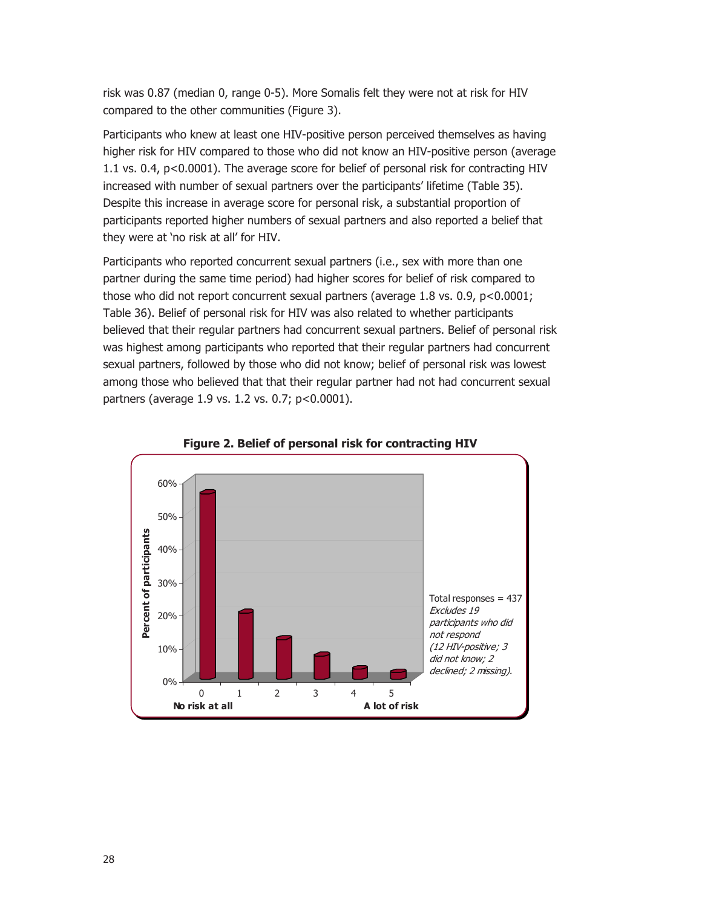risk was 0.87 (median 0, range 0-5). More Somalis felt they were not at risk for HIV compared to the other communities (Figure 3).

Participants who knew at least one HIV-positive person perceived themselves as having higher risk for HIV compared to those who did not know an HIV-positive person (average 1.1 vs. 0.4, $p<0.0001$). The average score for belief of personal risk for contracting HIV increased with number of sexual partners over the participants' lifetime (Table 35). Despite this increase in average score for personal risk, a substantial proportion of participants reported higher numbers of sexual partners and also reported a belief that they were at 'no risk at all' for HIV.

Participants who reported concurrent sexual partners (i.e., sex with more than one partner during the same time period) had higher scores for belief of risk compared to those who did not report concurrent sexual partners (average 1.8 vs. 0.9, $p<0.0001$; Table 36). Belief of personal risk for HIV was also related to whether participants believed that their regular partners had concurrent sexual partners. Belief of personal risk was highest among participants who reported that their regular partners had concurrent sexual partners, followed by those who did not know; belief of personal risk was lowest among those who believed that that their regular partner had not had concurrent sexual partners (average 1.9 vs. 1.2 vs. 0.7; $p<0.0001$).

**Figure 2. Belief of personal risk for contracting HIV**

Total responses = 437
*Excludes 19 participants who did not respond (12 HIV-positive; 3 did not know; 2 declined; 2 missing).*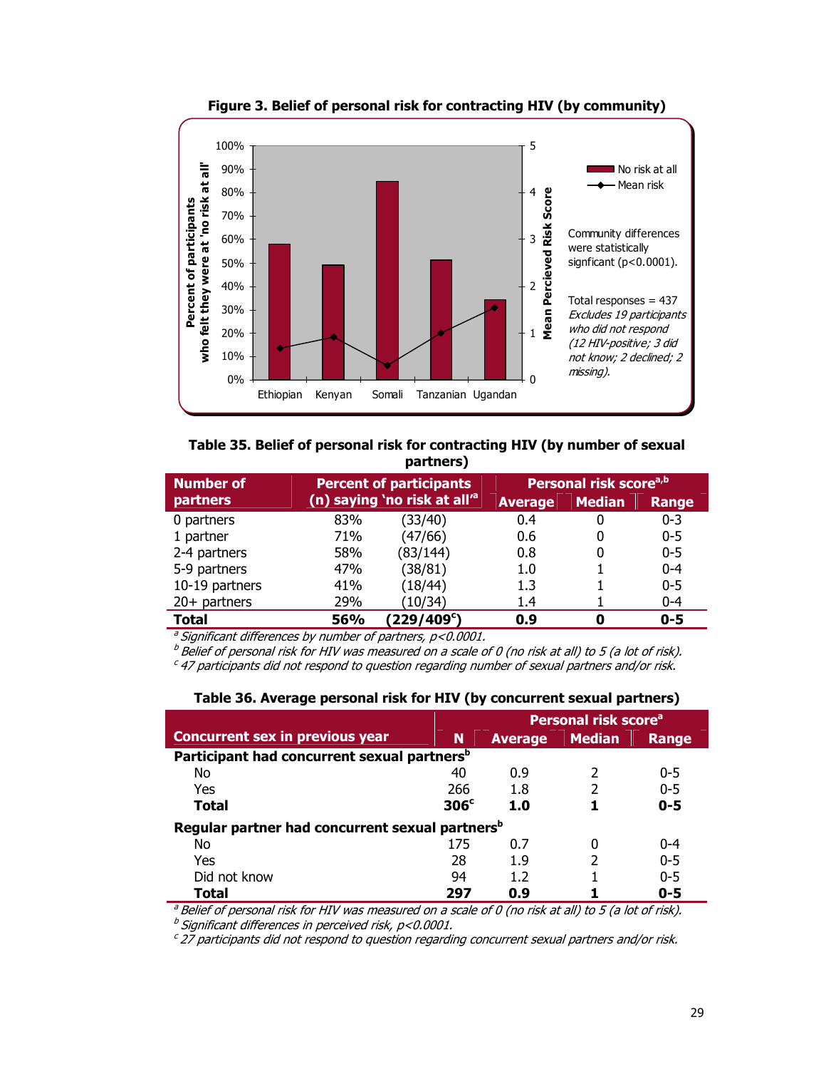**Figure 3. Belief of personal risk for contracting HIV (by community)**

Community differences were statistically signficant (p<0.0001).

Total responses = 437

*Excludes 19 participants who did not respond (12 HIV-positive; 3 did not know; 2 declined; 2 missing).*

**Table 35. Belief of personal risk for contracting HIV (by number of sexual partners)**

| Number of partners | Percent of participants (n) saying 'no risk at all'[a] | | Personal risk score[a,b] | | |
|---|---|---|---|---|---|
| | | | Average | Median | Range |
| 0 partners | 83% | (33/40) | 0.4 | 0 | 0-3 |
| 1 partner | 71% | (47/66) | 0.6 | 0 | 0-5 |
| 2-4 partners | 58% | (83/144) | 0.8 | 0 | 0-5 |
| 5-9 partners | 47% | (38/81) | 1.0 | 1 | 0-4 |
| 10-19 partners | 41% | (18/44) | 1.3 | 1 | 0-5 |
| 20+ partners | 29% | (10/34) | 1.4 | 1 | 0-4 |
| **Total** | **56%** | **(229/409[c])** | **0.9** | **0** | **0-5** |

[a] *Significant differences by number of partners, p<0.0001.*
[b] *Belief of personal risk for HIV was measured on a scale of 0 (no risk at all) to 5 (a lot of risk).*
[c] *47 participants did not respond to question regarding number of sexual partners and/or risk.*

**Table 36. Average personal risk for HIV (by concurrent sexual partners)**

| Concurrent sex in previous year | N | Personal risk score[a] | | |
|---|---|---|---|---|
| | | Average | Median | Range |
| **Participant had concurrent sexual partners[b]** | | | | |
| No | 40 | 0.9 | 2 | 0-5 |
| Yes | 266 | 1.8 | 2 | 0-5 |
| **Total** | **306[c]** | **1.0** | **1** | **0-5** |
| **Regular partner had concurrent sexual partners[b]** | | | | |
| No | 175 | 0.7 | 0 | 0-4 |
| Yes | 28 | 1.9 | 2 | 0-5 |
| Did not know | 94 | 1.2 | 1 | 0-5 |
| **Total** | **297** | **0.9** | **1** | **0-5** |

[a] *Belief of personal risk for HIV was measured on a scale of 0 (no risk at all) to 5 (a lot of risk).*
[b] *Significant differences in perceived risk, p<0.0001.*
[c] *27 participants did not respond to question regarding concurrent sexual partners and/or risk.*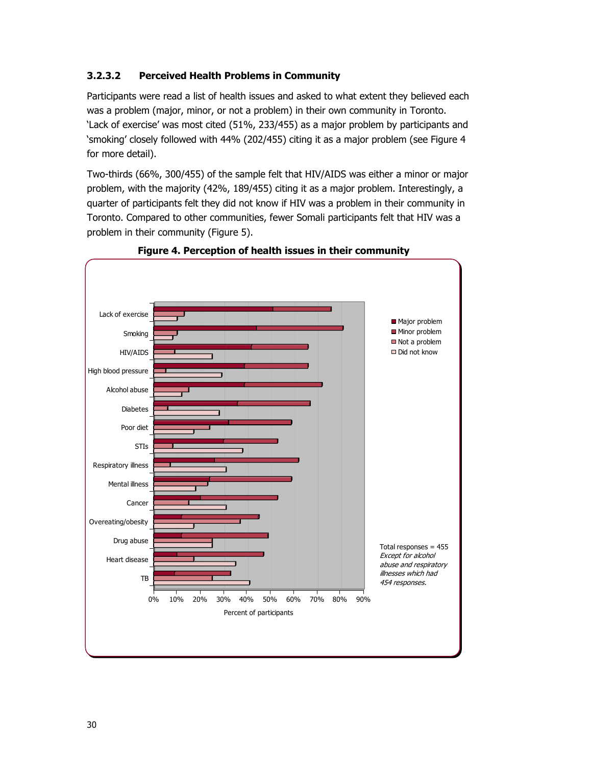#### 3.2.3.2 Perceived Health Problems in Community

Participants were read a list of health issues and asked to what extent they believed each was a problem (major, minor, or not a problem) in their own community in Toronto. 'Lack of exercise' was most cited (51%, 233/455) as a major problem by participants and 'smoking' closely followed with 44% (202/455) citing it as a major problem (see Figure 4 for more detail).

Two-thirds (66%, 300/455) of the sample felt that HIV/AIDS was either a minor or major problem, with the majority (42%, 189/455) citing it as a major problem. Interestingly, a quarter of participants felt they did not know if HIV was a problem in their community in Toronto. Compared to other communities, fewer Somali participants felt that HIV was a problem in their community (Figure 5).

**Figure 4. Perception of health issues in their community**

Legend: Major problem; Minor problem; Not a problem; Did not know

Categories: Lack of exercise, Smoking, HIV/AIDS, High blood pressure, Alcohol abuse, Diabetes, Poor diet, STIs, Respiratory illness, Mental illness, Cancer, Overeating/obesity, Drug abuse, Heart disease, TB

X-axis: Percent of participants (0%–90%)

Total responses = 455
*Except for alcohol abuse and respiratory illnesses which had 454 responses.*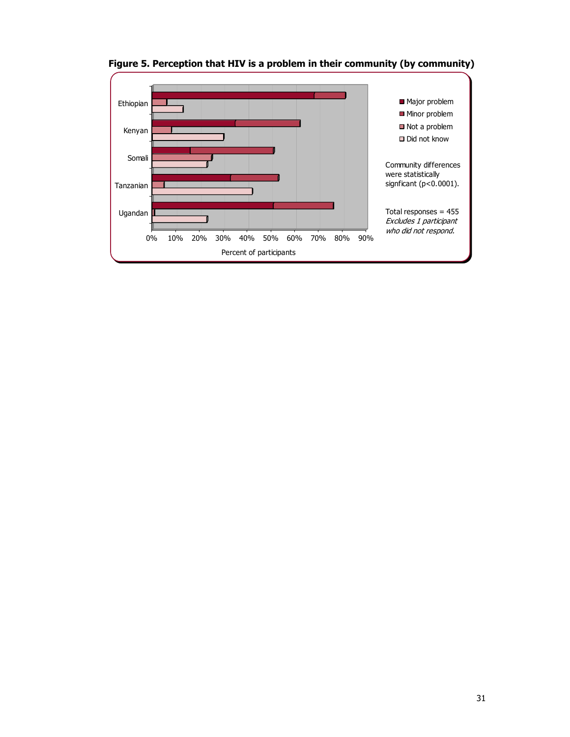**Figure 5. Perception that HIV is a problem in their community (by community)**

Major problem
Minor problem
Not a problem
Did not know

Ethiopian
Kenyan
Somali
Tanzanian
Ugandan

0% 10% 20% 30% 40% 50% 60% 70% 80% 90%

Percent of participants

Community differences were statistically signficant ($p<0.0001$).

Total responses = 455
*Excludes 1 participant who did not respond.*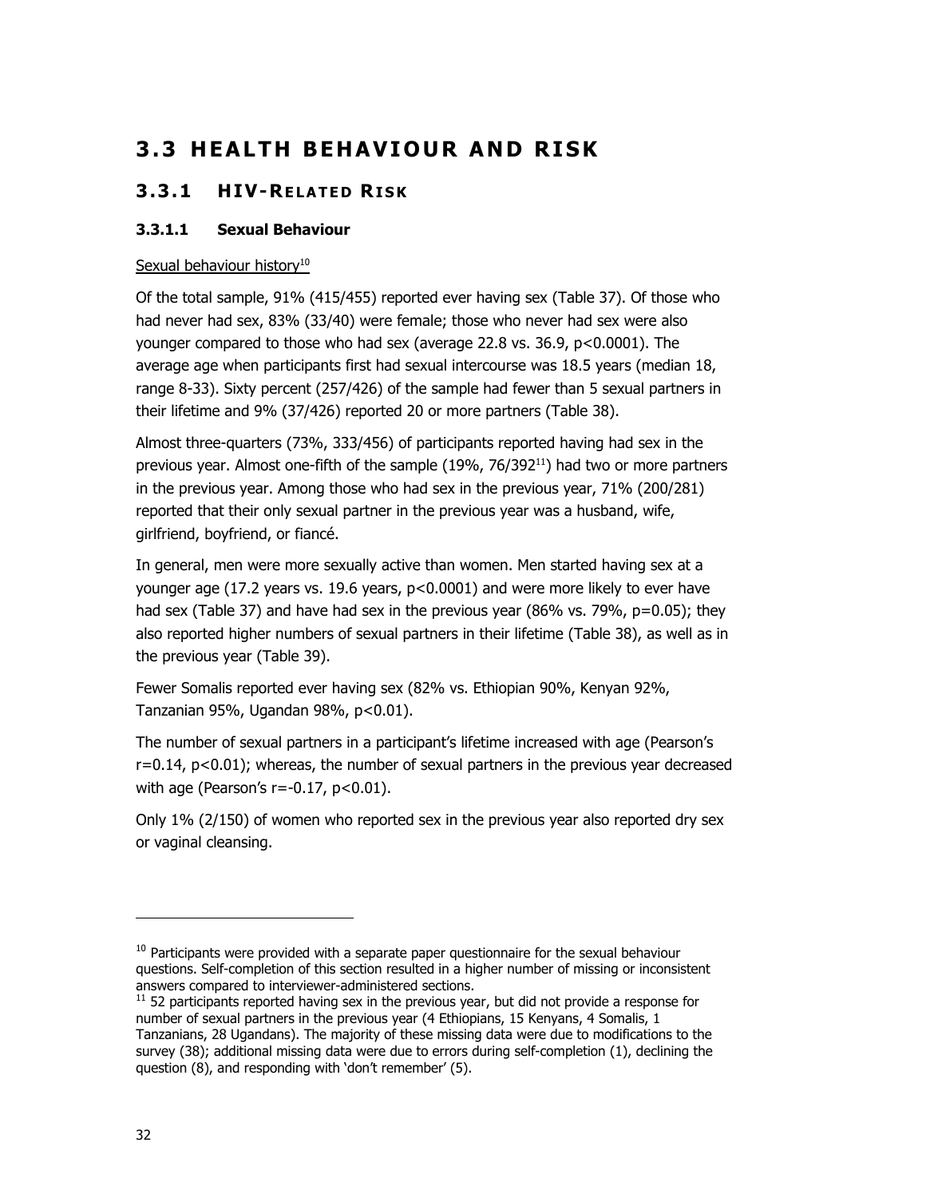# 3.3 HEALTH BEHAVIOUR AND RISK

## 3.3.1 HIV-RELATED RISK

### 3.3.1.1 Sexual Behaviour

Sexual behaviour history[10]

Of the total sample, 91% (415/455) reported ever having sex (Table 37). Of those who had never had sex, 83% (33/40) were female; those who never had sex were also younger compared to those who had sex (average 22.8 vs. 36.9, $p<0.0001$). The average age when participants first had sexual intercourse was 18.5 years (median 18, range 8-33). Sixty percent (257/426) of the sample had fewer than 5 sexual partners in their lifetime and 9% (37/426) reported 20 or more partners (Table 38).

Almost three-quarters (73%, 333/456) of participants reported having had sex in the previous year. Almost one-fifth of the sample (19%, 76/392[11]) had two or more partners in the previous year. Among those who had sex in the previous year, 71% (200/281) reported that their only sexual partner in the previous year was a husband, wife, girlfriend, boyfriend, or fiancé.

In general, men were more sexually active than women. Men started having sex at a younger age (17.2 years vs. 19.6 years, $p<0.0001$) and were more likely to ever have had sex (Table 37) and have had sex in the previous year (86% vs. 79%, $p=0.05$); they also reported higher numbers of sexual partners in their lifetime (Table 38), as well as in the previous year (Table 39).

Fewer Somalis reported ever having sex (82% vs. Ethiopian 90%, Kenyan 92%, Tanzanian 95%, Ugandan 98%, $p<0.01$).

The number of sexual partners in a participant's lifetime increased with age (Pearson's $r=0.14$, $p<0.01$); whereas, the number of sexual partners in the previous year decreased with age (Pearson's $r=-0.17$, $p<0.01$).

Only 1% (2/150) of women who reported sex in the previous year also reported dry sex or vaginal cleansing.

---

[10] Participants were provided with a separate paper questionnaire for the sexual behaviour questions. Self-completion of this section resulted in a higher number of missing or inconsistent answers compared to interviewer-administered sections.

[11] 52 participants reported having sex in the previous year, but did not provide a response for number of sexual partners in the previous year (4 Ethiopians, 15 Kenyans, 4 Somalis, 1 Tanzanians, 28 Ugandans). The majority of these missing data were due to modifications to the survey (38); additional missing data were due to errors during self-completion (1), declining the question (8), and responding with 'don't remember' (5).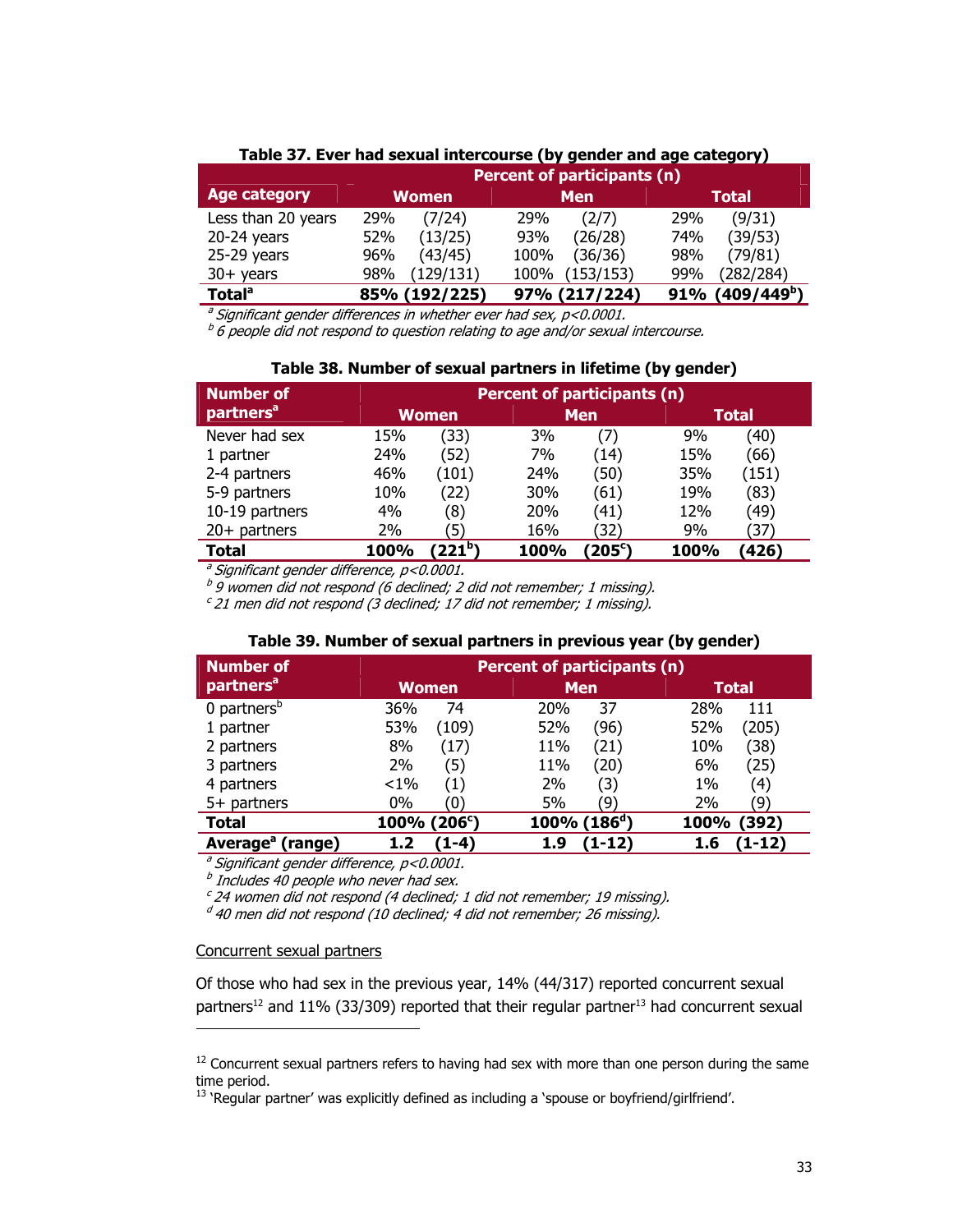**Table 37. Ever had sexual intercourse (by gender and age category)**

| Age category | Percent of participants (n) | | | | | |
|---|---|---|---|---|---|---|
| | Women | | Men | | Total | |
| Less than 20 years | 29% | (7/24) | 29% | (2/7) | 29% | (9/31) |
| 20-24 years | 52% | (13/25) | 93% | (26/28) | 74% | (39/53) |
| 25-29 years | 96% | (43/45) | 100% | (36/36) | 98% | (79/81) |
| 30+ years | 98% | (129/131) | 100% | (153/153) | 99% | (282/284) |
| **Total[a]** | **85%** | **(192/225)** | **97%** | **(217/224)** | **91%** | **(409/449[b])** |

*[a] Significant gender differences in whether ever had sex, p<0.0001.*
*[b] 6 people did not respond to question relating to age and/or sexual intercourse.*

**Table 38. Number of sexual partners in lifetime (by gender)**

| Number of partners[a] | Percent of participants (n) | | | | | |
|---|---|---|---|---|---|---|
| | Women | | Men | | Total | |
| Never had sex | 15% | (33) | 3% | (7) | 9% | (40) |
| 1 partner | 24% | (52) | 7% | (14) | 15% | (66) |
| 2-4 partners | 46% | (101) | 24% | (50) | 35% | (151) |
| 5-9 partners | 10% | (22) | 30% | (61) | 19% | (83) |
| 10-19 partners | 4% | (8) | 20% | (41) | 12% | (49) |
| 20+ partners | 2% | (5) | 16% | (32) | 9% | (37) |
| **Total** | **100%** | **(221[b])** | **100%** | **(205[c])** | **100%** | **(426)** |

*[a] Significant gender difference, p<0.0001.*
*[b] 9 women did not respond (6 declined; 2 did not remember; 1 missing).*
*[c] 21 men did not respond (3 declined; 17 did not remember; 1 missing).*

**Table 39. Number of sexual partners in previous year (by gender)**

| Number of partners[a] | Percent of participants (n) | | | | | |
|---|---|---|---|---|---|---|
| | Women | | Men | | Total | |
| 0 partners[b] | 36% | 74 | 20% | 37 | 28% | 111 |
| 1 partner | 53% | (109) | 52% | (96) | 52% | (205) |
| 2 partners | 8% | (17) | 11% | (21) | 10% | (38) |
| 3 partners | 2% | (5) | 11% | (20) | 6% | (25) |
| 4 partners | <1% | (1) | 2% | (3) | 1% | (4) |
| 5+ partners | 0% | (0) | 5% | (9) | 2% | (9) |
| **Total** | **100%** | **(206[c])** | **100%** | **(186[d])** | **100%** | **(392)** |
| **Average[a] (range)** | **1.2** | **(1-4)** | **1.9** | **(1-12)** | **1.6** | **(1-12)** |

*[a] Significant gender difference, p<0.0001.*
*[b] Includes 40 people who never had sex.*
*[c] 24 women did not respond (4 declined; 1 did not remember; 19 missing).*
*[d] 40 men did not respond (10 declined; 4 did not remember; 26 missing).*

<u>Concurrent sexual partners</u>

Of those who had sex in the previous year, 14% (44/317) reported concurrent sexual partners[12] and 11% (33/309) reported that their regular partner[13] had concurrent sexual

[12] Concurrent sexual partners refers to having had sex with more than one person during the same time period.
[13] 'Regular partner' was explicitly defined as including a 'spouse or boyfriend/girlfriend'.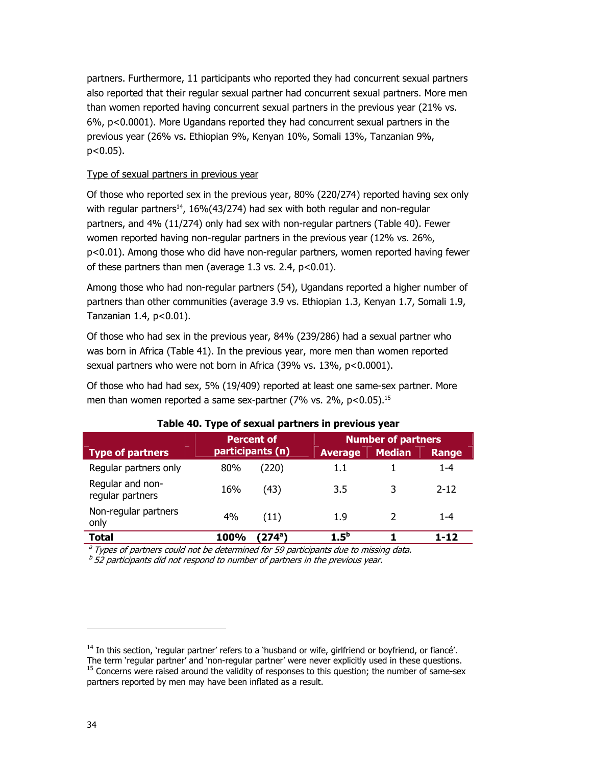partners. Furthermore, 11 participants who reported they had concurrent sexual partners also reported that their regular sexual partner had concurrent sexual partners. More men than women reported having concurrent sexual partners in the previous year (21% vs. 6%, $p<0.0001$). More Ugandans reported they had concurrent sexual partners in the previous year (26% vs. Ethiopian 9%, Kenyan 10%, Somali 13%, Tanzanian 9%, $p<0.05$).

Type of sexual partners in previous year

Of those who reported sex in the previous year, 80% (220/274) reported having sex only with regular partners[14], 16%(43/274) had sex with both regular and non-regular partners, and 4% (11/274) only had sex with non-regular partners (Table 40). Fewer women reported having non-regular partners in the previous year (12% vs. 26%, $p<0.01$). Among those who did have non-regular partners, women reported having fewer of these partners than men (average 1.3 vs. 2.4, $p<0.01$).

Among those who had non-regular partners (54), Ugandans reported a higher number of partners than other communities (average 3.9 vs. Ethiopian 1.3, Kenyan 1.7, Somali 1.9, Tanzanian 1.4, $p<0.01$).

Of those who had sex in the previous year, 84% (239/286) had a sexual partner who was born in Africa (Table 41). In the previous year, more men than women reported sexual partners who were not born in Africa (39% vs. 13%, $p<0.0001$).

Of those who had had sex, 5% (19/409) reported at least one same-sex partner. More men than women reported a same sex-partner (7% vs. 2%, $p<0.05$).[15]

**Table 40. Type of sexual partners in previous year**

| Type of partners | Percent of participants (n) | | Number of partners | | |
|---|---|---|---|---|---|
| | | | Average | Median | Range |
| Regular partners only | 80% | (220) | 1.1 | 1 | 1-4 |
| Regular and non-regular partners | 16% | (43) | 3.5 | 3 | 2-12 |
| Non-regular partners only | 4% | (11) | 1.9 | 2 | 1-4 |
| **Total** | **100%** | **(274[a])** | **1.5[b]** | **1** | **1-12** |

*[a] Types of partners could not be determined for 59 participants due to missing data.*
*[b] 52 participants did not respond to number of partners in the previous year.*

[14] In this section, 'regular partner' refers to a 'husband or wife, girlfriend or boyfriend, or fiancé'. The term 'regular partner' and 'non-regular partner' were never explicitly used in these questions.
[15] Concerns were raised around the validity of responses to this question; the number of same-sex partners reported by men may have been inflated as a result.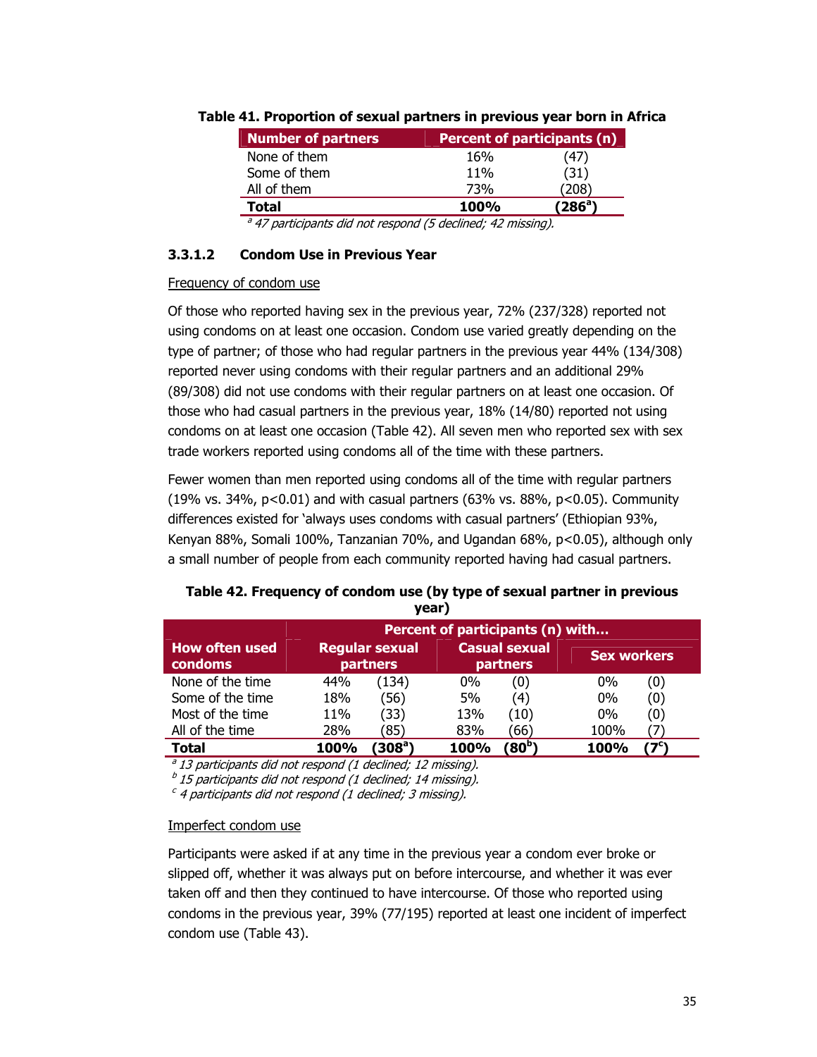**Table 41. Proportion of sexual partners in previous year born in Africa**

| Number of partners | Percent of participants (n) | |
|---|---|---|
| None of them | 16% | (47) |
| Some of them | 11% | (31) |
| All of them | 73% | (208) |
| **Total** | **100%** | **(286[a])** |

*[a] 47 participants did not respond (5 declined; 42 missing).*

#### 3.3.1.2 Condom Use in Previous Year

Frequency of condom use

Of those who reported having sex in the previous year, 72% (237/328) reported not using condoms on at least one occasion. Condom use varied greatly depending on the type of partner; of those who had regular partners in the previous year 44% (134/308) reported never using condoms with their regular partners and an additional 29% (89/308) did not use condoms with their regular partners on at least one occasion. Of those who had casual partners in the previous year, 18% (14/80) reported not using condoms on at least one occasion (Table 42). All seven men who reported sex with sex trade workers reported using condoms all of the time with these partners.

Fewer women than men reported using condoms all of the time with regular partners (19% vs. 34%, $p<0.01$) and with casual partners (63% vs. 88%, $p<0.05$). Community differences existed for 'always uses condoms with casual partners' (Ethiopian 93%, Kenyan 88%, Somali 100%, Tanzanian 70%, and Ugandan 68%, $p<0.05$), although only a small number of people from each community reported having had casual partners.

**Table 42. Frequency of condom use (by type of sexual partner in previous year)**

| How often used condoms | Percent of participants (n) with… | | | | | |
|---|---|---|---|---|---|---|
| | Regular sexual partners | | Casual sexual partners | | Sex workers | |
| None of the time | 44% | (134) | 0% | (0) | 0% | (0) |
| Some of the time | 18% | (56) | 5% | (4) | 0% | (0) |
| Most of the time | 11% | (33) | 13% | (10) | 0% | (0) |
| All of the time | 28% | (85) | 83% | (66) | 100% | (7) |
| **Total** | **100%** | **(308[a])** | **100%** | **(80[b])** | **100%** | **(7[c])** |

*[a] 13 participants did not respond (1 declined; 12 missing).*
*[b] 15 participants did not respond (1 declined; 14 missing).*
*[c] 4 participants did not respond (1 declined; 3 missing).*

Imperfect condom use

Participants were asked if at any time in the previous year a condom ever broke or slipped off, whether it was always put on before intercourse, and whether it was ever taken off and then they continued to have intercourse. Of those who reported using condoms in the previous year, 39% (77/195) reported at least one incident of imperfect condom use (Table 43).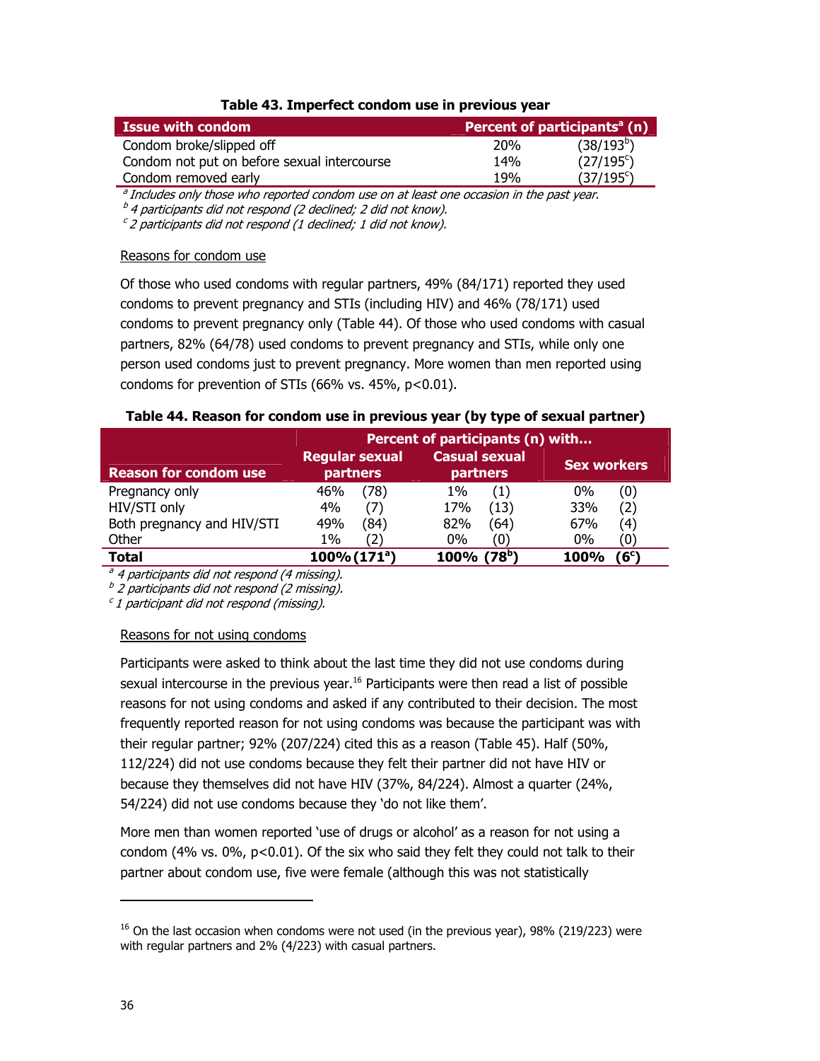**Table 43. Imperfect condom use in previous year**

| Issue with condom | Percent of participants[a] (n) | |
|---|---|---|
| Condom broke/slipped off | 20% | (38/193[b]) |
| Condom not put on before sexual intercourse | 14% | (27/195[c]) |
| Condom removed early | 19% | (37/195[c]) |

*[a] Includes only those who reported condom use on at least one occasion in the past year.*
*[b] 4 participants did not respond (2 declined; 2 did not know).*
*[c] 2 participants did not respond (1 declined; 1 did not know).*

Reasons for condom use

Of those who used condoms with regular partners, 49% (84/171) reported they used condoms to prevent pregnancy and STIs (including HIV) and 46% (78/171) used condoms to prevent pregnancy only (Table 44). Of those who used condoms with casual partners, 82% (64/78) used condoms to prevent pregnancy and STIs, while only one person used condoms just to prevent pregnancy. More women than men reported using condoms for prevention of STIs (66% vs. 45%, $p<0.01$).

**Table 44. Reason for condom use in previous year (by type of sexual partner)**

| Reason for condom use | Percent of participants (n) with… | | | | | |
|---|---|---|---|---|---|---|
| | Regular sexual partners | | Casual sexual partners | | Sex workers | |
| Pregnancy only | 46% | (78) | 1% | (1) | 0% | (0) |
| HIV/STI only | 4% | (7) | 17% | (13) | 33% | (2) |
| Both pregnancy and HIV/STI | 49% | (84) | 82% | (64) | 67% | (4) |
| Other | 1% | (2) | 0% | (0) | 0% | (0) |
| **Total** | **100%** | **(171[a])** | **100%** | **(78[b])** | **100%** | **(6[c])** |

*[a] 4 participants did not respond (4 missing).*
*[b] 2 participants did not respond (2 missing).*
*[c] 1 participant did not respond (missing).*

Reasons for not using condoms

Participants were asked to think about the last time they did not use condoms during sexual intercourse in the previous year.[16] Participants were then read a list of possible reasons for not using condoms and asked if any contributed to their decision. The most frequently reported reason for not using condoms was because the participant was with their regular partner; 92% (207/224) cited this as a reason (Table 45). Half (50%, 112/224) did not use condoms because they felt their partner did not have HIV or because they themselves did not have HIV (37%, 84/224). Almost a quarter (24%, 54/224) did not use condoms because they 'do not like them'.

More men than women reported 'use of drugs or alcohol' as a reason for not using a condom (4% vs. 0%, $p<0.01$). Of the six who said they felt they could not talk to their partner about condom use, five were female (although this was not statistically

[16] On the last occasion when condoms were not used (in the previous year), 98% (219/223) were with regular partners and 2% (4/223) with casual partners.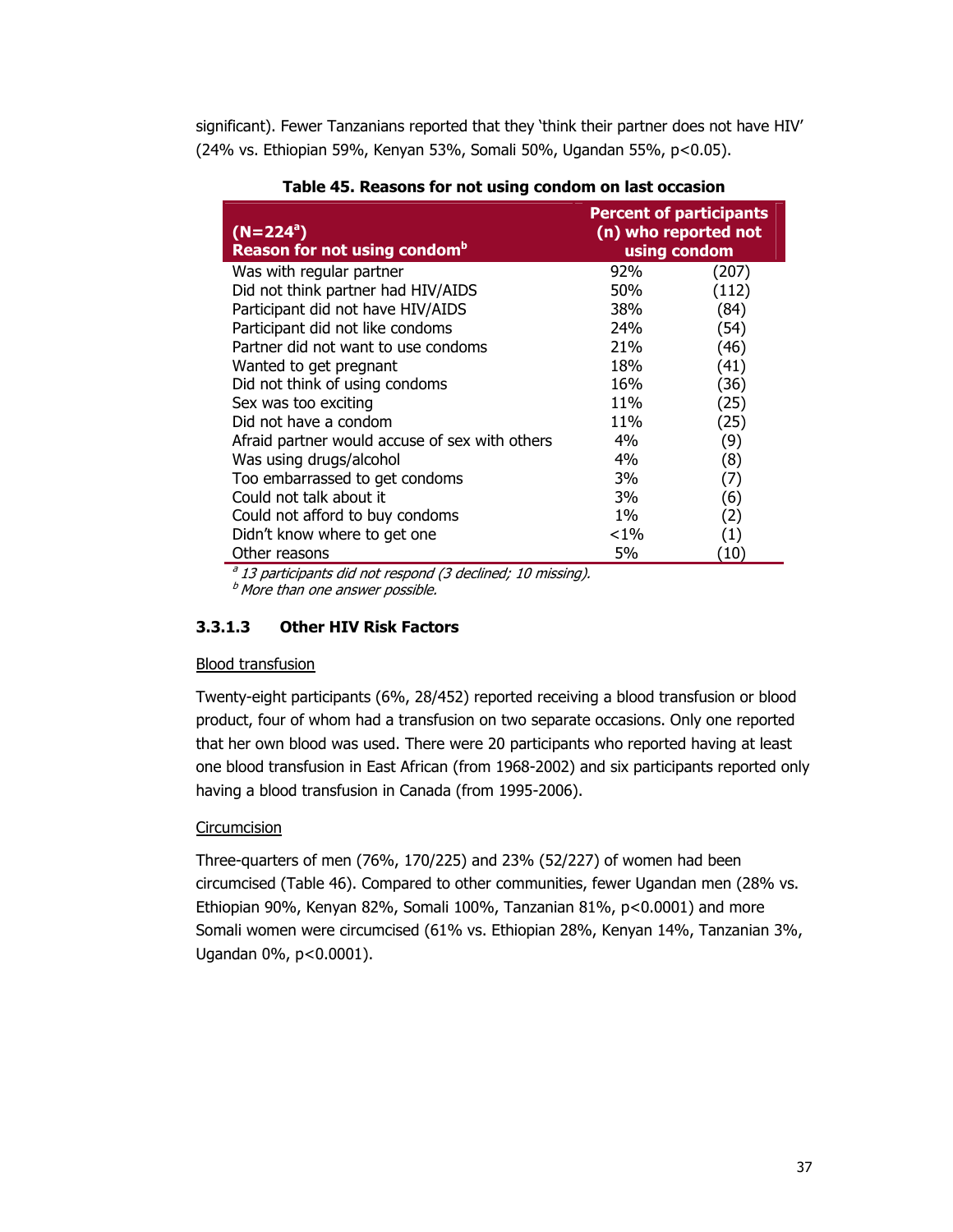significant). Fewer Tanzanians reported that they 'think their partner does not have HIV' (24% vs. Ethiopian 59%, Kenyan 53%, Somali 50%, Ugandan 55%, p<0.05).

**Table 45. Reasons for not using condom on last occasion**

| (N=224[a]) Reason for not using condom[b] | Percent of participants (n) who reported not using condom | |
|---|---|---|
| Was with regular partner | 92% | (207) |
| Did not think partner had HIV/AIDS | 50% | (112) |
| Participant did not have HIV/AIDS | 38% | (84) |
| Participant did not like condoms | 24% | (54) |
| Partner did not want to use condoms | 21% | (46) |
| Wanted to get pregnant | 18% | (41) |
| Did not think of using condoms | 16% | (36) |
| Sex was too exciting | 11% | (25) |
| Did not have a condom | 11% | (25) |
| Afraid partner would accuse of sex with others | 4% | (9) |
| Was using drugs/alcohol | 4% | (8) |
| Too embarrassed to get condoms | 3% | (7) |
| Could not talk about it | 3% | (6) |
| Could not afford to buy condoms | 1% | (2) |
| Didn't know where to get one | <1% | (1) |
| Other reasons | 5% | (10) |

[a] *13 participants did not respond (3 declined; 10 missing).*
[b] *More than one answer possible.*

### 3.3.1.3 Other HIV Risk Factors

Blood transfusion

Twenty-eight participants (6%, 28/452) reported receiving a blood transfusion or blood product, four of whom had a transfusion on two separate occasions. Only one reported that her own blood was used. There were 20 participants who reported having at least one blood transfusion in East African (from 1968-2002) and six participants reported only having a blood transfusion in Canada (from 1995-2006).

Circumcision

Three-quarters of men (76%, 170/225) and 23% (52/227) of women had been circumcised (Table 46). Compared to other communities, fewer Ugandan men (28% vs. Ethiopian 90%, Kenyan 82%, Somali 100%, Tanzanian 81%, p<0.0001) and more Somali women were circumcised (61% vs. Ethiopian 28%, Kenyan 14%, Tanzanian 3%, Ugandan 0%, p<0.0001).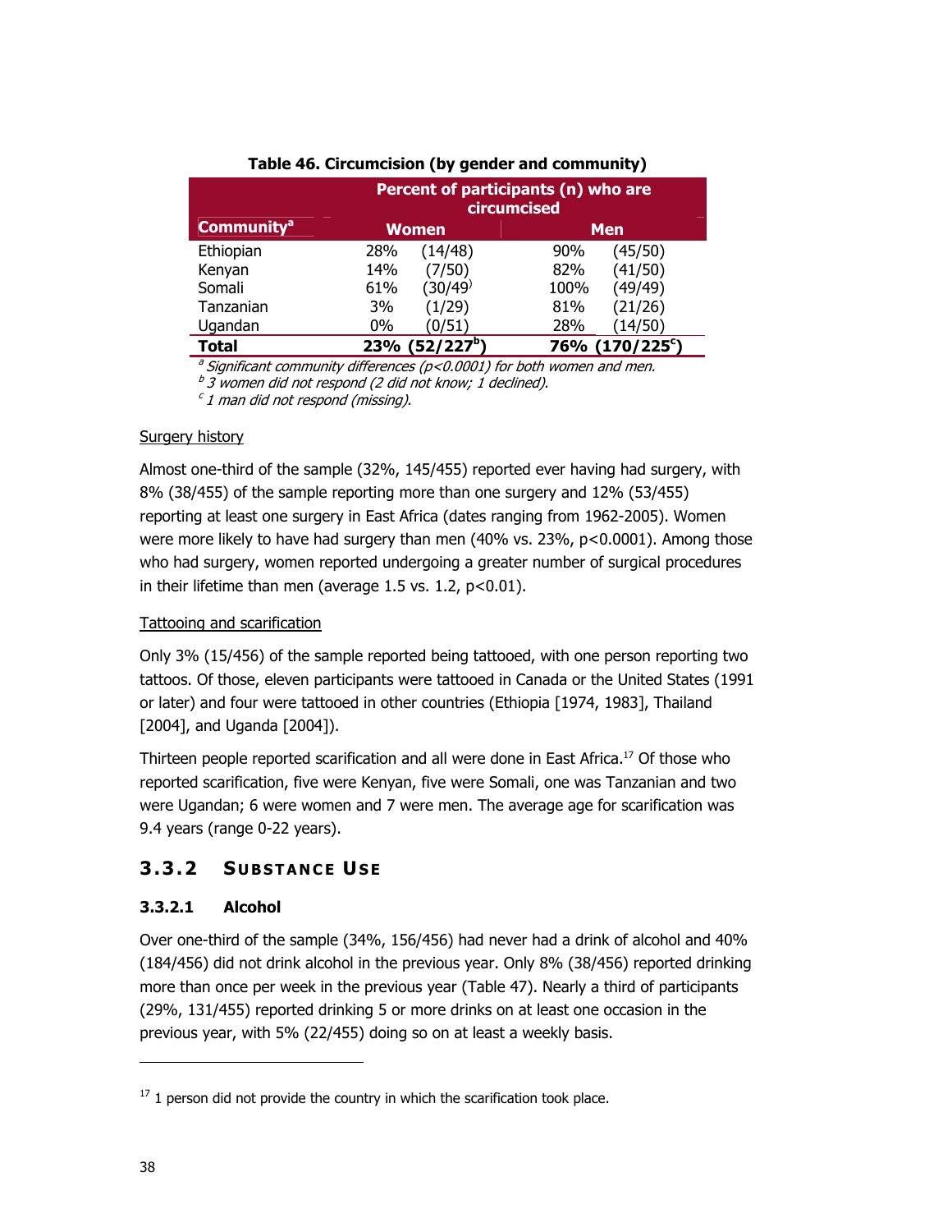**Table 46. Circumcision (by gender and community)**

| Community[a] | Percent of participants (n) who are circumcised | | | |
|---|---|---|---|---|
| | Women | | Men | |
| Ethiopian | 28% | (14/48) | 90% | (45/50) |
| Kenyan | 14% | (7/50) | 82% | (41/50) |
| Somali | 61% | (30/49) | 100% | (49/49) |
| Tanzanian | 3% | (1/29) | 81% | (21/26) |
| Ugandan | 0% | (0/51) | 28% | (14/50) |
| **Total** | **23%** | **(52/227[b])** | **76%** | **(170/225[c])** |

[a] *Significant community differences (p<0.0001) for both women and men.*
[b] *3 women did not respond (2 did not know; 1 declined).*
[c] *1 man did not respond (missing).*

Surgery history

Almost one-third of the sample (32%, 145/455) reported ever having had surgery, with 8% (38/455) of the sample reporting more than one surgery and 12% (53/455) reporting at least one surgery in East Africa (dates ranging from 1962-2005). Women were more likely to have had surgery than men (40% vs. 23%, $p<0.0001$). Among those who had surgery, women reported undergoing a greater number of surgical procedures in their lifetime than men (average 1.5 vs. 1.2, $p<0.01$).

Tattooing and scarification

Only 3% (15/456) of the sample reported being tattooed, with one person reporting two tattoos. Of those, eleven participants were tattooed in Canada or the United States (1991 or later) and four were tattooed in other countries (Ethiopia [1974, 1983], Thailand [2004], and Uganda [2004]).

Thirteen people reported scarification and all were done in East Africa.[17] Of those who reported scarification, five were Kenyan, five were Somali, one was Tanzanian and two were Ugandan; 6 were women and 7 were men. The average age for scarification was 9.4 years (range 0-22 years).

## 3.3.2 Substance Use

### 3.3.2.1 Alcohol

Over one-third of the sample (34%, 156/456) had never had a drink of alcohol and 40% (184/456) did not drink alcohol in the previous year. Only 8% (38/456) reported drinking more than once per week in the previous year (Table 47). Nearly a third of participants (29%, 131/455) reported drinking 5 or more drinks on at least one occasion in the previous year, with 5% (22/455) doing so on at least a weekly basis.

---

[17] 1 person did not provide the country in which the scarification took place.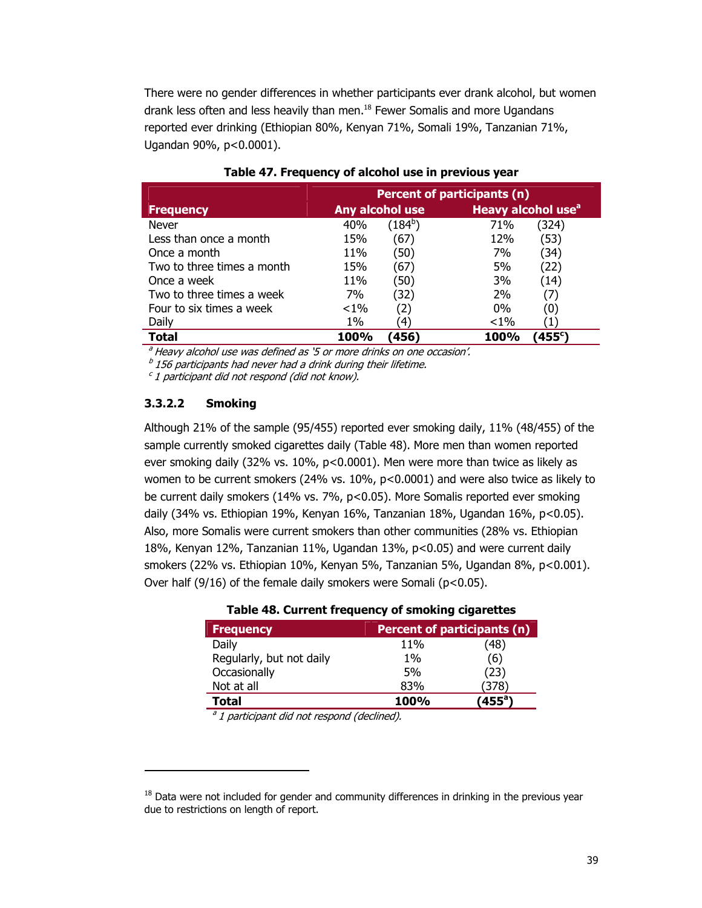There were no gender differences in whether participants ever drank alcohol, but women drank less often and less heavily than men.[18] Fewer Somalis and more Ugandans reported ever drinking (Ethiopian 80%, Kenyan 71%, Somali 19%, Tanzanian 71%, Ugandan 90%, $p<0.0001$).

**Table 47. Frequency of alcohol use in previous year**

| Frequency | Percent of participants (n) | | | |
|---|---|---|---|---|
| | Any alcohol use | | Heavy alcohol use[a] | |
| Never | 40% | (184[b]) | 71% | (324) |
| Less than once a month | 15% | (67) | 12% | (53) |
| Once a month | 11% | (50) | 7% | (34) |
| Two to three times a month | 15% | (67) | 5% | (22) |
| Once a week | 11% | (50) | 3% | (14) |
| Two to three times a week | 7% | (32) | 2% | (7) |
| Four to six times a week | <1% | (2) | 0% | (0) |
| Daily | 1% | (4) | <1% | (1) |
| **Total** | **100%** | **(456)** | **100%** | **(455[c])** |

*[a] Heavy alcohol use was defined as '5 or more drinks on one occasion'.*
*[b] 156 participants had never had a drink during their lifetime.*
*[c] 1 participant did not respond (did not know).*

### 3.3.2.2 Smoking

Although 21% of the sample (95/455) reported ever smoking daily, 11% (48/455) of the sample currently smoked cigarettes daily (Table 48). More men than women reported ever smoking daily (32% vs. 10%, $p<0.0001$). Men were more than twice as likely as women to be current smokers (24% vs. 10%, $p<0.0001$) and were also twice as likely to be current daily smokers (14% vs. 7%, $p<0.05$). More Somalis reported ever smoking daily (34% vs. Ethiopian 19%, Kenyan 16%, Tanzanian 18%, Ugandan 16%, $p<0.05$). Also, more Somalis were current smokers than other communities (28% vs. Ethiopian 18%, Kenyan 12%, Tanzanian 11%, Ugandan 13%, $p<0.05$) and were current daily smokers (22% vs. Ethiopian 10%, Kenyan 5%, Tanzanian 5%, Ugandan 8%, $p<0.001$). Over half (9/16) of the female daily smokers were Somali ($p<0.05$).

**Table 48. Current frequency of smoking cigarettes**

| Frequency | Percent of participants (n) | |
|---|---|---|
| Daily | 11% | (48) |
| Regularly, but not daily | 1% | (6) |
| Occasionally | 5% | (23) |
| Not at all | 83% | (378) |
| **Total** | **100%** | **(455[a])** |

*[a] 1 participant did not respond (declined).*

---

[18] Data were not included for gender and community differences in drinking in the previous year due to restrictions on length of report.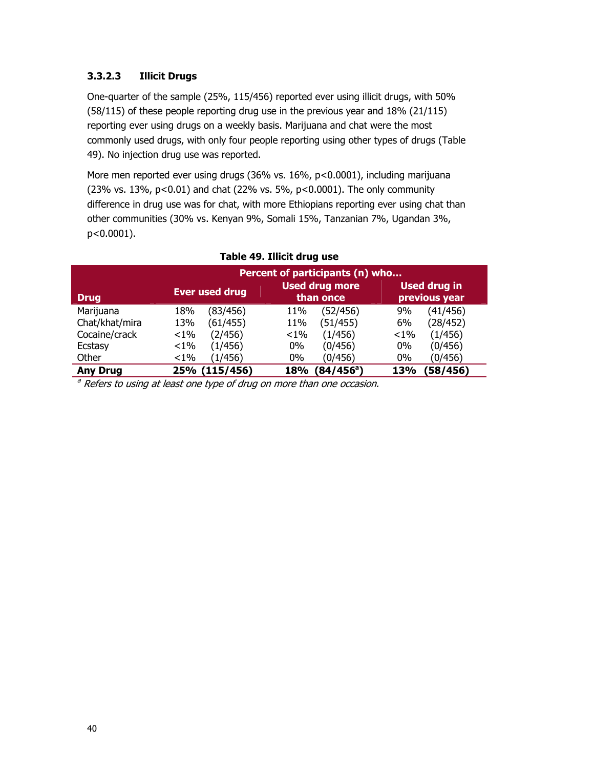### 3.3.2.3 Illicit Drugs

One-quarter of the sample (25%, 115/456) reported ever using illicit drugs, with 50% (58/115) of these people reporting drug use in the previous year and 18% (21/115) reporting ever using drugs on a weekly basis. Marijuana and chat were the most commonly used drugs, with only four people reporting using other types of drugs (Table 49). No injection drug use was reported.

More men reported ever using drugs (36% vs. 16%, $p<0.0001$), including marijuana (23% vs. 13%, $p<0.01$) and chat (22% vs. 5%, $p<0.0001$). The only community difference in drug use was for chat, with more Ethiopians reporting ever using chat than other communities (30% vs. Kenyan 9%, Somali 15%, Tanzanian 7%, Ugandan 3%, $p<0.0001$).

**Table 49. Illicit drug use**

| Drug | Percent of participants (n) who… | | | | | |
|---|---|---|---|---|---|---|
| | Ever used drug | | Used drug more than once | | Used drug in previous year | |
| Marijuana | 18% | (83/456) | 11% | (52/456) | 9% | (41/456) |
| Chat/khat/mira | 13% | (61/455) | 11% | (51/455) | 6% | (28/452) |
| Cocaine/crack | <1% | (2/456) | <1% | (1/456) | <1% | (1/456) |
| Ecstasy | <1% | (1/456) | 0% | (0/456) | 0% | (0/456) |
| Other | <1% | (1/456) | 0% | (0/456) | 0% | (0/456) |
| **Any Drug** | **25%** | **(115/456)** | **18%** | **(84/456[a])** | **13%** | **(58/456)** |

[a] *Refers to using at least one type of drug on more than one occasion.*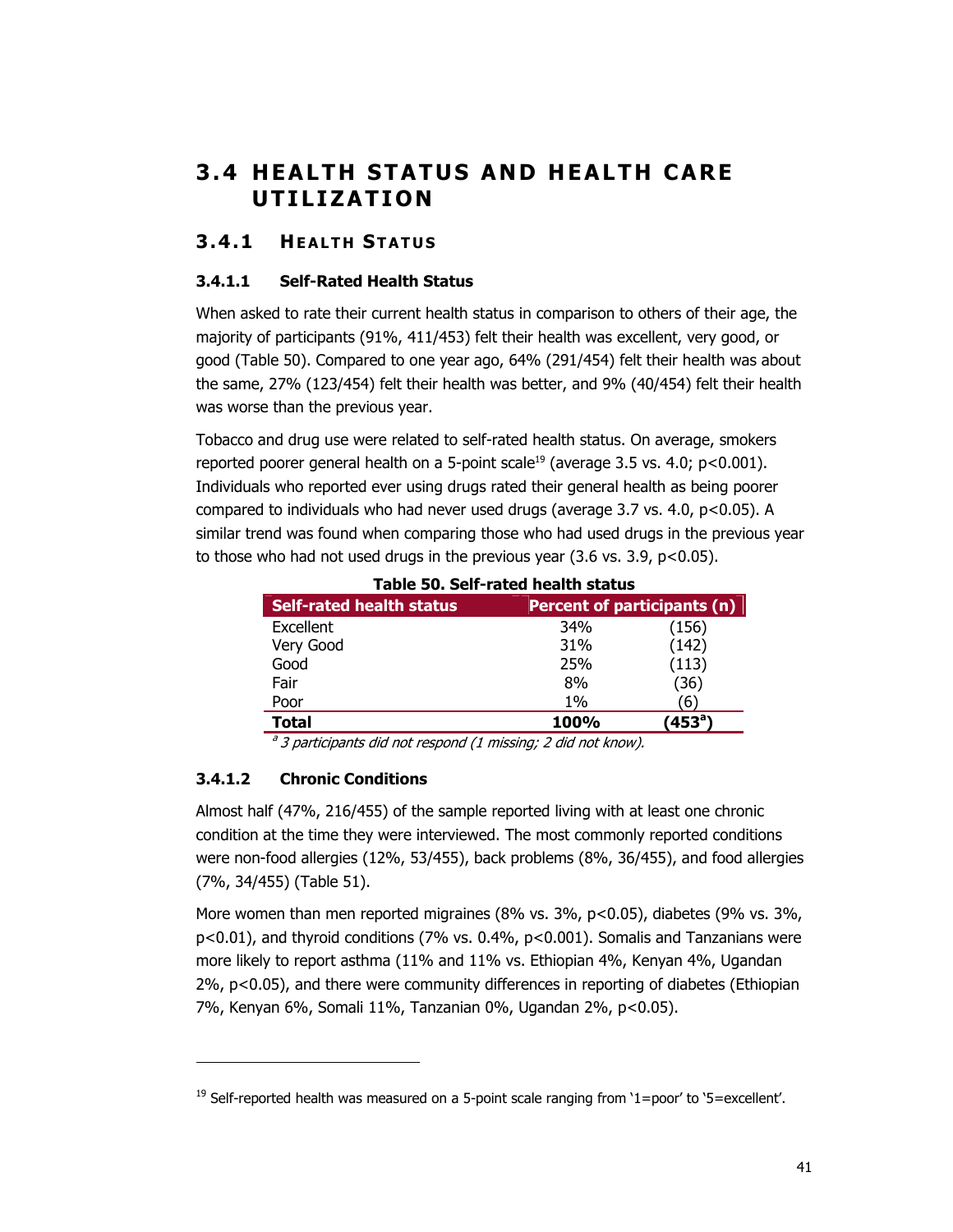## 3.4 HEALTH STATUS AND HEALTH CARE UTILIZATION

### 3.4.1 HEALTH STATUS

#### 3.4.1.1 Self-Rated Health Status

When asked to rate their current health status in comparison to others of their age, the majority of participants (91%, 411/453) felt their health was excellent, very good, or good (Table 50). Compared to one year ago, 64% (291/454) felt their health was about the same, 27% (123/454) felt their health was better, and 9% (40/454) felt their health was worse than the previous year.

Tobacco and drug use were related to self-rated health status. On average, smokers reported poorer general health on a 5-point scale[19] (average 3.5 vs. 4.0; $p<0.001$). Individuals who reported ever using drugs rated their general health as being poorer compared to individuals who had never used drugs (average 3.7 vs. 4.0, $p<0.05$). A similar trend was found when comparing those who had used drugs in the previous year to those who had not used drugs in the previous year (3.6 vs. 3.9, $p<0.05$).

**Table 50. Self-rated health status**

| Self-rated health status | Percent of participants (n) | |
|---|---|---|
| Excellent | 34% | (156) |
| Very Good | 31% | (142) |
| Good | 25% | (113) |
| Fair | 8% | (36) |
| Poor | 1% | (6) |
| **Total** | **100%** | **(453[a])** |

*[a] 3 participants did not respond (1 missing; 2 did not know).*

#### 3.4.1.2 Chronic Conditions

Almost half (47%, 216/455) of the sample reported living with at least one chronic condition at the time they were interviewed. The most commonly reported conditions were non-food allergies (12%, 53/455), back problems (8%, 36/455), and food allergies (7%, 34/455) (Table 51).

More women than men reported migraines (8% vs. 3%, $p<0.05$), diabetes (9% vs. 3%, $p<0.01$), and thyroid conditions (7% vs. 0.4%, $p<0.001$). Somalis and Tanzanians were more likely to report asthma (11% and 11% vs. Ethiopian 4%, Kenyan 4%, Ugandan 2%, $p<0.05$), and there were community differences in reporting of diabetes (Ethiopian 7%, Kenyan 6%, Somali 11%, Tanzanian 0%, Ugandan 2%, $p<0.05$).

---

[19] Self-reported health was measured on a 5-point scale ranging from '1=poor' to '5=excellent'.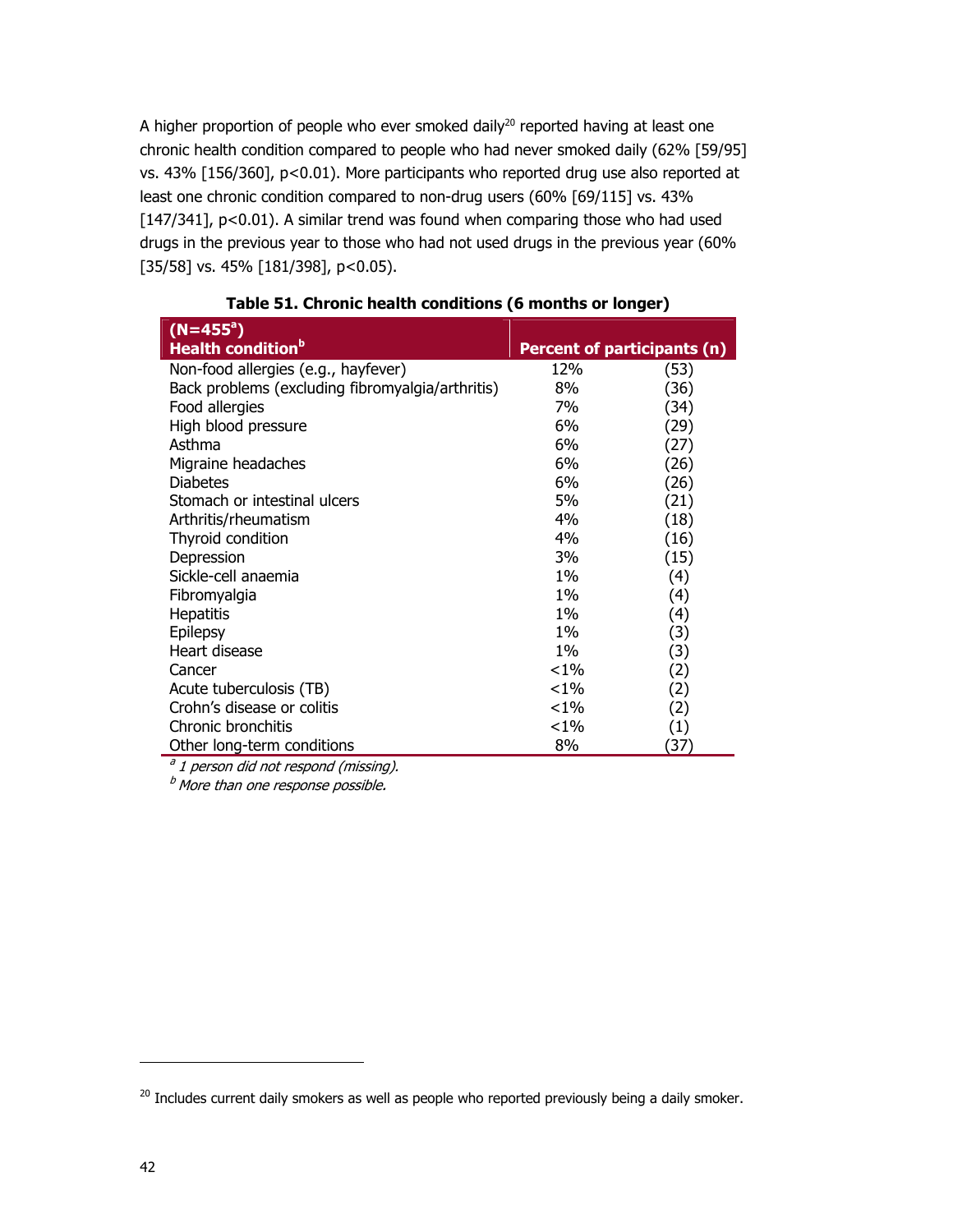A higher proportion of people who ever smoked daily[20] reported having at least one chronic health condition compared to people who had never smoked daily (62% [59/95] vs. 43% [156/360], $p<0.01$). More participants who reported drug use also reported at least one chronic condition compared to non-drug users (60% [69/115] vs. 43% [147/341], $p<0.01$). A similar trend was found when comparing those who had used drugs in the previous year to those who had not used drugs in the previous year (60% [35/58] vs. 45% [181/398], $p<0.05$).

**Table 51. Chronic health conditions (6 months or longer)**

| (N=455[a]) Health condition[b] | Percent of participants (n) | |
|---|---|---|
| Non-food allergies (e.g., hayfever) | 12% | (53) |
| Back problems (excluding fibromyalgia/arthritis) | 8% | (36) |
| Food allergies | 7% | (34) |
| High blood pressure | 6% | (29) |
| Asthma | 6% | (27) |
| Migraine headaches | 6% | (26) |
| Diabetes | 6% | (26) |
| Stomach or intestinal ulcers | 5% | (21) |
| Arthritis/rheumatism | 4% | (18) |
| Thyroid condition | 4% | (16) |
| Depression | 3% | (15) |
| Sickle-cell anaemia | 1% | (4) |
| Fibromyalgia | 1% | (4) |
| Hepatitis | 1% | (4) |
| Epilepsy | 1% | (3) |
| Heart disease | 1% | (3) |
| Cancer | <1% | (2) |
| Acute tuberculosis (TB) | <1% | (2) |
| Crohn's disease or colitis | <1% | (2) |
| Chronic bronchitis | <1% | (1) |
| Other long-term conditions | 8% | (37) |

*[a] 1 person did not respond (missing).*
*[b] More than one response possible.*

[20] Includes current daily smokers as well as people who reported previously being a daily smoker.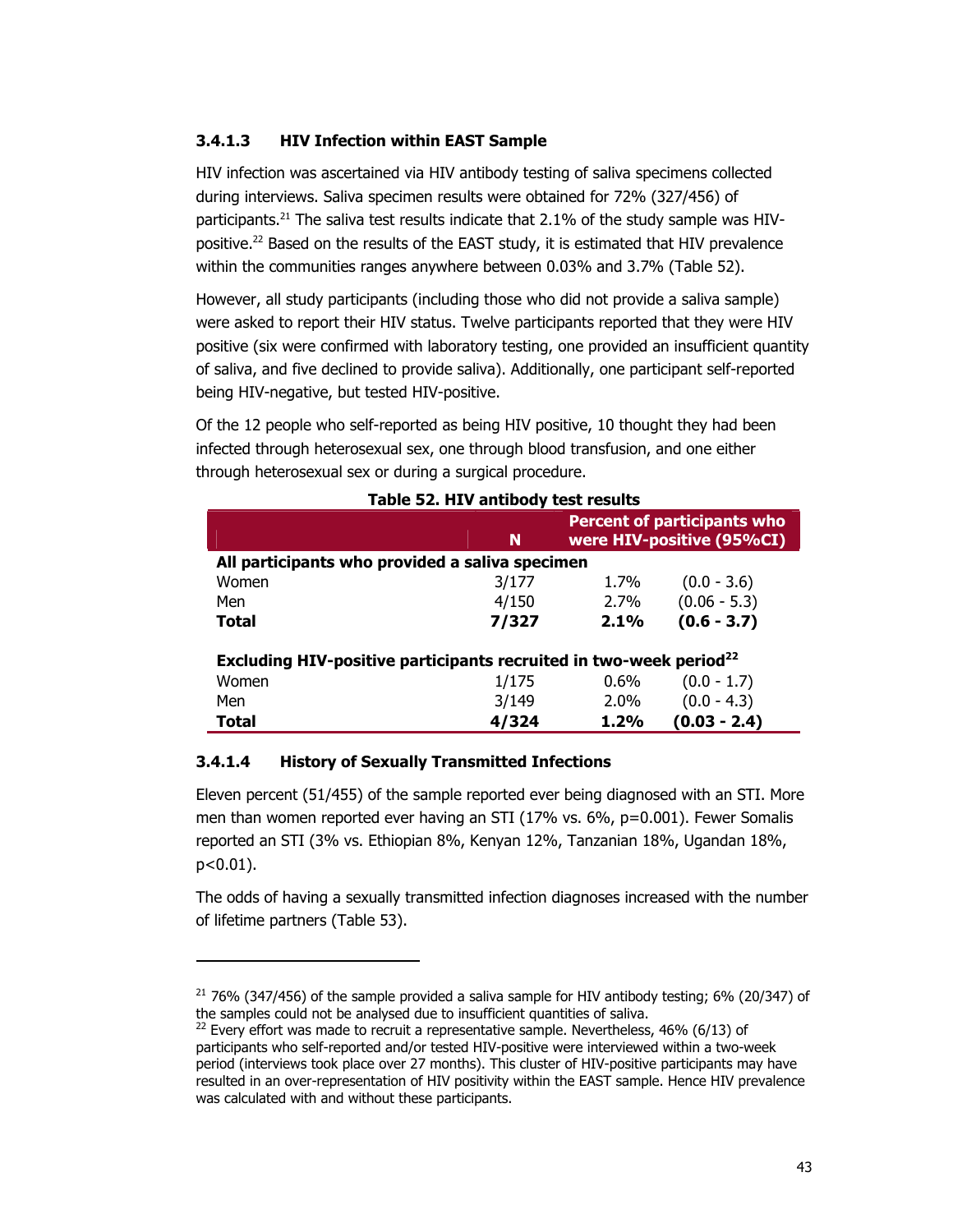#### 3.4.1.3 HIV Infection within EAST Sample

HIV infection was ascertained via HIV antibody testing of saliva specimens collected during interviews. Saliva specimen results were obtained for 72% (327/456) of participants.[21] The saliva test results indicate that 2.1% of the study sample was HIV-positive.[22] Based on the results of the EAST study, it is estimated that HIV prevalence within the communities ranges anywhere between 0.03% and 3.7% (Table 52).

However, all study participants (including those who did not provide a saliva sample) were asked to report their HIV status. Twelve participants reported that they were HIV positive (six were confirmed with laboratory testing, one provided an insufficient quantity of saliva, and five declined to provide saliva). Additionally, one participant self-reported being HIV-negative, but tested HIV-positive.

Of the 12 people who self-reported as being HIV positive, 10 thought they had been infected through heterosexual sex, one through blood transfusion, and one either through heterosexual sex or during a surgical procedure.

**Table 52. HIV antibody test results**

| | N | Percent of participants who were HIV-positive (95%CI) | |
|---|---|---|---|
| **All participants who provided a saliva specimen** | | | |
| Women | 3/177 | 1.7% | (0.0 - 3.6) |
| Men | 4/150 | 2.7% | (0.06 - 5.3) |
| **Total** | **7/327** | **2.1%** | **(0.6 - 3.7)** |
| **Excluding HIV-positive participants recruited in two-week period[22]** | | | |
| Women | 1/175 | 0.6% | (0.0 - 1.7) |
| Men | 3/149 | 2.0% | (0.0 - 4.3) |
| **Total** | **4/324** | **1.2%** | **(0.03 - 2.4)** |

#### 3.4.1.4 History of Sexually Transmitted Infections

Eleven percent (51/455) of the sample reported ever being diagnosed with an STI. More men than women reported ever having an STI (17% vs. 6%, p=0.001). Fewer Somalis reported an STI (3% vs. Ethiopian 8%, Kenyan 12%, Tanzanian 18%, Ugandan 18%, p<0.01).

The odds of having a sexually transmitted infection diagnoses increased with the number of lifetime partners (Table 53).

---

[21] 76% (347/456) of the sample provided a saliva sample for HIV antibody testing; 6% (20/347) of the samples could not be analysed due to insufficient quantities of saliva.

[22] Every effort was made to recruit a representative sample. Nevertheless, 46% (6/13) of participants who self-reported and/or tested HIV-positive were interviewed within a two-week period (interviews took place over 27 months). This cluster of HIV-positive participants may have resulted in an over-representation of HIV positivity within the EAST sample. Hence HIV prevalence was calculated with and without these participants.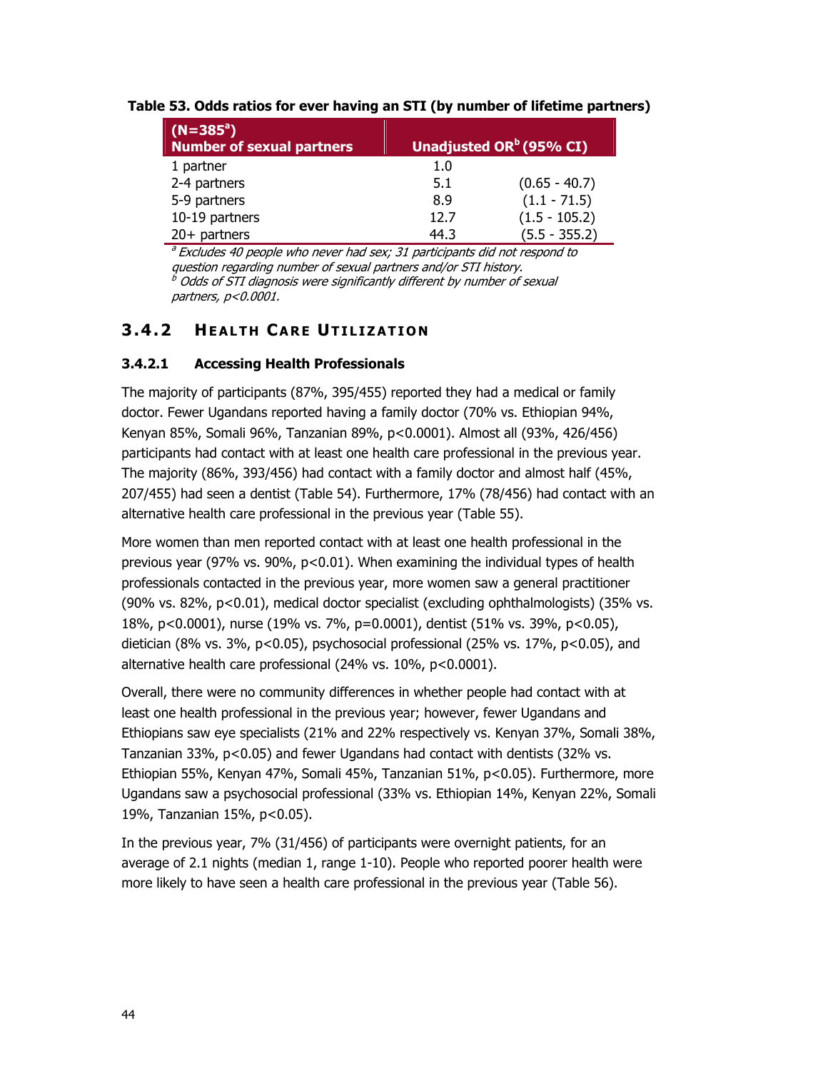**Table 53. Odds ratios for ever having an STI (by number of lifetime partners)**

| (N=385[a]) Number of sexual partners | Unadjusted OR[b] (95% CI) | |
|---|---|---|
| 1 partner | 1.0 | |
| 2-4 partners | 5.1 | (0.65 - 40.7) |
| 5-9 partners | 8.9 | (1.1 - 71.5) |
| 10-19 partners | 12.7 | (1.5 - 105.2) |
| 20+ partners | 44.3 | (5.5 - 355.2) |

*[a] Excludes 40 people who never had sex; 31 participants did not respond to question regarding number of sexual partners and/or STI history.*
*[b] Odds of STI diagnosis were significantly different by number of sexual partners, p<0.0001.*

### 3.4.2 Health Care Utilization

#### 3.4.2.1 Accessing Health Professionals

The majority of participants (87%, 395/455) reported they had a medical or family doctor. Fewer Ugandans reported having a family doctor (70% vs. Ethiopian 94%, Kenyan 85%, Somali 96%, Tanzanian 89%, p<0.0001). Almost all (93%, 426/456) participants had contact with at least one health care professional in the previous year. The majority (86%, 393/456) had contact with a family doctor and almost half (45%, 207/455) had seen a dentist (Table 54). Furthermore, 17% (78/456) had contact with an alternative health care professional in the previous year (Table 55).

More women than men reported contact with at least one health professional in the previous year (97% vs. 90%, p<0.01). When examining the individual types of health professionals contacted in the previous year, more women saw a general practitioner (90% vs. 82%, p<0.01), medical doctor specialist (excluding ophthalmologists) (35% vs. 18%, p<0.0001), nurse (19% vs. 7%, p=0.0001), dentist (51% vs. 39%, p<0.05), dietician (8% vs. 3%, p<0.05), psychosocial professional (25% vs. 17%, p<0.05), and alternative health care professional (24% vs. 10%, p<0.0001).

Overall, there were no community differences in whether people had contact with at least one health professional in the previous year; however, fewer Ugandans and Ethiopians saw eye specialists (21% and 22% respectively vs. Kenyan 37%, Somali 38%, Tanzanian 33%, p<0.05) and fewer Ugandans had contact with dentists (32% vs. Ethiopian 55%, Kenyan 47%, Somali 45%, Tanzanian 51%, p<0.05). Furthermore, more Ugandans saw a psychosocial professional (33% vs. Ethiopian 14%, Kenyan 22%, Somali 19%, Tanzanian 15%, p<0.05).

In the previous year, 7% (31/456) of participants were overnight patients, for an average of 2.1 nights (median 1, range 1-10). People who reported poorer health were more likely to have seen a health care professional in the previous year (Table 56).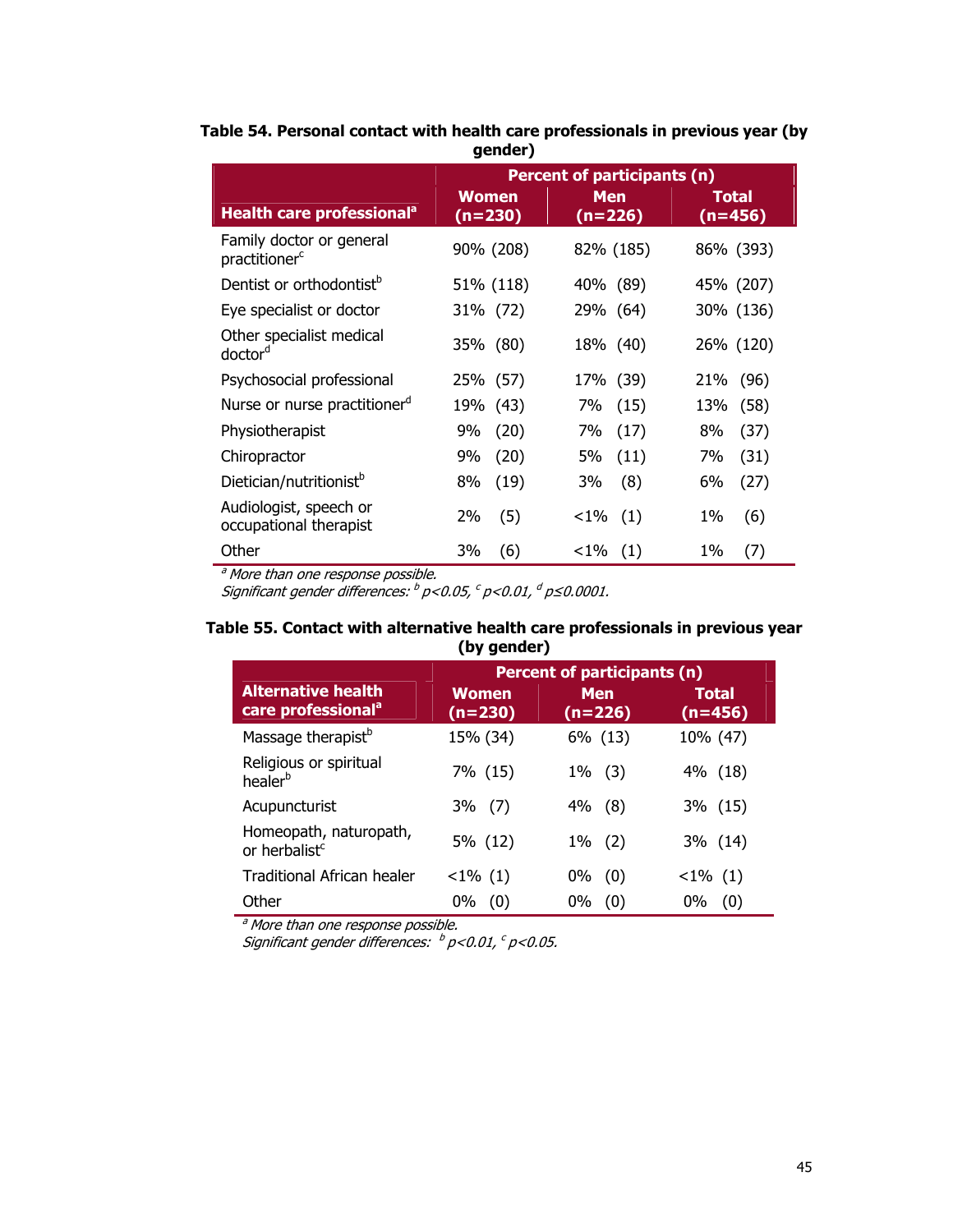**Table 54. Personal contact with health care professionals in previous year (by gender)**

| Health care professional[a] | Percent of participants (n) | | |
|---|---|---|---|
| | Women (n=230) | Men (n=226) | Total (n=456) |
| Family doctor or general practitioner[c] | 90% (208) | 82% (185) | 86% (393) |
| Dentist or orthodontist[b] | 51% (118) | 40% (89) | 45% (207) |
| Eye specialist or doctor | 31% (72) | 29% (64) | 30% (136) |
| Other specialist medical doctor[d] | 35% (80) | 18% (40) | 26% (120) |
| Psychosocial professional | 25% (57) | 17% (39) | 21% (96) |
| Nurse or nurse practitioner[d] | 19% (43) | 7% (15) | 13% (58) |
| Physiotherapist | 9% (20) | 7% (17) | 8% (37) |
| Chiropractor | 9% (20) | 5% (11) | 7% (31) |
| Dietician/nutritionist[b] | 8% (19) | 3% (8) | 6% (27) |
| Audiologist, speech or occupational therapist | 2% (5) | <1% (1) | 1% (6) |
| Other | 3% (6) | <1% (1) | 1% (7) |

*[a] More than one response possible.*
*Significant gender differences: [b] $p<0.05$, [c] $p<0.01$, [d] $p\leq0.0001$.*

**Table 55. Contact with alternative health care professionals in previous year (by gender)**

| Alternative health care professional[a] | Percent of participants (n) | | |
|---|---|---|---|
| | Women (n=230) | Men (n=226) | Total (n=456) |
| Massage therapist[b] | 15% (34) | 6% (13) | 10% (47) |
| Religious or spiritual healer[b] | 7% (15) | 1% (3) | 4% (18) |
| Acupuncturist | 3% (7) | 4% (8) | 3% (15) |
| Homeopath, naturopath, or herbalist[c] | 5% (12) | 1% (2) | 3% (14) |
| Traditional African healer | <1% (1) | 0% (0) | <1% (1) |
| Other | 0% (0) | 0% (0) | 0% (0) |

*[a] More than one response possible.*
*Significant gender differences: [b] $p<0.01$, [c] $p<0.05$.*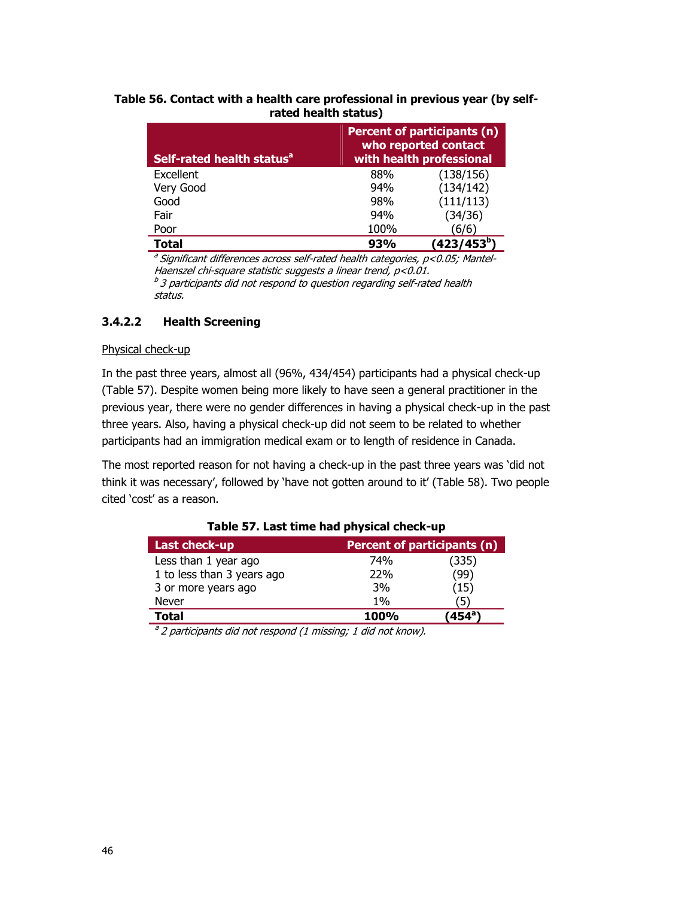**Table 56. Contact with a health care professional in previous year (by self-rated health status)**

| Self-rated health status[a] | Percent of participants (n) who reported contact with health professional | |
|---|---|---|
| Excellent | 88% | (138/156) |
| Very Good | 94% | (134/142) |
| Good | 98% | (111/113) |
| Fair | 94% | (34/36) |
| Poor | 100% | (6/6) |
| **Total** | **93%** | **(423/453[b])** |

[a] *Significant differences across self-rated health categories, p<0.05; Mantel-Haenszel chi-square statistic suggests a linear trend, p<0.01.*
[b] *3 participants did not respond to question regarding self-rated health status.*

#### 3.4.2.2 Health Screening

Physical check-up

In the past three years, almost all (96%, 434/454) participants had a physical check-up (Table 57). Despite women being more likely to have seen a general practitioner in the previous year, there were no gender differences in having a physical check-up in the past three years. Also, having a physical check-up did not seem to be related to whether participants had an immigration medical exam or to length of residence in Canada.

The most reported reason for not having a check-up in the past three years was 'did not think it was necessary', followed by 'have not gotten around to it' (Table 58). Two people cited 'cost' as a reason.

**Table 57. Last time had physical check-up**

| Last check-up | Percent of participants (n) | |
|---|---|---|
| Less than 1 year ago | 74% | (335) |
| 1 to less than 3 years ago | 22% | (99) |
| 3 or more years ago | 3% | (15) |
| Never | 1% | (5) |
| **Total** | **100%** | **(454[a])** |

[a] *2 participants did not respond (1 missing; 1 did not know).*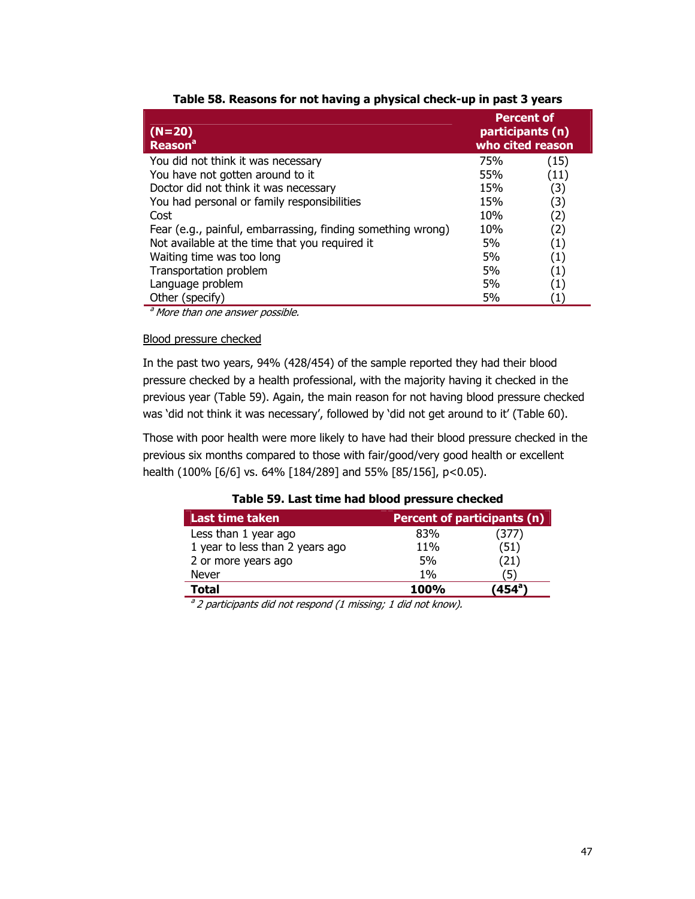**Table 58. Reasons for not having a physical check-up in past 3 years**

| (N=20) Reason[a] | Percent of participants (n) who cited reason | |
|---|---|---|
| You did not think it was necessary | 75% | (15) |
| You have not gotten around to it | 55% | (11) |
| Doctor did not think it was necessary | 15% | (3) |
| You had personal or family responsibilities | 15% | (3) |
| Cost | 10% | (2) |
| Fear (e.g., painful, embarrassing, finding something wrong) | 10% | (2) |
| Not available at the time that you required it | 5% | (1) |
| Waiting time was too long | 5% | (1) |
| Transportation problem | 5% | (1) |
| Language problem | 5% | (1) |
| Other (specify) | 5% | (1) |

*[a] More than one answer possible.*

<u>Blood pressure checked</u>

In the past two years, 94% (428/454) of the sample reported they had their blood pressure checked by a health professional, with the majority having it checked in the previous year (Table 59). Again, the main reason for not having blood pressure checked was 'did not think it was necessary', followed by 'did not get around to it' (Table 60).

Those with poor health were more likely to have had their blood pressure checked in the previous six months compared to those with fair/good/very good health or excellent health (100% [6/6] vs. 64% [184/289] and 55% [85/156], $p<0.05$).

**Table 59. Last time had blood pressure checked**

| Last time taken | Percent of participants (n) | |
|---|---|---|
| Less than 1 year ago | 83% | (377) |
| 1 year to less than 2 years ago | 11% | (51) |
| 2 or more years ago | 5% | (21) |
| Never | 1% | (5) |
| **Total** | **100%** | **(454[a])** |

*[a] 2 participants did not respond (1 missing; 1 did not know).*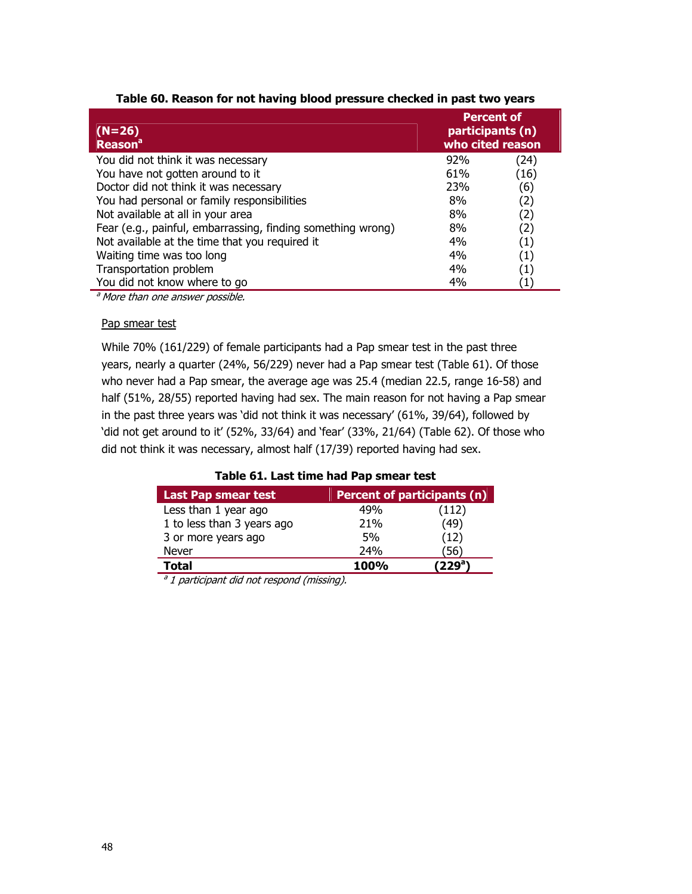**Table 60. Reason for not having blood pressure checked in past two years**

| (N=26) Reason[a] | Percent of participants (n) who cited reason | |
|---|---|---|
| You did not think it was necessary | 92% | (24) |
| You have not gotten around to it | 61% | (16) |
| Doctor did not think it was necessary | 23% | (6) |
| You had personal or family responsibilities | 8% | (2) |
| Not available at all in your area | 8% | (2) |
| Fear (e.g., painful, embarrassing, finding something wrong) | 8% | (2) |
| Not available at the time that you required it | 4% | (1) |
| Waiting time was too long | 4% | (1) |
| Transportation problem | 4% | (1) |
| You did not know where to go | 4% | (1) |

[a] *More than one answer possible.*

Pap smear test

While 70% (161/229) of female participants had a Pap smear test in the past three years, nearly a quarter (24%, 56/229) never had a Pap smear test (Table 61). Of those who never had a Pap smear, the average age was 25.4 (median 22.5, range 16-58) and half (51%, 28/55) reported having had sex. The main reason for not having a Pap smear in the past three years was 'did not think it was necessary' (61%, 39/64), followed by 'did not get around to it' (52%, 33/64) and 'fear' (33%, 21/64) (Table 62). Of those who did not think it was necessary, almost half (17/39) reported having had sex.

**Table 61. Last time had Pap smear test**

| Last Pap smear test | Percent of participants (n) | |
|---|---|---|
| Less than 1 year ago | 49% | (112) |
| 1 to less than 3 years ago | 21% | (49) |
| 3 or more years ago | 5% | (12) |
| Never | 24% | (56) |
| **Total** | **100%** | **(229[a])** |

[a] *1 participant did not respond (missing).*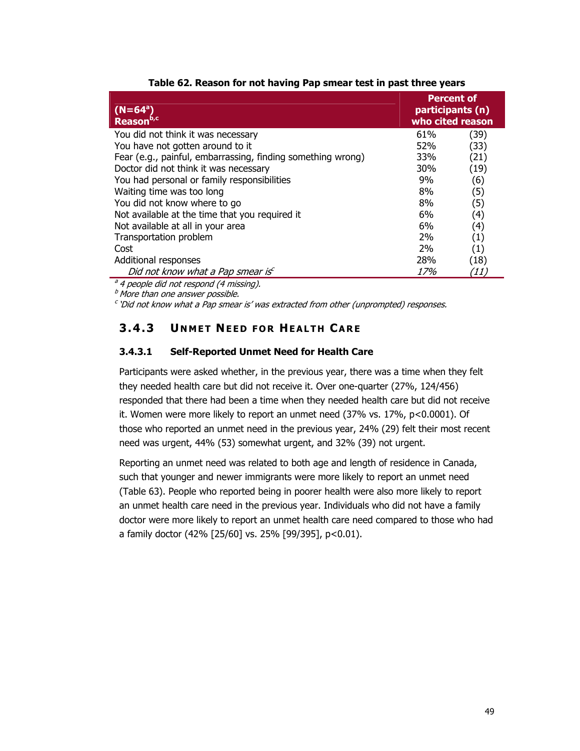**Table 62. Reason for not having Pap smear test in past three years**

| (N=64[a]) Reason[b,c] | Percent of participants (n) who cited reason | |
|---|---|---|
| You did not think it was necessary | 61% | (39) |
| You have not gotten around to it | 52% | (33) |
| Fear (e.g., painful, embarrassing, finding something wrong) | 33% | (21) |
| Doctor did not think it was necessary | 30% | (19) |
| You had personal or family responsibilities | 9% | (6) |
| Waiting time was too long | 8% | (5) |
| You did not know where to go | 8% | (5) |
| Not available at the time that you required it | 6% | (4) |
| Not available at all in your area | 6% | (4) |
| Transportation problem | 2% | (1) |
| Cost | 2% | (1) |
| Additional responses | 28% | (18) |
| *Did not know what a Pap smear is[c]* | *17%* | *(11)* |

[a] *4 people did not respond (4 missing).*
[b] *More than one answer possible.*
[c] *'Did not know what a Pap smear is' was extracted from other (unprompted) responses.*

## 3.4.3 Unmet Need for Health Care

### 3.4.3.1 Self-Reported Unmet Need for Health Care

Participants were asked whether, in the previous year, there was a time when they felt they needed health care but did not receive it. Over one-quarter (27%, 124/456) responded that there had been a time when they needed health care but did not receive it. Women were more likely to report an unmet need (37% vs. 17%, $p<0.0001$). Of those who reported an unmet need in the previous year, 24% (29) felt their most recent need was urgent, 44% (53) somewhat urgent, and 32% (39) not urgent.

Reporting an unmet need was related to both age and length of residence in Canada, such that younger and newer immigrants were more likely to report an unmet need (Table 63). People who reported being in poorer health were also more likely to report an unmet health care need in the previous year. Individuals who did not have a family doctor were more likely to report an unmet health care need compared to those who had a family doctor (42% [25/60] vs. 25% [99/395], $p<0.01$).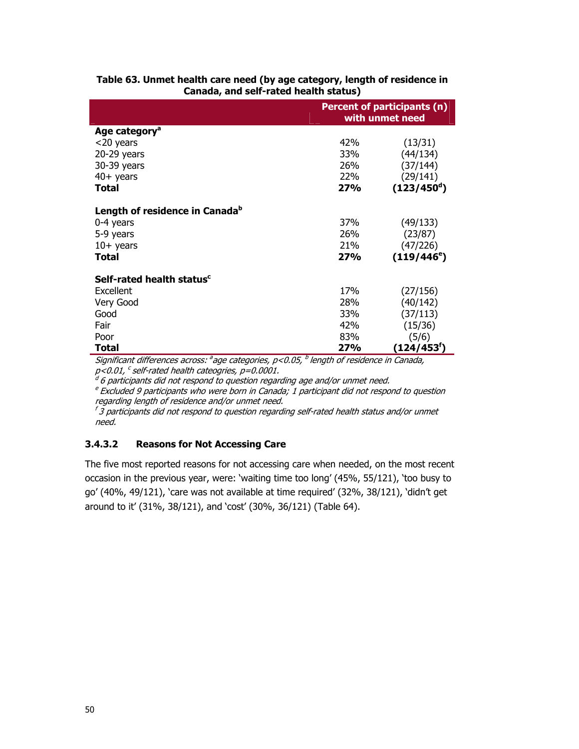**Table 63. Unmet health care need (by age category, length of residence in Canada, and self-rated health status)**

| | Percent of participants (n) with unmet need | |
|---|---|---|
| **Age category[a]** | | |
| <20 years | 42% | (13/31) |
| 20-29 years | 33% | (44/134) |
| 30-39 years | 26% | (37/144) |
| 40+ years | 22% | (29/141) |
| **Total** | **27%** | **(123/450[d])** |
| **Length of residence in Canada[b]** | | |
| 0-4 years | 37% | (49/133) |
| 5-9 years | 26% | (23/87) |
| 10+ years | 21% | (47/226) |
| **Total** | **27%** | **(119/446[e])** |
| **Self-rated health status[c]** | | |
| Excellent | 17% | (27/156) |
| Very Good | 28% | (40/142) |
| Good | 33% | (37/113) |
| Fair | 42% | (15/36) |
| Poor | 83% | (5/6) |
| **Total** | **27%** | **(124/453[f])** |

*Significant differences across: [a] age categories, $p<0.05$, [b] length of residence in Canada, $p<0.01$, [c] self-rated health cateogries, $p=0.0001$.*

*[d] 6 participants did not respond to question regarding age and/or unmet need.*

*[e] Excluded 9 participants who were born in Canada; 1 participant did not respond to question regarding length of residence and/or unmet need.*

*[f] 3 participants did not respond to question regarding self-rated health status and/or unmet need.*

#### 3.4.3.2 Reasons for Not Accessing Care

The five most reported reasons for not accessing care when needed, on the most recent occasion in the previous year, were: 'waiting time too long' (45%, 55/121), 'too busy to go' (40%, 49/121), 'care was not available at time required' (32%, 38/121), 'didn't get around to it' (31%, 38/121), and 'cost' (30%, 36/121) (Table 64).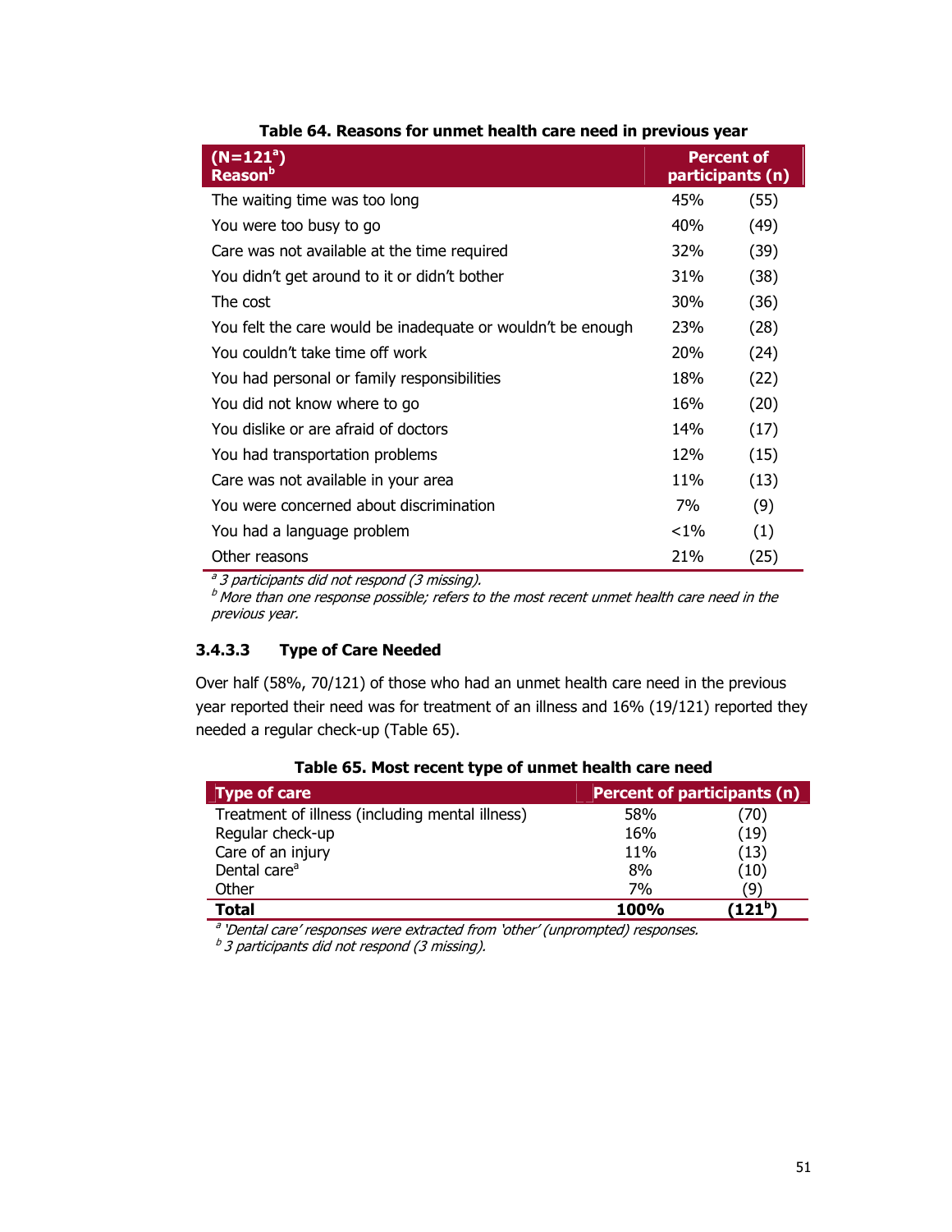**Table 64. Reasons for unmet health care need in previous year**

| (N=121[a]) Reason[b] | Percent of participants (n) | |
|---|---|---|
| The waiting time was too long | 45% | (55) |
| You were too busy to go | 40% | (49) |
| Care was not available at the time required | 32% | (39) |
| You didn't get around to it or didn't bother | 31% | (38) |
| The cost | 30% | (36) |
| You felt the care would be inadequate or wouldn't be enough | 23% | (28) |
| You couldn't take time off work | 20% | (24) |
| You had personal or family responsibilities | 18% | (22) |
| You did not know where to go | 16% | (20) |
| You dislike or are afraid of doctors | 14% | (17) |
| You had transportation problems | 12% | (15) |
| Care was not available in your area | 11% | (13) |
| You were concerned about discrimination | 7% | (9) |
| You had a language problem | <1% | (1) |
| Other reasons | 21% | (25) |

*[a] 3 participants did not respond (3 missing).*
*[b] More than one response possible; refers to the most recent unmet health care need in the previous year.*

### 3.4.3.3 Type of Care Needed

Over half (58%, 70/121) of those who had an unmet health care need in the previous year reported their need was for treatment of an illness and 16% (19/121) reported they needed a regular check-up (Table 65).

**Table 65. Most recent type of unmet health care need**

| Type of care | Percent of participants (n) | |
|---|---|---|
| Treatment of illness (including mental illness) | 58% | (70) |
| Regular check-up | 16% | (19) |
| Care of an injury | 11% | (13) |
| Dental care[a] | 8% | (10) |
| Other | 7% | (9) |
| **Total** | **100%** | **(121[b])** |

*[a] 'Dental care' responses were extracted from 'other' (unprompted) responses.*
*[b] 3 participants did not respond (3 missing).*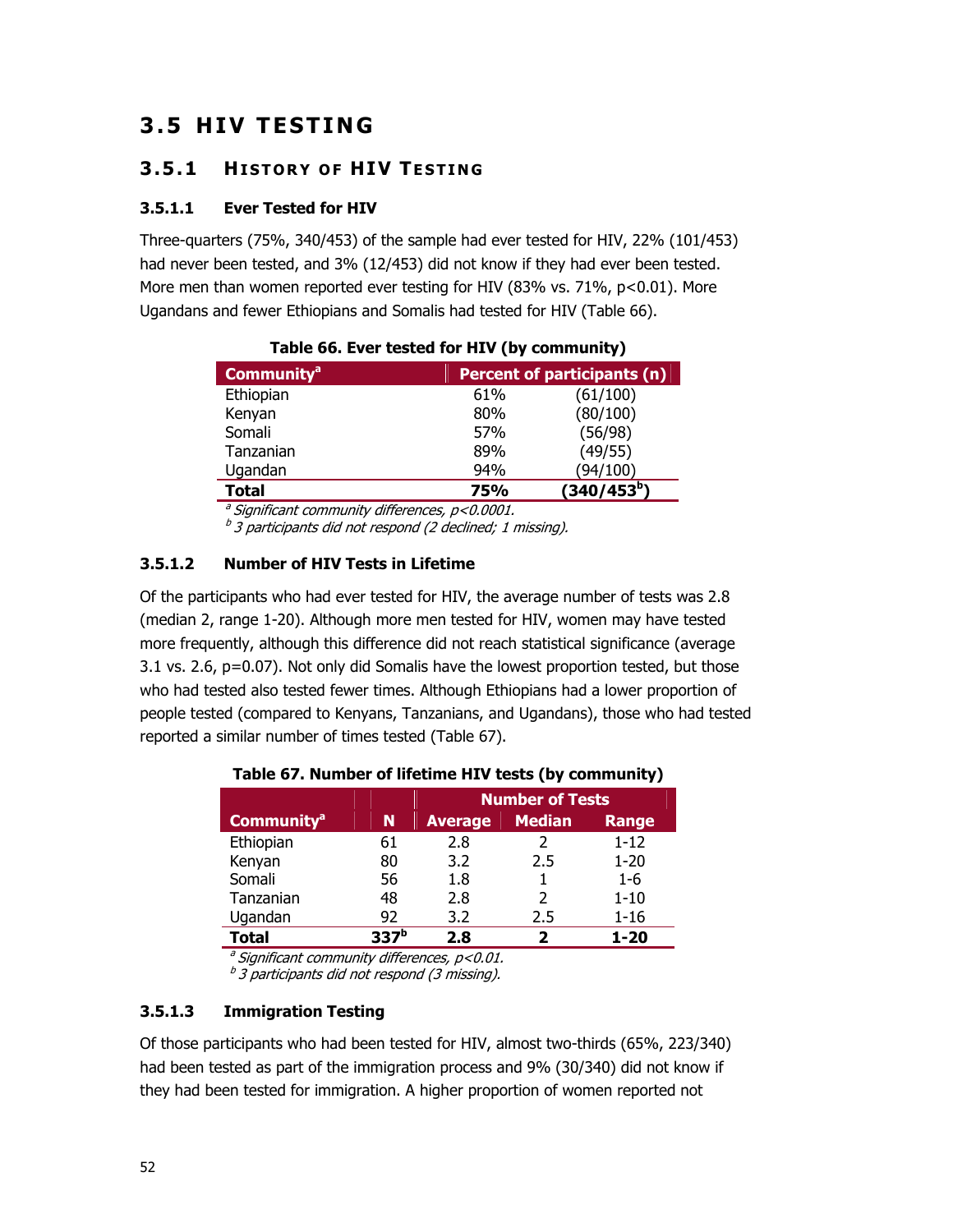# 3.5 HIV TESTING

## 3.5.1 History of HIV Testing

### 3.5.1.1 Ever Tested for HIV

Three-quarters (75%, 340/453) of the sample had ever tested for HIV, 22% (101/453) had never been tested, and 3% (12/453) did not know if they had ever been tested. More men than women reported ever testing for HIV (83% vs. 71%, $p<0.01$). More Ugandans and fewer Ethiopians and Somalis had tested for HIV (Table 66).

**Table 66. Ever tested for HIV (by community)**

| Community[a] | Percent of participants (n) | |
|---|---|---|
| Ethiopian | 61% | (61/100) |
| Kenyan | 80% | (80/100) |
| Somali | 57% | (56/98) |
| Tanzanian | 89% | (49/55) |
| Ugandan | 94% | (94/100) |
| **Total** | **75%** | **(340/453[b])** |

*[a] Significant community differences, $p<0.0001$.*
*[b] 3 participants did not respond (2 declined; 1 missing).*

### 3.5.1.2 Number of HIV Tests in Lifetime

Of the participants who had ever tested for HIV, the average number of tests was 2.8 (median 2, range 1-20). Although more men tested for HIV, women may have tested more frequently, although this difference did not reach statistical significance (average 3.1 vs. 2.6, $p=0.07$). Not only did Somalis have the lowest proportion tested, but those who had tested also tested fewer times. Although Ethiopians had a lower proportion of people tested (compared to Kenyans, Tanzanians, and Ugandans), those who had tested reported a similar number of times tested (Table 67).

**Table 67. Number of lifetime HIV tests (by community)**

| | | Number of Tests | | |
|---|---|---|---|---|
| **Community[a]** | **N** | **Average** | **Median** | **Range** |
| Ethiopian | 61 | 2.8 | 2 | 1-12 |
| Kenyan | 80 | 3.2 | 2.5 | 1-20 |
| Somali | 56 | 1.8 | 1 | 1-6 |
| Tanzanian | 48 | 2.8 | 2 | 1-10 |
| Ugandan | 92 | 3.2 | 2.5 | 1-16 |
| **Total** | **337[b]** | **2.8** | **2** | **1-20** |

*[a] Significant community differences, $p<0.01$.*
*[b] 3 participants did not respond (3 missing).*

### 3.5.1.3 Immigration Testing

Of those participants who had been tested for HIV, almost two-thirds (65%, 223/340) had been tested as part of the immigration process and 9% (30/340) did not know if they had been tested for immigration. A higher proportion of women reported not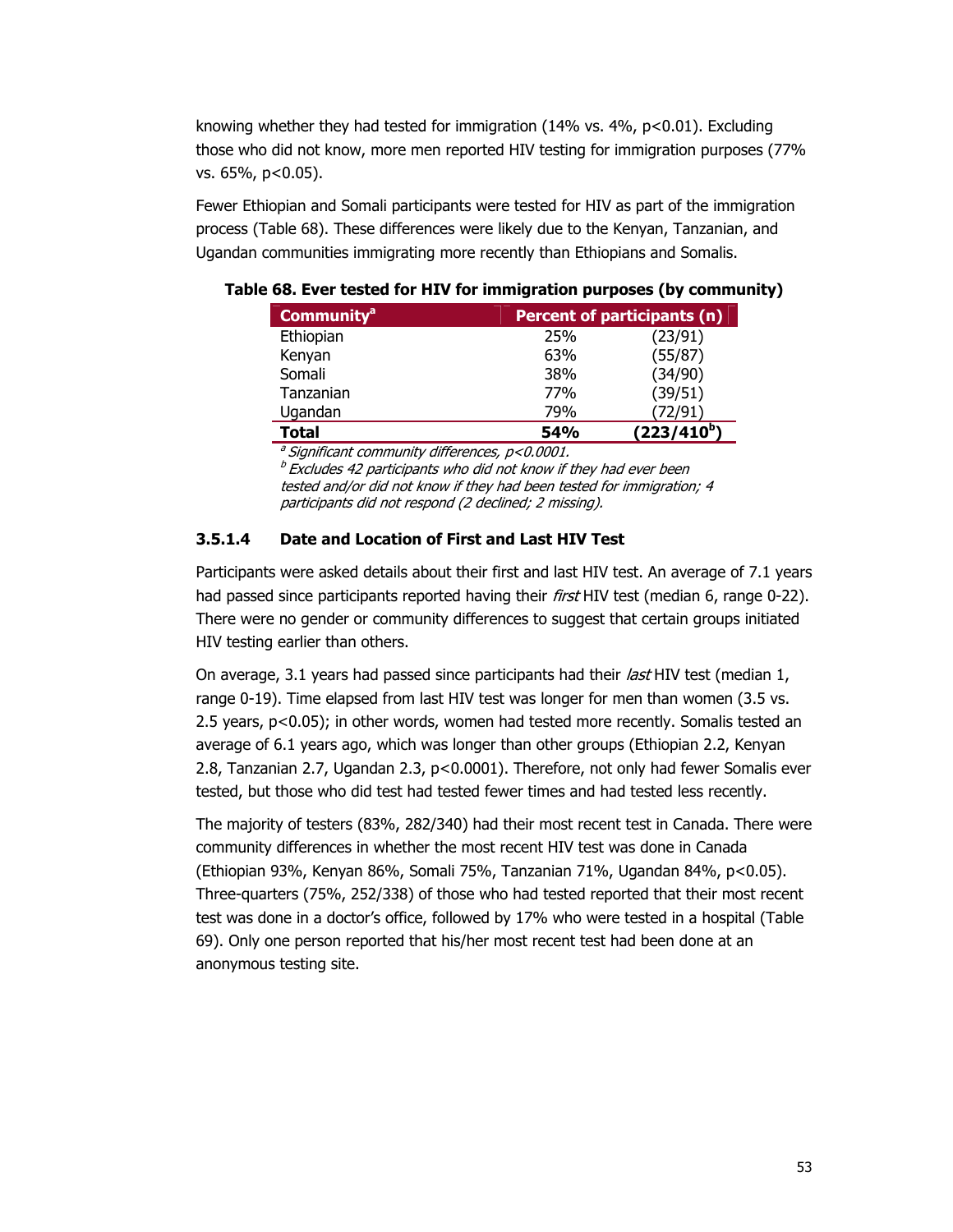knowing whether they had tested for immigration (14% vs. 4%, $p<0.01$). Excluding those who did not know, more men reported HIV testing for immigration purposes (77% vs. 65%, $p<0.05$).

Fewer Ethiopian and Somali participants were tested for HIV as part of the immigration process (Table 68). These differences were likely due to the Kenyan, Tanzanian, and Ugandan communities immigrating more recently than Ethiopians and Somalis.

**Table 68. Ever tested for HIV for immigration purposes (by community)**

| Community[a] | Percent of participants (n) | |
|---|---|---|
| Ethiopian | 25% | (23/91) |
| Kenyan | 63% | (55/87) |
| Somali | 38% | (34/90) |
| Tanzanian | 77% | (39/51) |
| Ugandan | 79% | (72/91) |
| **Total** | **54%** | **(223/410[b])** |

[a] *Significant community differences, $p<0.0001$.*
[b] *Excludes 42 participants who did not know if they had ever been tested and/or did not know if they had been tested for immigration; 4 participants did not respond (2 declined; 2 missing).*

#### 3.5.1.4 Date and Location of First and Last HIV Test

Participants were asked details about their first and last HIV test. An average of 7.1 years had passed since participants reported having their *first* HIV test (median 6, range 0-22). There were no gender or community differences to suggest that certain groups initiated HIV testing earlier than others.

On average, 3.1 years had passed since participants had their *last* HIV test (median 1, range 0-19). Time elapsed from last HIV test was longer for men than women (3.5 vs. 2.5 years, $p<0.05$); in other words, women had tested more recently. Somalis tested an average of 6.1 years ago, which was longer than other groups (Ethiopian 2.2, Kenyan 2.8, Tanzanian 2.7, Ugandan 2.3, $p<0.0001$). Therefore, not only had fewer Somalis ever tested, but those who did test had tested fewer times and had tested less recently.

The majority of testers (83%, 282/340) had their most recent test in Canada. There were community differences in whether the most recent HIV test was done in Canada (Ethiopian 93%, Kenyan 86%, Somali 75%, Tanzanian 71%, Ugandan 84%, $p<0.05$). Three-quarters (75%, 252/338) of those who had tested reported that their most recent test was done in a doctor's office, followed by 17% who were tested in a hospital (Table 69). Only one person reported that his/her most recent test had been done at an anonymous testing site.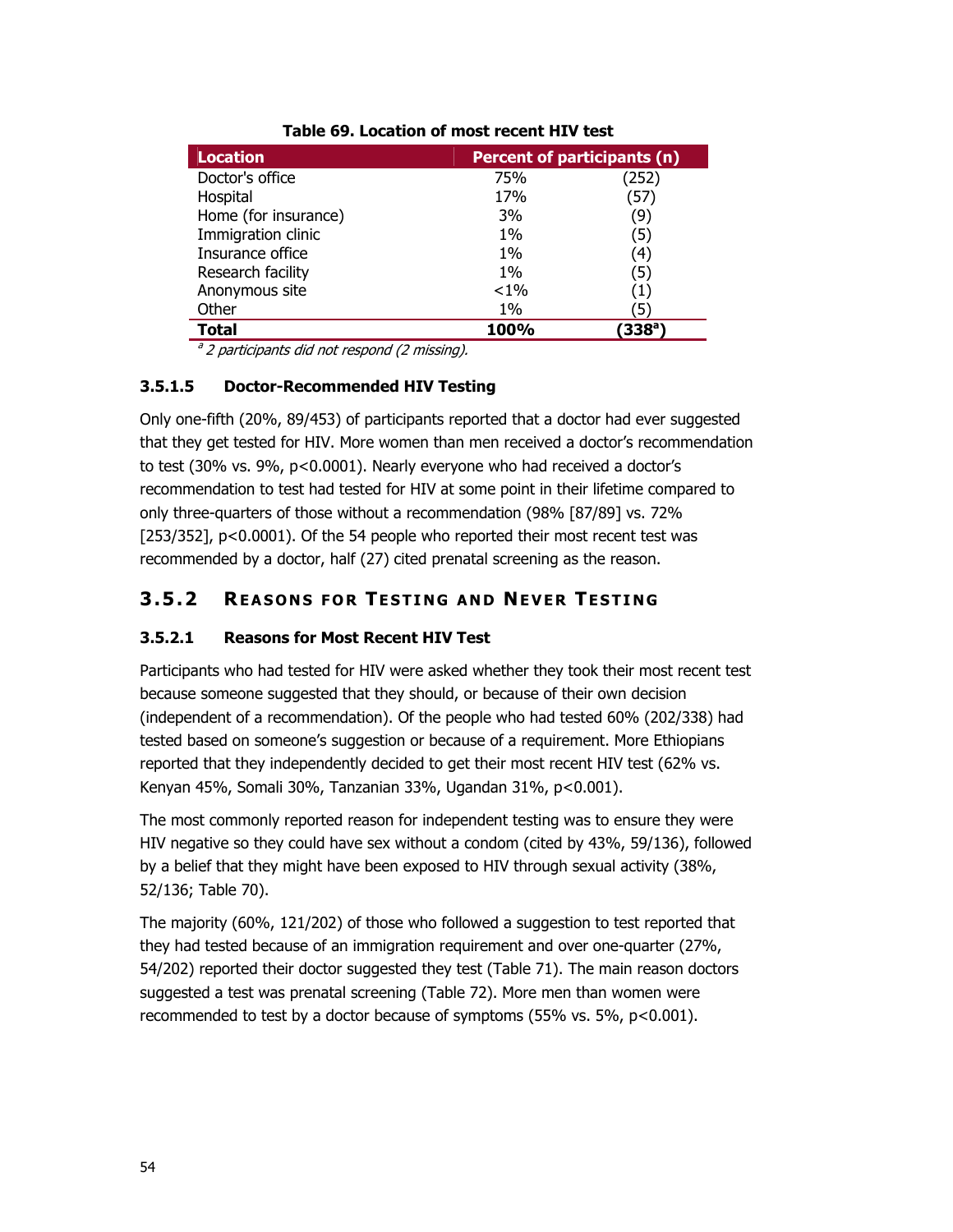**Table 69. Location of most recent HIV test**

| Location | Percent of participants (n) | |
|---|---|---|
| Doctor's office | 75% | (252) |
| Hospital | 17% | (57) |
| Home (for insurance) | 3% | (9) |
| Immigration clinic | 1% | (5) |
| Insurance office | 1% | (4) |
| Research facility | 1% | (5) |
| Anonymous site | <1% | (1) |
| Other | 1% | (5) |
| **Total** | **100%** | **(338[a])** |

*[a] 2 participants did not respond (2 missing).*

#### 3.5.1.5 Doctor-Recommended HIV Testing

Only one-fifth (20%, 89/453) of participants reported that a doctor had ever suggested that they get tested for HIV. More women than men received a doctor's recommendation to test (30% vs. 9%, p<0.0001). Nearly everyone who had received a doctor's recommendation to test had tested for HIV at some point in their lifetime compared to only three-quarters of those without a recommendation (98% [87/89] vs. 72% [253/352], p<0.0001). Of the 54 people who reported their most recent test was recommended by a doctor, half (27) cited prenatal screening as the reason.

### 3.5.2 Reasons for Testing and Never Testing

#### 3.5.2.1 Reasons for Most Recent HIV Test

Participants who had tested for HIV were asked whether they took their most recent test because someone suggested that they should, or because of their own decision (independent of a recommendation). Of the people who had tested 60% (202/338) had tested based on someone's suggestion or because of a requirement. More Ethiopians reported that they independently decided to get their most recent HIV test (62% vs. Kenyan 45%, Somali 30%, Tanzanian 33%, Ugandan 31%, p<0.001).

The most commonly reported reason for independent testing was to ensure they were HIV negative so they could have sex without a condom (cited by 43%, 59/136), followed by a belief that they might have been exposed to HIV through sexual activity (38%, 52/136; Table 70).

The majority (60%, 121/202) of those who followed a suggestion to test reported that they had tested because of an immigration requirement and over one-quarter (27%, 54/202) reported their doctor suggested they test (Table 71). The main reason doctors suggested a test was prenatal screening (Table 72). More men than women were recommended to test by a doctor because of symptoms (55% vs. 5%, p<0.001).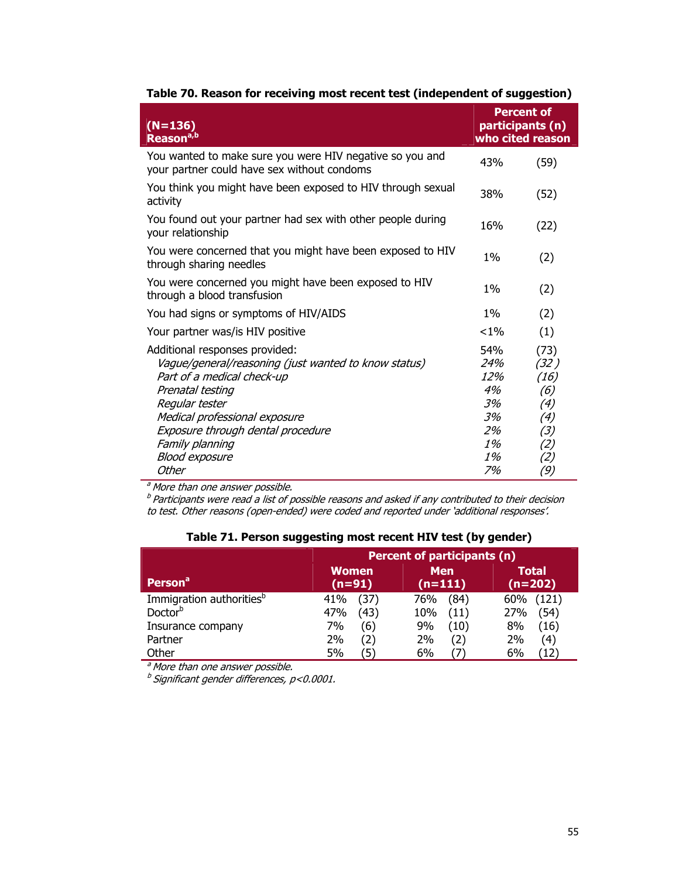**Table 70. Reason for receiving most recent test (independent of suggestion)**

| (N=136) Reason[a,b] | Percent of participants (n) who cited reason | |
|---|---|---|
| You wanted to make sure you were HIV negative so you and your partner could have sex without condoms | 43% | (59) |
| You think you might have been exposed to HIV through sexual activity | 38% | (52) |
| You found out your partner had sex with other people during your relationship | 16% | (22) |
| You were concerned that you might have been exposed to HIV through sharing needles | 1% | (2) |
| You were concerned you might have been exposed to HIV through a blood transfusion | 1% | (2) |
| You had signs or symptoms of HIV/AIDS | 1% | (2) |
| Your partner was/is HIV positive | <1% | (1) |
| Additional responses provided: | 54% | (73) |
| *Vague/general/reasoning (just wanted to know status)* | *24%* | *(32)* |
| *Part of a medical check-up* | *12%* | *(16)* |
| *Prenatal testing* | *4%* | *(6)* |
| *Regular tester* | *3%* | *(4)* |
| *Medical professional exposure* | *3%* | *(4)* |
| *Exposure through dental procedure* | *2%* | *(3)* |
| *Family planning* | *1%* | *(2)* |
| *Blood exposure* | *1%* | *(2)* |
| *Other* | *7%* | *(9)* |

[a] *More than one answer possible.*
[b] *Participants were read a list of possible reasons and asked if any contributed to their decision to test. Other reasons (open-ended) were coded and reported under 'additional responses'.*

**Table 71. Person suggesting most recent HIV test (by gender)**

| Person[a] | Percent of participants (n) | | | | | |
|---|---|---|---|---|---|---|
| | Women (n=91) | | Men (n=111) | | Total (n=202) | |
| Immigration authorities[b] | 41% | (37) | 76% | (84) | 60% | (121) |
| Doctor[b] | 47% | (43) | 10% | (11) | 27% | (54) |
| Insurance company | 7% | (6) | 9% | (10) | 8% | (16) |
| Partner | 2% | (2) | 2% | (2) | 2% | (4) |
| Other | 5% | (5) | 6% | (7) | 6% | (12) |

[a] *More than one answer possible.*
[b] *Significant gender differences, $p<0.0001$.*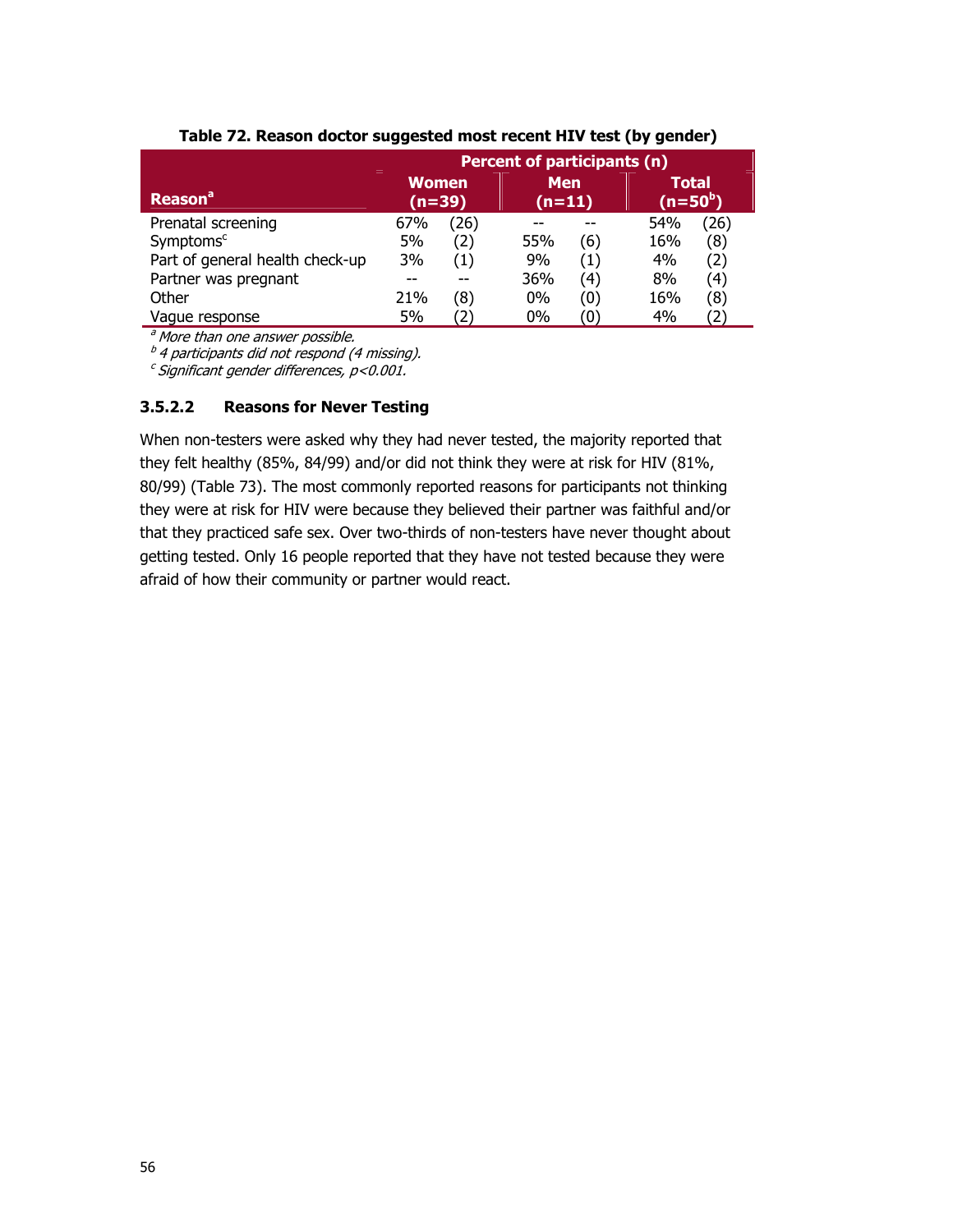**Table 72. Reason doctor suggested most recent HIV test (by gender)**

| Reason[a] | Percent of participants (n) | | | | | |
|---|---|---|---|---|---|---|
| | Women (n=39) | | Men (n=11) | | Total (n=50[b]) | |
| Prenatal screening | 67% | (26) | -- | -- | 54% | (26) |
| Symptoms[c] | 5% | (2) | 55% | (6) | 16% | (8) |
| Part of general health check-up | 3% | (1) | 9% | (1) | 4% | (2) |
| Partner was pregnant | -- | -- | 36% | (4) | 8% | (4) |
| Other | 21% | (8) | 0% | (0) | 16% | (8) |
| Vague response | 5% | (2) | 0% | (0) | 4% | (2) |

[a] *More than one answer possible.*
[b] *4 participants did not respond (4 missing).*
[c] *Significant gender differences, $p<0.001$.*

### 3.5.2.2 Reasons for Never Testing

When non-testers were asked why they had never tested, the majority reported that they felt healthy (85%, 84/99) and/or did not think they were at risk for HIV (81%, 80/99) (Table 73). The most commonly reported reasons for participants not thinking they were at risk for HIV were because they believed their partner was faithful and/or that they practiced safe sex. Over two-thirds of non-testers have never thought about getting tested. Only 16 people reported that they have not tested because they were afraid of how their community or partner would react.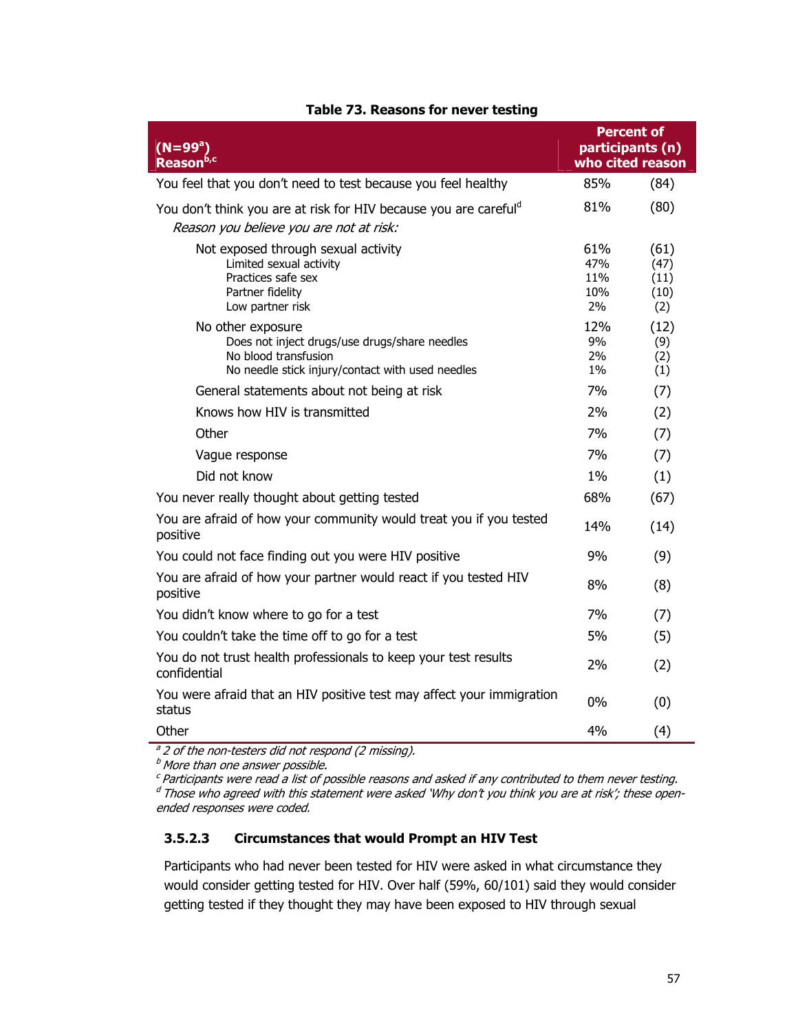**Table 73. Reasons for never testing**

| (N=99[a]) Reason[b,c] | Percent of participants (n) who cited reason | |
|---|---|---|
| You feel that you don't need to test because you feel healthy | 85% | (84) |
| You don't think you are at risk for HIV because you are careful[d] | 81% | (80) |
| *Reason you believe you are not at risk:* | | |
| Not exposed through sexual activity | 61% | (61) |
| Limited sexual activity | 47% | (47) |
| Practices safe sex | 11% | (11) |
| Partner fidelity | 10% | (10) |
| Low partner risk | 2% | (2) |
| No other exposure | 12% | (12) |
| Does not inject drugs/use drugs/share needles | 9% | (9) |
| No blood transfusion | 2% | (2) |
| No needle stick injury/contact with used needles | 1% | (1) |
| General statements about not being at risk | 7% | (7) |
| Knows how HIV is transmitted | 2% | (2) |
| Other | 7% | (7) |
| Vague response | 7% | (7) |
| Did not know | 1% | (1) |
| You never really thought about getting tested | 68% | (67) |
| You are afraid of how your community would treat you if you tested positive | 14% | (14) |
| You could not face finding out you were HIV positive | 9% | (9) |
| You are afraid of how your partner would react if you tested HIV positive | 8% | (8) |
| You didn't know where to go for a test | 7% | (7) |
| You couldn't take the time off to go for a test | 5% | (5) |
| You do not trust health professionals to keep your test results confidential | 2% | (2) |
| You were afraid that an HIV positive test may affect your immigration status | 0% | (0) |
| Other | 4% | (4) |

*[a] 2 of the non-testers did not respond (2 missing).*
*[b] More than one answer possible.*
*[c] Participants were read a list of possible reasons and asked if any contributed to them never testing.*
*[d] Those who agreed with this statement were asked 'Why don't you think you are at risk'; these open-ended responses were coded.*

### 3.5.2.3 Circumstances that would Prompt an HIV Test

Participants who had never been tested for HIV were asked in what circumstance they would consider getting tested for HIV. Over half (59%, 60/101) said they would consider getting tested if they thought they may have been exposed to HIV through sexual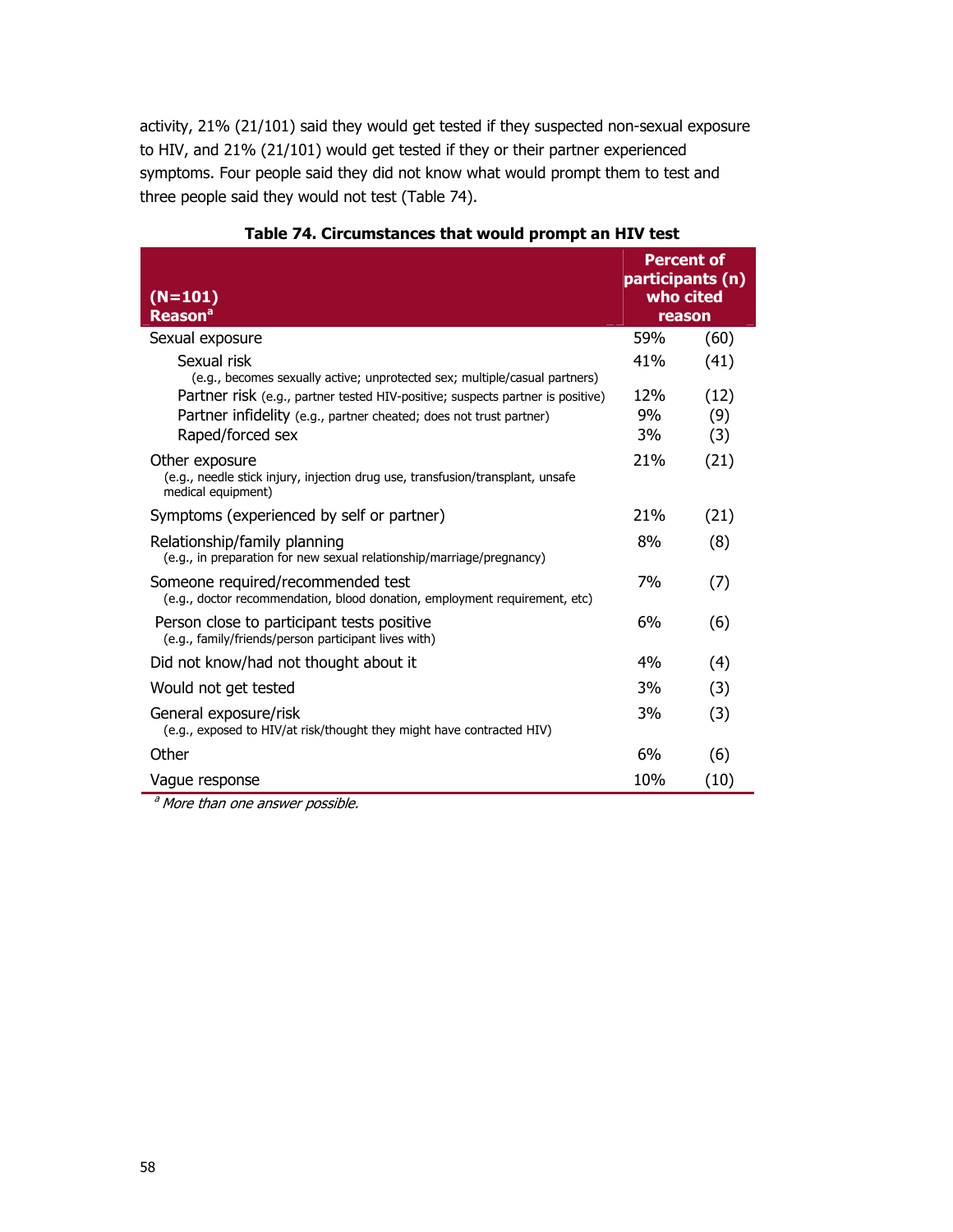activity, 21% (21/101) said they would get tested if they suspected non-sexual exposure to HIV, and 21% (21/101) would get tested if they or their partner experienced symptoms. Four people said they did not know what would prompt them to test and three people said they would not test (Table 74).

**Table 74. Circumstances that would prompt an HIV test**

| (N=101) Reason[a] | Percent of participants (n) who cited reason | |
|---|---|---|
| Sexual exposure | 59% | (60) |
| Sexual risk (e.g., becomes sexually active; unprotected sex; multiple/casual partners) | 41% | (41) |
| Partner risk (e.g., partner tested HIV-positive; suspects partner is positive) | 12% | (12) |
| Partner infidelity (e.g., partner cheated; does not trust partner) | 9% | (9) |
| Raped/forced sex | 3% | (3) |
| Other exposure (e.g., needle stick injury, injection drug use, transfusion/transplant, unsafe medical equipment) | 21% | (21) |
| Symptoms (experienced by self or partner) | 21% | (21) |
| Relationship/family planning (e.g., in preparation for new sexual relationship/marriage/pregnancy) | 8% | (8) |
| Someone required/recommended test (e.g., doctor recommendation, blood donation, employment requirement, etc) | 7% | (7) |
| Person close to participant tests positive (e.g., family/friends/person participant lives with) | 6% | (6) |
| Did not know/had not thought about it | 4% | (4) |
| Would not get tested | 3% | (3) |
| General exposure/risk (e.g., exposed to HIV/at risk/thought they might have contracted HIV) | 3% | (3) |
| Other | 6% | (6) |
| Vague response | 10% | (10) |

[a] *More than one answer possible.*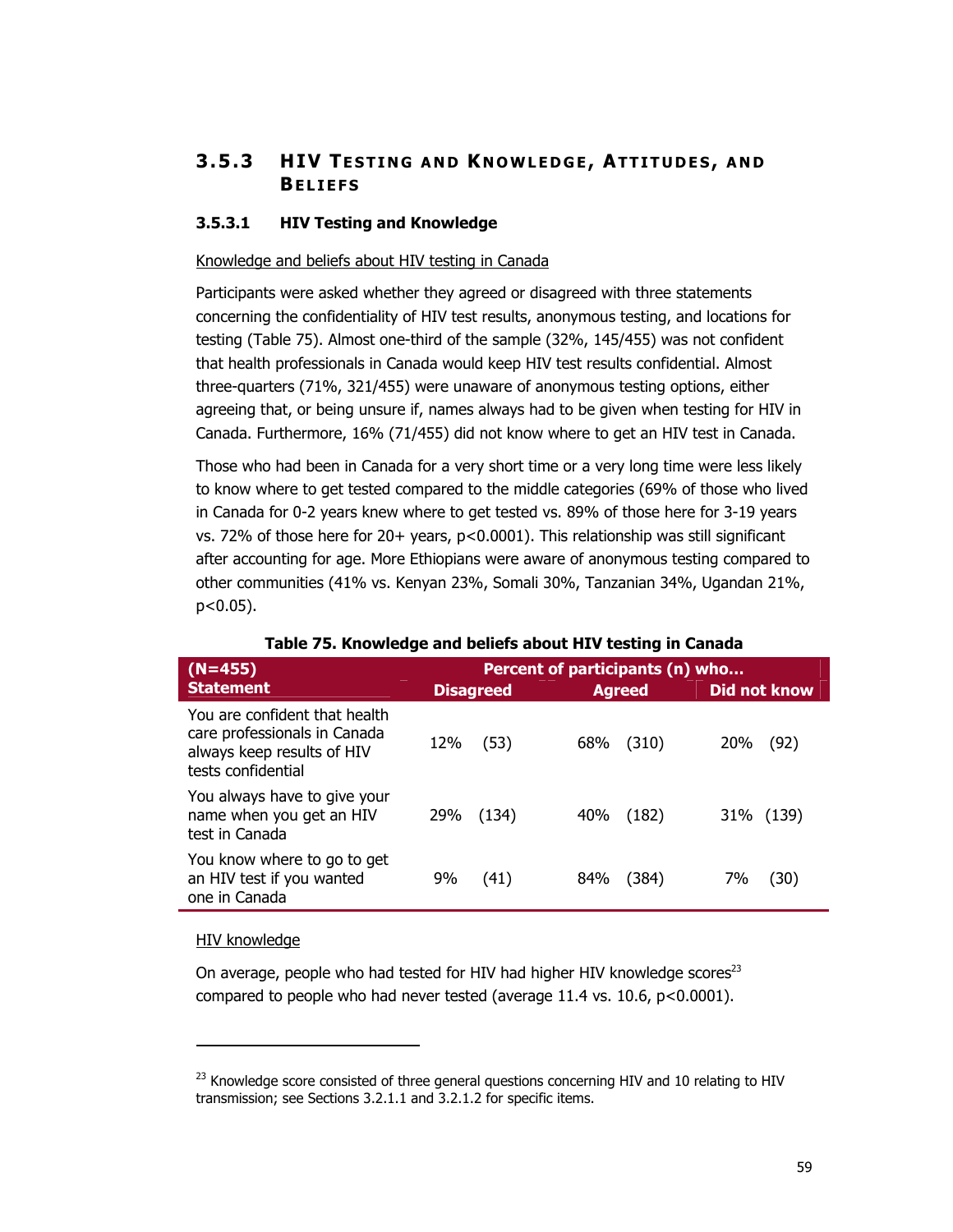### 3.5.3 HIV Testing and Knowledge, Attitudes, and Beliefs

#### 3.5.3.1 HIV Testing and Knowledge

Knowledge and beliefs about HIV testing in Canada

Participants were asked whether they agreed or disagreed with three statements concerning the confidentiality of HIV test results, anonymous testing, and locations for testing (Table 75). Almost one-third of the sample (32%, 145/455) was not confident that health professionals in Canada would keep HIV test results confidential. Almost three-quarters (71%, 321/455) were unaware of anonymous testing options, either agreeing that, or being unsure if, names always had to be given when testing for HIV in Canada. Furthermore, 16% (71/455) did not know where to get an HIV test in Canada.

Those who had been in Canada for a very short time or a very long time were less likely to know where to get tested compared to the middle categories (69% of those who lived in Canada for 0-2 years knew where to get tested vs. 89% of those here for 3-19 years vs. 72% of those here for 20+ years, $p<0.0001$). This relationship was still significant after accounting for age. More Ethiopians were aware of anonymous testing compared to other communities (41% vs. Kenyan 23%, Somali 30%, Tanzanian 34%, Ugandan 21%, $p<0.05$).

**Table 75. Knowledge and beliefs about HIV testing in Canada**

| (N=455) Statement | Percent of participants (n) who... Disagreed | Agreed | Did not know |
|---|---|---|---|
| You are confident that health care professionals in Canada always keep results of HIV tests confidential | 12% (53) | 68% (310) | 20% (92) |
| You always have to give your name when you get an HIV test in Canada | 29% (134) | 40% (182) | 31% (139) |
| You know where to go to get an HIV test if you wanted one in Canada | 9% (41) | 84% (384) | 7% (30) |

HIV knowledge

On average, people who had tested for HIV had higher HIV knowledge scores[23] compared to people who had never tested (average 11.4 vs. 10.6, $p<0.0001$).

[23] Knowledge score consisted of three general questions concerning HIV and 10 relating to HIV transmission; see Sections 3.2.1.1 and 3.2.1.2 for specific items.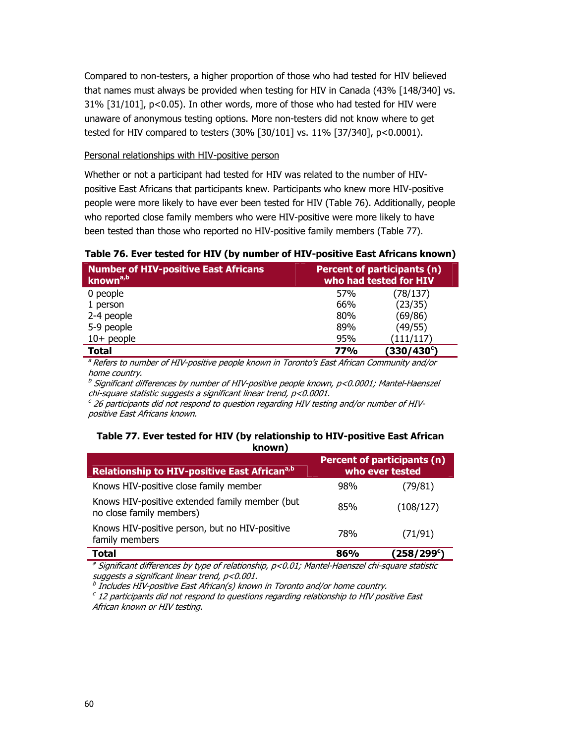Compared to non-testers, a higher proportion of those who had tested for HIV believed that names must always be provided when testing for HIV in Canada (43% [148/340] vs. 31% [31/101], $p<0.05$). In other words, more of those who had tested for HIV were unaware of anonymous testing options. More non-testers did not know where to get tested for HIV compared to testers (30% [30/101] vs. 11% [37/340], $p<0.0001$).

Personal relationships with HIV-positive person

Whether or not a participant had tested for HIV was related to the number of HIV-positive East Africans that participants knew. Participants who knew more HIV-positive people were more likely to have ever been tested for HIV (Table 76). Additionally, people who reported close family members who were HIV-positive were more likely to have been tested than those who reported no HIV-positive family members (Table 77).

**Table 76. Ever tested for HIV (by number of HIV-positive East Africans known)**

| Number of HIV-positive East Africans known[a,b] | Percent of participants (n) who had tested for HIV | |
|---|---|---|
| 0 people | 57% | (78/137) |
| 1 person | 66% | (23/35) |
| 2-4 people | 80% | (69/86) |
| 5-9 people | 89% | (49/55) |
| 10+ people | 95% | (111/117) |
| **Total** | **77%** | **(330/430[c])** |

*[a] Refers to number of HIV-positive people known in Toronto's East African Community and/or home country.*
*[b] Significant differences by number of HIV-positive people known, $p<0.0001$; Mantel-Haenszel chi-square statistic suggests a significant linear trend, $p<0.0001$.*
*[c] 26 participants did not respond to question regarding HIV testing and/or number of HIV-positive East Africans known.*

**Table 77. Ever tested for HIV (by relationship to HIV-positive East African known)**

| Relationship to HIV-positive East African[a,b] | Percent of participants (n) who ever tested | |
|---|---|---|
| Knows HIV-positive close family member | 98% | (79/81) |
| Knows HIV-positive extended family member (but no close family members) | 85% | (108/127) |
| Knows HIV-positive person, but no HIV-positive family members | 78% | (71/91) |
| **Total** | **86%** | **(258/299[c])** |

*[a] Significant differences by type of relationship, $p<0.01$; Mantel-Haenszel chi-square statistic suggests a significant linear trend, $p<0.001$.*
*[b] Includes HIV-positive East African(s) known in Toronto and/or home country.*
*[c] 12 participants did not respond to questions regarding relationship to HIV positive East African known or HIV testing.*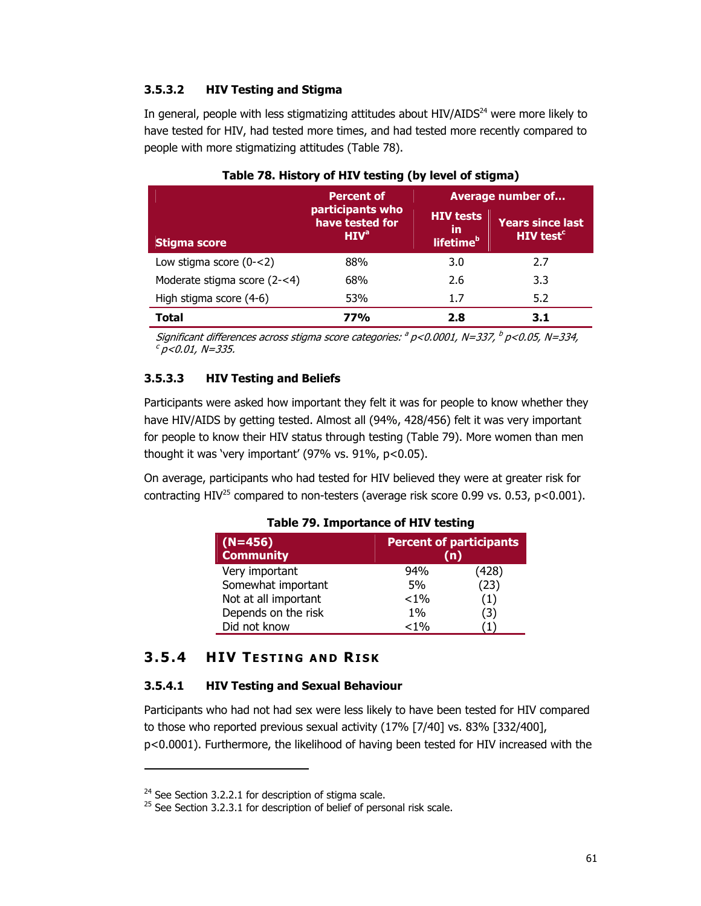#### 3.5.3.2 HIV Testing and Stigma

In general, people with less stigmatizing attitudes about HIV/AIDS[24] were more likely to have tested for HIV, had tested more times, and had tested more recently compared to people with more stigmatizing attitudes (Table 78).

**Table 78. History of HIV testing (by level of stigma)**

| Stigma score | Percent of participants who have tested for HIV[a] | Average number of… | |
|---|---|---|---|
| | | HIV tests in lifetime[b] | Years since last HIV test[c] |
| Low stigma score (0-<2) | 88% | 3.0 | 2.7 |
| Moderate stigma score (2-<4) | 68% | 2.6 | 3.3 |
| High stigma score (4-6) | 53% | 1.7 | 5.2 |
| **Total** | **77%** | **2.8** | **3.1** |

*Significant differences across stigma score categories: [a] $p<0.0001$, N=337, [b] $p<0.05$, N=334, [c] $p<0.01$, N=335.*

#### 3.5.3.3 HIV Testing and Beliefs

Participants were asked how important they felt it was for people to know whether they have HIV/AIDS by getting tested. Almost all (94%, 428/456) felt it was very important for people to know their HIV status through testing (Table 79). More women than men thought it was 'very important' (97% vs. 91%, $p<0.05$).

On average, participants who had tested for HIV believed they were at greater risk for contracting HIV[25] compared to non-testers (average risk score 0.99 vs. 0.53, $p<0.001$).

**Table 79. Importance of HIV testing**

| (N=456) Community | Percent of participants (n) | |
|---|---|---|
| Very important | 94% | (428) |
| Somewhat important | 5% | (23) |
| Not at all important | <1% | (1) |
| Depends on the risk | 1% | (3) |
| Did not know | <1% | (1) |

### 3.5.4 HIV Testing and Risk

#### 3.5.4.1 HIV Testing and Sexual Behaviour

Participants who had not had sex were less likely to have been tested for HIV compared to those who reported previous sexual activity (17% [7/40] vs. 83% [332/400], $p<0.0001$). Furthermore, the likelihood of having been tested for HIV increased with the

---

[24] See Section 3.2.2.1 for description of stigma scale.

[25] See Section 3.2.3.1 for description of belief of personal risk scale.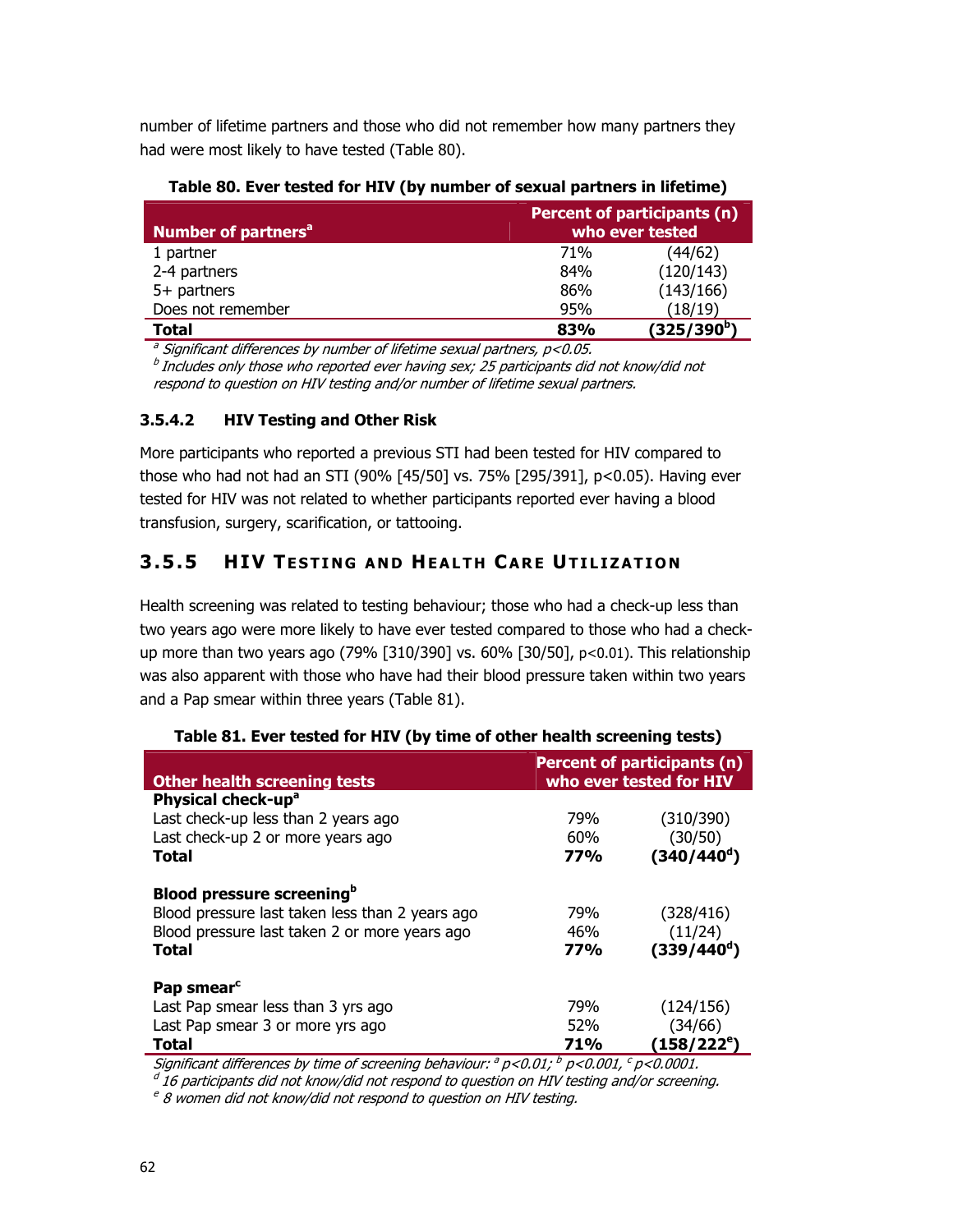number of lifetime partners and those who did not remember how many partners they had were most likely to have tested (Table 80).

**Table 80. Ever tested for HIV (by number of sexual partners in lifetime)**

| Number of partners[a] | Percent of participants (n) who ever tested | |
|---|---|---|
| 1 partner | 71% | (44/62) |
| 2-4 partners | 84% | (120/143) |
| 5+ partners | 86% | (143/166) |
| Does not remember | 95% | (18/19) |
| **Total** | **83%** | **(325/390[b])** |

*[a] Significant differences by number of lifetime sexual partners, $p<0.05$.*
*[b] Includes only those who reported ever having sex; 25 participants did not know/did not respond to question on HIV testing and/or number of lifetime sexual partners.*

#### 3.5.4.2 HIV Testing and Other Risk

More participants who reported a previous STI had been tested for HIV compared to those who had not had an STI (90% [45/50] vs. 75% [295/391], $p<0.05$). Having ever tested for HIV was not related to whether participants reported ever having a blood transfusion, surgery, scarification, or tattooing.

### 3.5.5 HIV Testing and Health Care Utilization

Health screening was related to testing behaviour; those who had a check-up less than two years ago were more likely to have ever tested compared to those who had a check-up more than two years ago (79% [310/390] vs. 60% [30/50], $p<0.01$). This relationship was also apparent with those who have had their blood pressure taken within two years and a Pap smear within three years (Table 81).

**Table 81. Ever tested for HIV (by time of other health screening tests)**

| Other health screening tests | Percent of participants (n) who ever tested for HIV | |
|---|---|---|
| **Physical check-up[a]** | | |
| Last check-up less than 2 years ago | 79% | (310/390) |
| Last check-up 2 or more years ago | 60% | (30/50) |
| **Total** | **77%** | **(340/440[d])** |
| **Blood pressure screening[b]** | | |
| Blood pressure last taken less than 2 years ago | 79% | (328/416) |
| Blood pressure last taken 2 or more years ago | 46% | (11/24) |
| **Total** | **77%** | **(339/440[d])** |
| **Pap smear[c]** | | |
| Last Pap smear less than 3 yrs ago | 79% | (124/156) |
| Last Pap smear 3 or more yrs ago | 52% | (34/66) |
| **Total** | **71%** | **(158/222[e])** |

*Significant differences by time of screening behaviour: [a] $p<0.01$; [b] $p<0.001$, [c] $p<0.0001$.*
*[d] 16 participants did not know/did not respond to question on HIV testing and/or screening.*
*[e] 8 women did not know/did not respond to question on HIV testing.*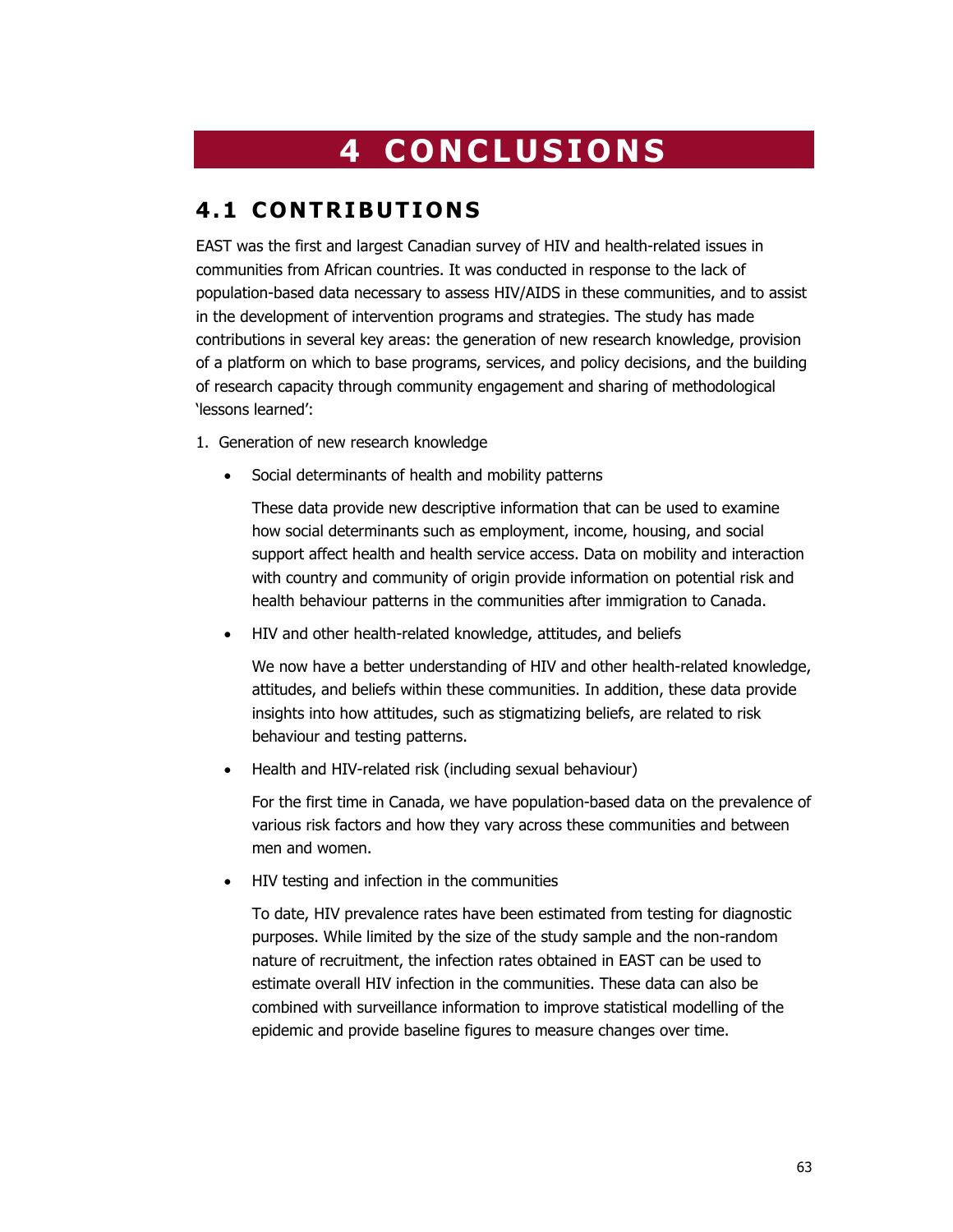# 4 CONCLUSIONS

## 4.1 CONTRIBUTIONS

EAST was the first and largest Canadian survey of HIV and health-related issues in communities from African countries. It was conducted in response to the lack of population-based data necessary to assess HIV/AIDS in these communities, and to assist in the development of intervention programs and strategies. The study has made contributions in several key areas: the generation of new research knowledge, provision of a platform on which to base programs, services, and policy decisions, and the building of research capacity through community engagement and sharing of methodological 'lessons learned':

1. Generation of new research knowledge

   - Social determinants of health and mobility patterns

     These data provide new descriptive information that can be used to examine how social determinants such as employment, income, housing, and social support affect health and health service access. Data on mobility and interaction with country and community of origin provide information on potential risk and health behaviour patterns in the communities after immigration to Canada.

   - HIV and other health-related knowledge, attitudes, and beliefs

     We now have a better understanding of HIV and other health-related knowledge, attitudes, and beliefs within these communities. In addition, these data provide insights into how attitudes, such as stigmatizing beliefs, are related to risk behaviour and testing patterns.

   - Health and HIV-related risk (including sexual behaviour)

     For the first time in Canada, we have population-based data on the prevalence of various risk factors and how they vary across these communities and between men and women.

   - HIV testing and infection in the communities

     To date, HIV prevalence rates have been estimated from testing for diagnostic purposes. While limited by the size of the study sample and the non-random nature of recruitment, the infection rates obtained in EAST can be used to estimate overall HIV infection in the communities. These data can also be combined with surveillance information to improve statistical modelling of the epidemic and provide baseline figures to measure changes over time.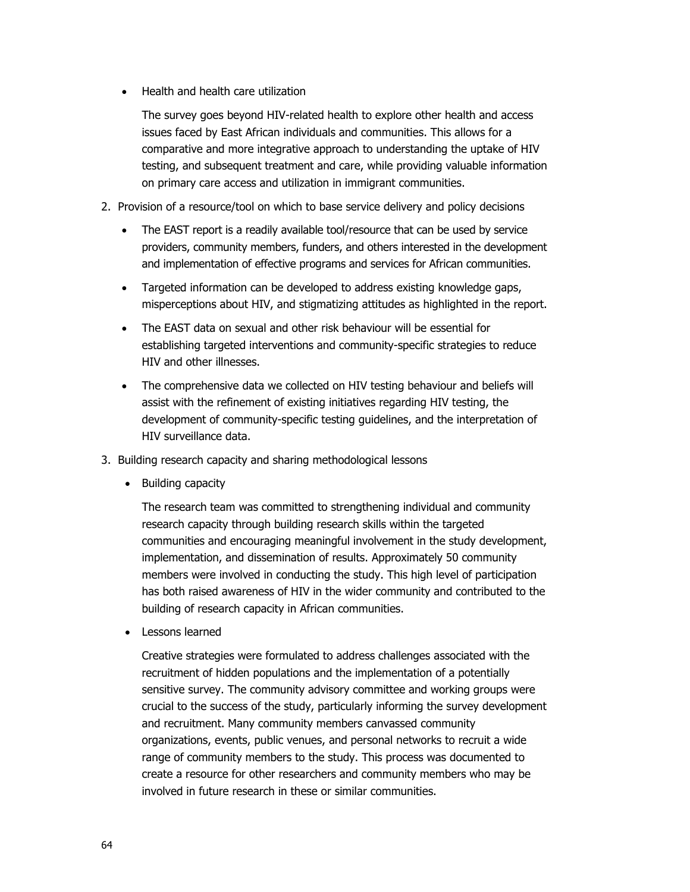- Health and health care utilization

  The survey goes beyond HIV-related health to explore other health and access issues faced by East African individuals and communities. This allows for a comparative and more integrative approach to understanding the uptake of HIV testing, and subsequent treatment and care, while providing valuable information on primary care access and utilization in immigrant communities.

2. Provision of a resource/tool on which to base service delivery and policy decisions

   - The EAST report is a readily available tool/resource that can be used by service providers, community members, funders, and others interested in the development and implementation of effective programs and services for African communities.
   - Targeted information can be developed to address existing knowledge gaps, misperceptions about HIV, and stigmatizing attitudes as highlighted in the report.
   - The EAST data on sexual and other risk behaviour will be essential for establishing targeted interventions and community-specific strategies to reduce HIV and other illnesses.
   - The comprehensive data we collected on HIV testing behaviour and beliefs will assist with the refinement of existing initiatives regarding HIV testing, the development of community-specific testing guidelines, and the interpretation of HIV surveillance data.

3. Building research capacity and sharing methodological lessons

   - Building capacity

     The research team was committed to strengthening individual and community research capacity through building research skills within the targeted communities and encouraging meaningful involvement in the study development, implementation, and dissemination of results. Approximately 50 community members were involved in conducting the study. This high level of participation has both raised awareness of HIV in the wider community and contributed to the building of research capacity in African communities.

   - Lessons learned

     Creative strategies were formulated to address challenges associated with the recruitment of hidden populations and the implementation of a potentially sensitive survey. The community advisory committee and working groups were crucial to the success of the study, particularly informing the survey development and recruitment. Many community members canvassed community organizations, events, public venues, and personal networks to recruit a wide range of community members to the study. This process was documented to create a resource for other researchers and community members who may be involved in future research in these or similar communities.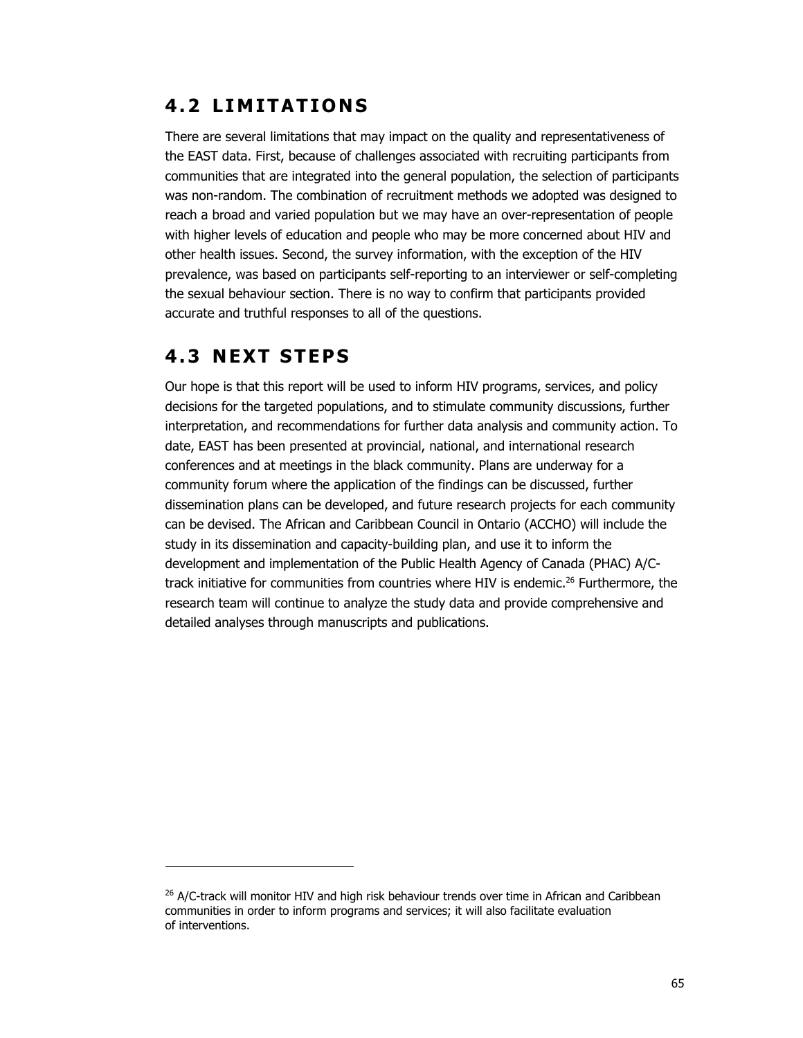## 4.2 LIMITATIONS

There are several limitations that may impact on the quality and representativeness of the EAST data. First, because of challenges associated with recruiting participants from communities that are integrated into the general population, the selection of participants was non-random. The combination of recruitment methods we adopted was designed to reach a broad and varied population but we may have an over-representation of people with higher levels of education and people who may be more concerned about HIV and other health issues. Second, the survey information, with the exception of the HIV prevalence, was based on participants self-reporting to an interviewer or self-completing the sexual behaviour section. There is no way to confirm that participants provided accurate and truthful responses to all of the questions.

## 4.3 NEXT STEPS

Our hope is that this report will be used to inform HIV programs, services, and policy decisions for the targeted populations, and to stimulate community discussions, further interpretation, and recommendations for further data analysis and community action. To date, EAST has been presented at provincial, national, and international research conferences and at meetings in the black community. Plans are underway for a community forum where the application of the findings can be discussed, further dissemination plans can be developed, and future research projects for each community can be devised. The African and Caribbean Council in Ontario (ACCHO) will include the study in its dissemination and capacity-building plan, and use it to inform the development and implementation of the Public Health Agency of Canada (PHAC) A/C-track initiative for communities from countries where HIV is endemic.[26] Furthermore, the research team will continue to analyze the study data and provide comprehensive and detailed analyses through manuscripts and publications.

---

[26] A/C-track will monitor HIV and high risk behaviour trends over time in African and Caribbean communities in order to inform programs and services; it will also facilitate evaluation of interventions.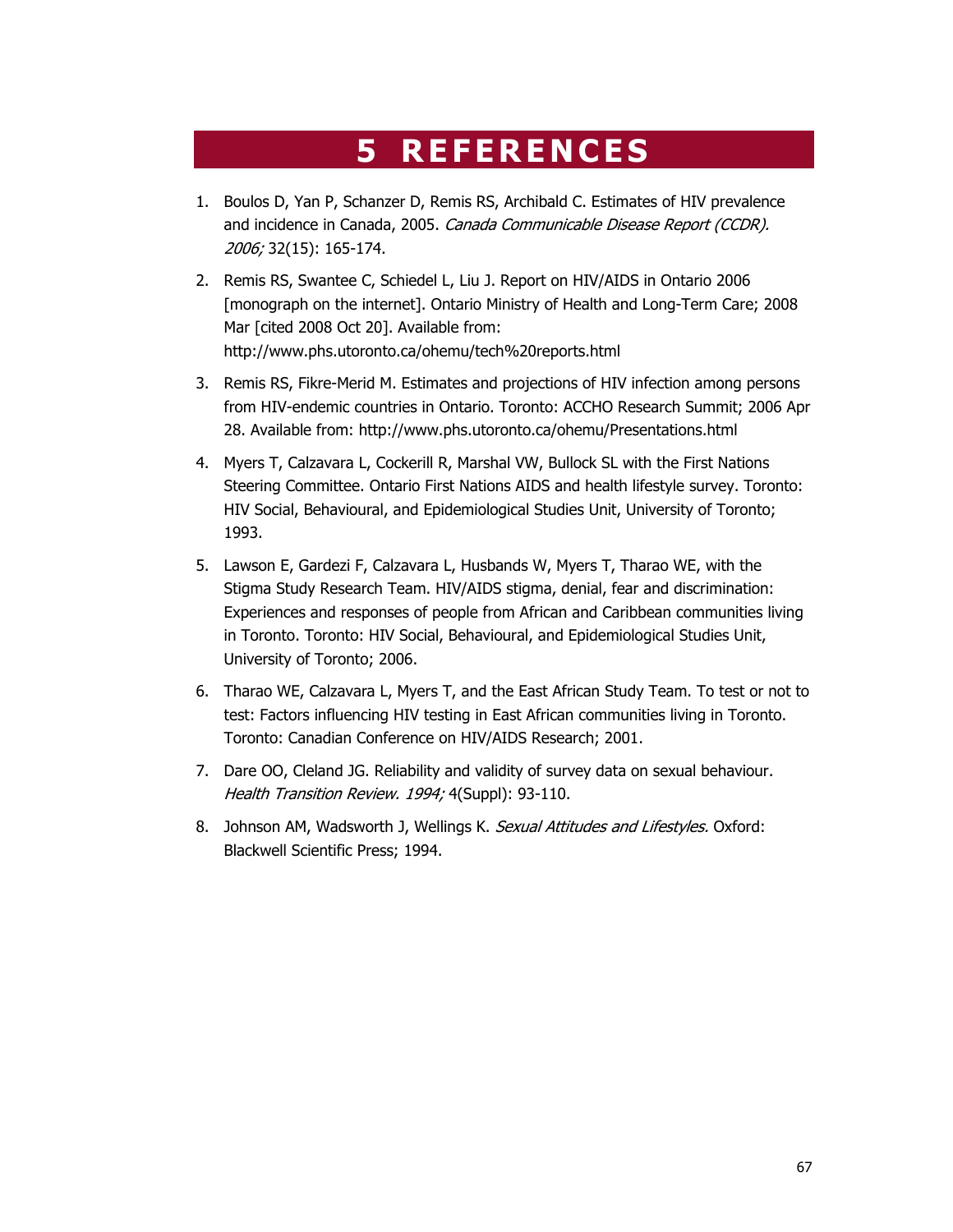# 5 REFERENCES

1. Boulos D, Yan P, Schanzer D, Remis RS, Archibald C. Estimates of HIV prevalence and incidence in Canada, 2005. *Canada Communicable Disease Report (CCDR). 2006;* 32(15): 165-174.

2. Remis RS, Swantee C, Schiedel L, Liu J. Report on HIV/AIDS in Ontario 2006 [monograph on the internet]. Ontario Ministry of Health and Long-Term Care; 2008 Mar [cited 2008 Oct 20]. Available from: http://www.phs.utoronto.ca/ohemu/tech%20reports.html

3. Remis RS, Fikre-Merid M. Estimates and projections of HIV infection among persons from HIV-endemic countries in Ontario. Toronto: ACCHO Research Summit; 2006 Apr 28. Available from: http://www.phs.utoronto.ca/ohemu/Presentations.html

4. Myers T, Calzavara L, Cockerill R, Marshal VW, Bullock SL with the First Nations Steering Committee. Ontario First Nations AIDS and health lifestyle survey. Toronto: HIV Social, Behavioural, and Epidemiological Studies Unit, University of Toronto; 1993.

5. Lawson E, Gardezi F, Calzavara L, Husbands W, Myers T, Tharao WE, with the Stigma Study Research Team. HIV/AIDS stigma, denial, fear and discrimination: Experiences and responses of people from African and Caribbean communities living in Toronto. Toronto: HIV Social, Behavioural, and Epidemiological Studies Unit, University of Toronto; 2006.

6. Tharao WE, Calzavara L, Myers T, and the East African Study Team. To test or not to test: Factors influencing HIV testing in East African communities living in Toronto. Toronto: Canadian Conference on HIV/AIDS Research; 2001.

7. Dare OO, Cleland JG. Reliability and validity of survey data on sexual behaviour. *Health Transition Review. 1994;* 4(Suppl): 93-110.

8. Johnson AM, Wadsworth J, Wellings K. *Sexual Attitudes and Lifestyles.* Oxford: Blackwell Scientific Press; 1994.